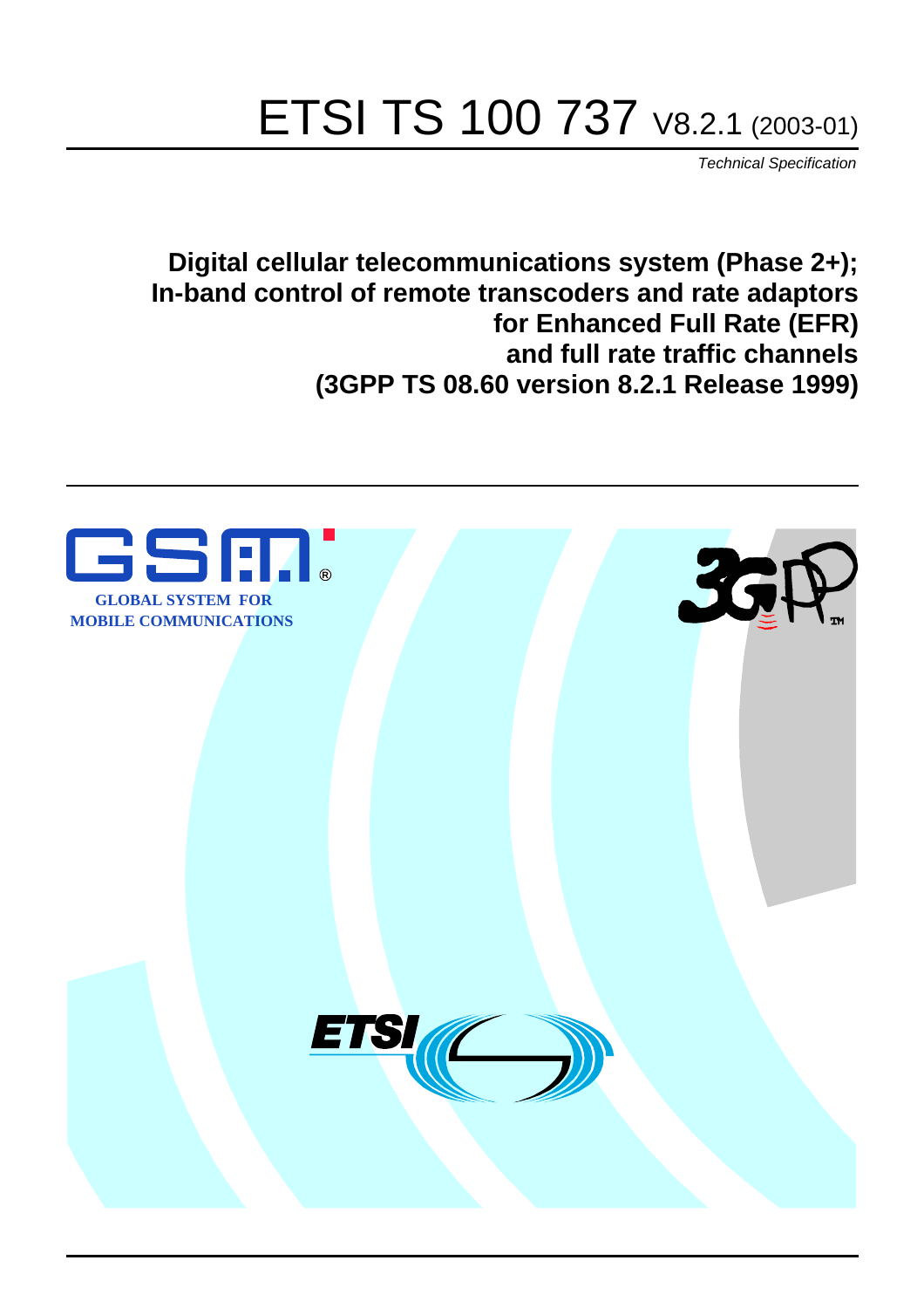# ETSI TS 100 737 V8.2.1 (2003-01)

*Technical Specification*

**Digital cellular telecommunications system (Phase 2+); In-band control of remote transcoders and rate adaptors for Enhanced Full Rate (EFR) and full rate traffic channels (3GPP TS 08.60 version 8.2.1 Release 1999)**

GLOBAL SYSTEM FOR MOBILE COMMUNICATIONS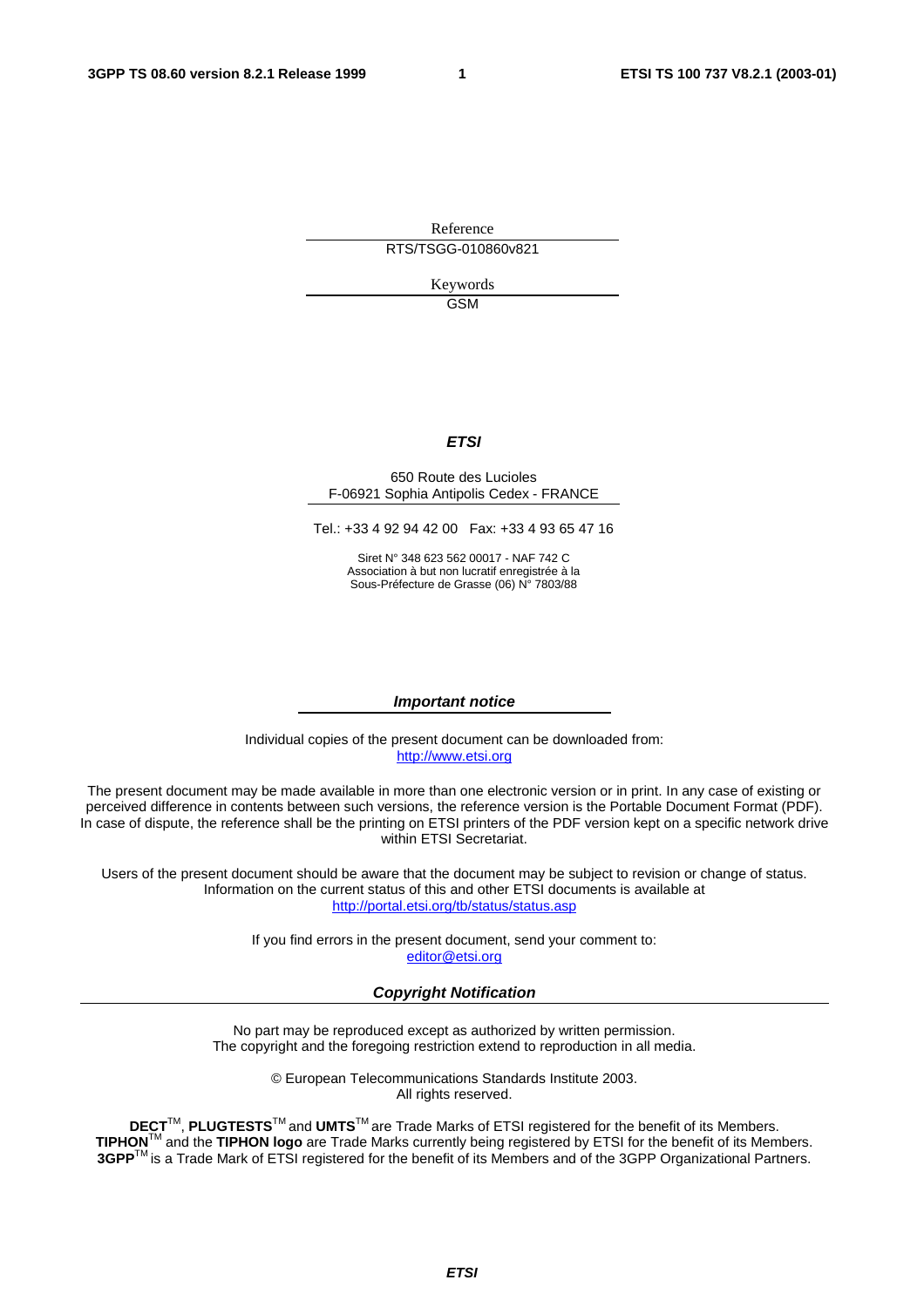Reference

RTS/TSGG-010860v821

Keywords

GSM

***ETSI***

650 Route des Lucioles
F-06921 Sophia Antipolis Cedex - FRANCE

Tel.: +33 4 92 94 42 00 Fax: +33 4 93 65 47 16

Siret N° 348 623 562 00017 - NAF 742 C
Association à but non lucratif enregistrée à la
Sous-Préfecture de Grasse (06) N° 7803/88

***Important notice***

Individual copies of the present document can be downloaded from:
http://www.etsi.org

The present document may be made available in more than one electronic version or in print. In any case of existing or perceived difference in contents between such versions, the reference version is the Portable Document Format (PDF). In case of dispute, the reference shall be the printing on ETSI printers of the PDF version kept on a specific network drive within ETSI Secretariat.

Users of the present document should be aware that the document may be subject to revision or change of status. Information on the current status of this and other ETSI documents is available at
http://portal.etsi.org/tb/status/status.asp

If you find errors in the present document, send your comment to:
editor@etsi.org

***Copyright Notification***

No part may be reproduced except as authorized by written permission.
The copyright and the foregoing restriction extend to reproduction in all media.

© European Telecommunications Standards Institute 2003.
All rights reserved.

**DECT**™, **PLUGTESTS**™ and **UMTS**™ are Trade Marks of ETSI registered for the benefit of its Members.
**TIPHON**™ and the **TIPHON logo** are Trade Marks currently being registered by ETSI for the benefit of its Members.
**3GPP**™ is a Trade Mark of ETSI registered for the benefit of its Members and of the 3GPP Organizational Partners.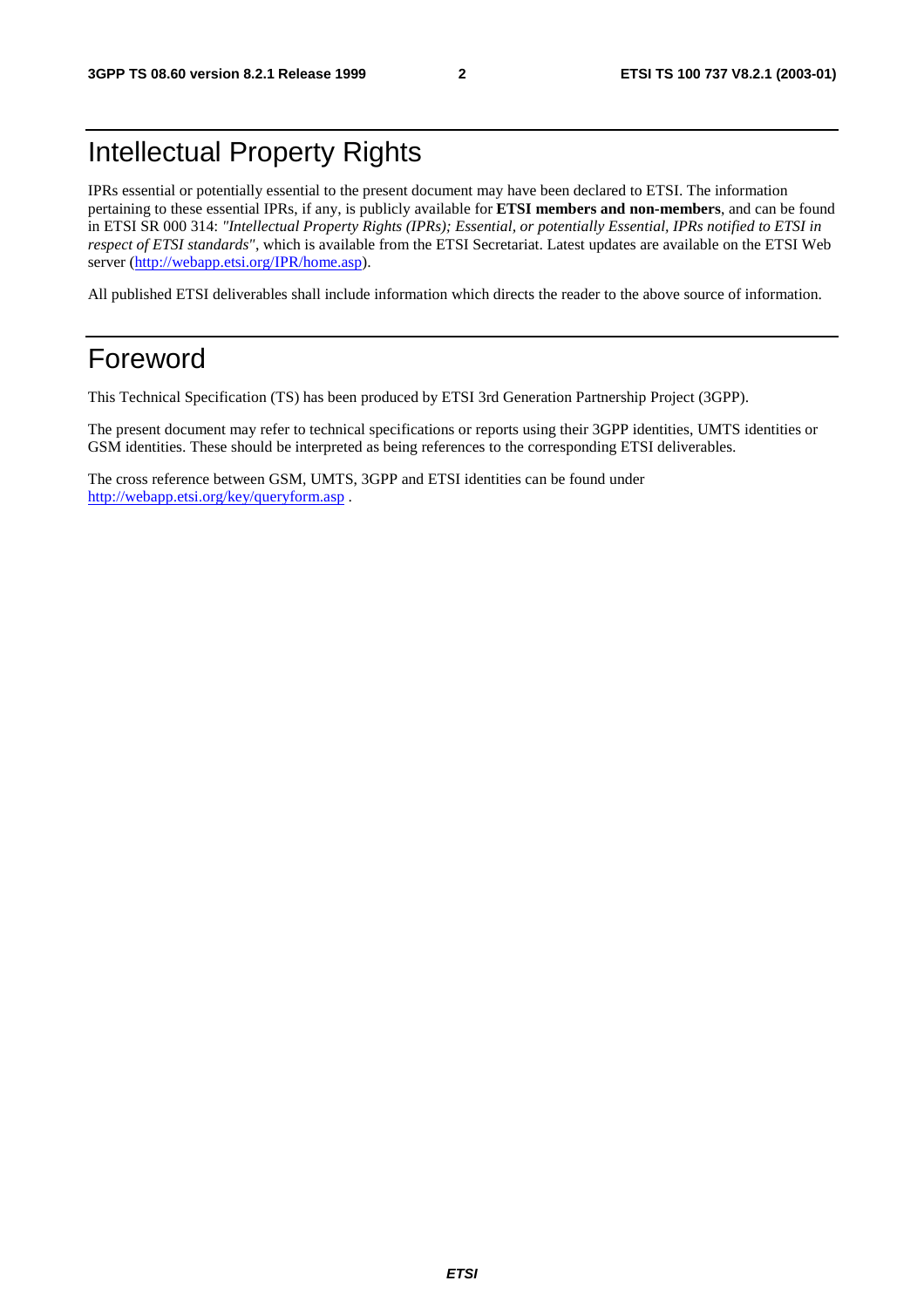# Intellectual Property Rights

IPRs essential or potentially essential to the present document may have been declared to ETSI. The information pertaining to these essential IPRs, if any, is publicly available for **ETSI members and non-members**, and can be found in ETSI SR 000 314: *"Intellectual Property Rights (IPRs); Essential, or potentially Essential, IPRs notified to ETSI in respect of ETSI standards"*, which is available from the ETSI Secretariat. Latest updates are available on the ETSI Web server (http://webapp.etsi.org/IPR/home.asp).

All published ETSI deliverables shall include information which directs the reader to the above source of information.

# Foreword

This Technical Specification (TS) has been produced by ETSI 3rd Generation Partnership Project (3GPP).

The present document may refer to technical specifications or reports using their 3GPP identities, UMTS identities or GSM identities. These should be interpreted as being references to the corresponding ETSI deliverables.

The cross reference between GSM, UMTS, 3GPP and ETSI identities can be found under http://webapp.etsi.org/key/queryform.asp .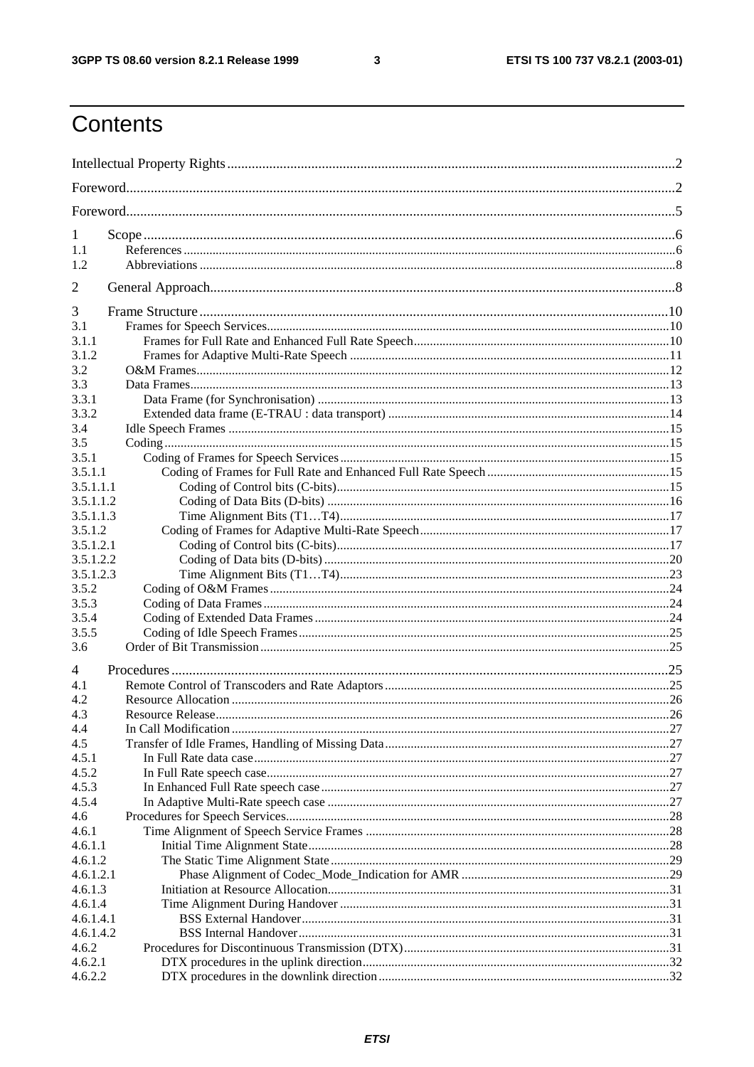# Contents

Intellectual Property Rights ....................................................................................................................................2

Foreword..................................................................................................................................................................2

Foreword..................................................................................................................................................................5

1 Scope ....................................................................................................................................................................6
1.1 References ..........................................................................................................................................................6
1.2 Abbreviations .....................................................................................................................................................8

2 General Approach.................................................................................................................................................8

3 Frame Structure ..................................................................................................................................................10
3.1 Frames for Speech Services..............................................................................................................................10
3.1.1 Frames for Full Rate and Enhanced Full Rate Speech...................................................................................10
3.1.2 Frames for Adaptive Multi-Rate Speech .......................................................................................................11
3.2 O&M Frames.....................................................................................................................................................12
3.3 Data Frames.......................................................................................................................................................13
3.3.1 Data Frame (for Synchronisation) .................................................................................................................13
3.3.2 Extended data frame (E-TRAU : data transport) ...........................................................................................14
3.4 Idle Speech Frames ...........................................................................................................................................15
3.5 Coding...............................................................................................................................................................15
3.5.1 Coding of Frames for Speech Services..........................................................................................................15
3.5.1.1 Coding of Frames for Full Rate and Enhanced Full Rate Speech ...............................................................15
3.5.1.1.1 Coding of Control bits (C-bits).................................................................................................................15
3.5.1.1.2 Coding of Data Bits (D-bits) ....................................................................................................................16
3.5.1.1.3 Time Alignment Bits (T1…T4)................................................................................................................17
3.5.1.2 Coding of Frames for Adaptive Multi-Rate Speech...................................................................................17
3.5.1.2.1 Coding of Control bits (C-bits).................................................................................................................17
3.5.1.2.2 Coding of Data bits (D-bits) .....................................................................................................................20
3.5.1.2.3 Time Alignment Bits (T1…T4)................................................................................................................23
3.5.2 Coding of O&M Frames................................................................................................................................24
3.5.3 Coding of Data Frames..................................................................................................................................24
3.5.4 Coding of Extended Data Frames..................................................................................................................24
3.5.5 Coding of Idle Speech Frames.......................................................................................................................25
3.6 Order of Bit Transmission.................................................................................................................................25

4 Procedures...........................................................................................................................................................25
4.1 Remote Control of Transcoders and Rate Adaptors..........................................................................................25
4.2 Resource Allocation ..........................................................................................................................................26
4.3 Resource Release...............................................................................................................................................26
4.4 In Call Modification ..........................................................................................................................................27
4.5 Transfer of Idle Frames, Handling of Missing Data..........................................................................................27
4.5.1 In Full Rate data case.....................................................................................................................................27
4.5.2 In Full Rate speech case.................................................................................................................................27
4.5.3 In Enhanced Full Rate speech case................................................................................................................27
4.5.4 In Adaptive Multi-Rate speech case ..............................................................................................................27
4.6 Procedures for Speech Services.........................................................................................................................28
4.6.1 Time Alignment of Speech Service Frames ...................................................................................................28
4.6.1.1 Initial Time Alignment State.......................................................................................................................28
4.6.1.2 The Static Time Alignment State................................................................................................................29
4.6.1.2.1 Phase Alignment of Codec_Mode_Indication for AMR ..........................................................................29
4.6.1.3 Initiation at Resource Allocation.................................................................................................................31
4.6.1.4 Time Alignment During Handover .............................................................................................................31
4.6.1.4.1 BSS External Handover............................................................................................................................31
4.6.1.4.2 BSS Internal Handover.............................................................................................................................31
4.6.2 Procedures for Discontinuous Transmission (DTX)......................................................................................31
4.6.2.1 DTX procedures in the uplink direction......................................................................................................32
4.6.2.2 DTX procedures in the downlink direction..................................................................................................32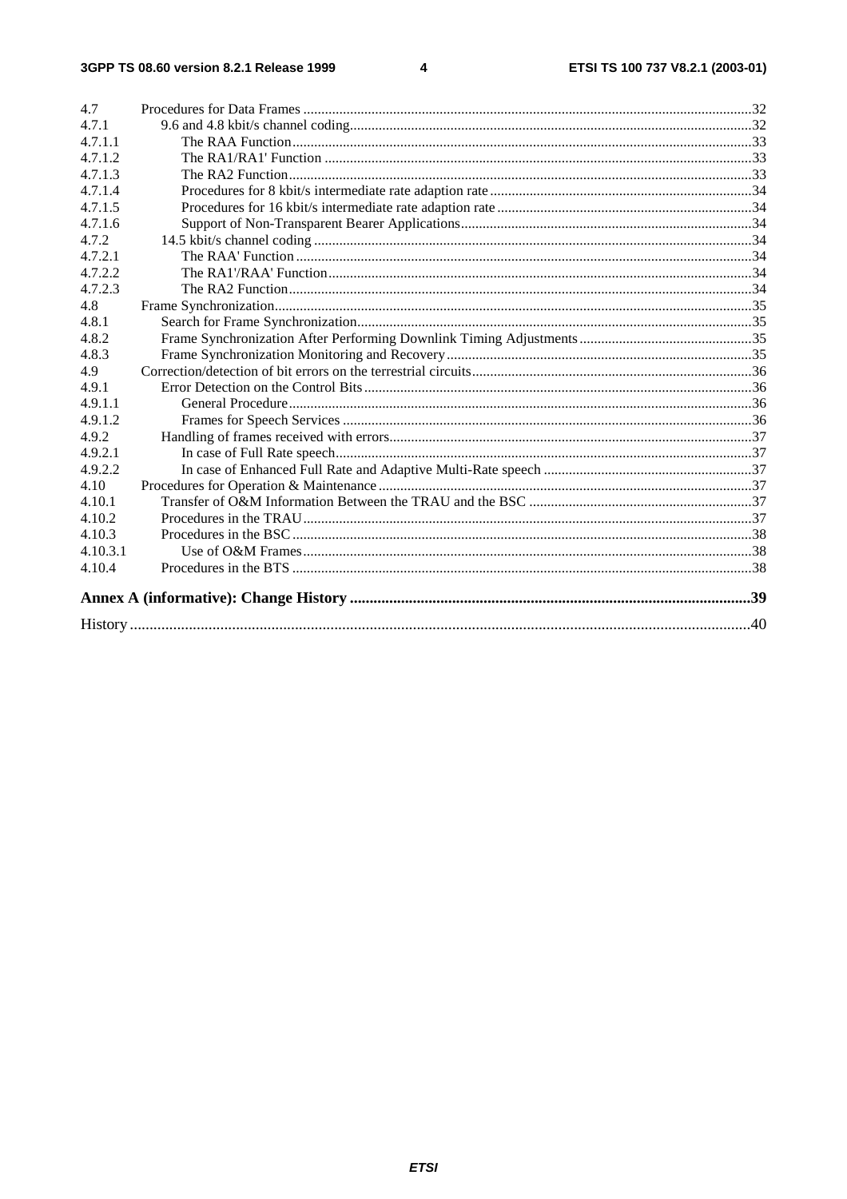4.7 Procedures for Data Frames ............................................................................................................................32
4.7.1 9.6 and 4.8 kbit/s channel coding...............................................................................................................32
4.7.1.1 The RAA Function...............................................................................................................................33
4.7.1.2 The RA1/RA1' Function ......................................................................................................................33
4.7.1.3 The RA2 Function................................................................................................................................33
4.7.1.4 Procedures for 8 kbit/s intermediate rate adaption rate ........................................................................34
4.7.1.5 Procedures for 16 kbit/s intermediate rate adaption rate ......................................................................34
4.7.1.6 Support of Non-Transparent Bearer Applications................................................................................34
4.7.2 14.5 kbit/s channel coding .........................................................................................................................34
4.7.2.1 The RAA' Function .............................................................................................................................34
4.7.2.2 The RA1'/RAA' Function.....................................................................................................................34
4.7.2.3 The RA2 Function................................................................................................................................34
4.8 Frame Synchronization....................................................................................................................................35
4.8.1 Search for Frame Synchronization.............................................................................................................35
4.8.2 Frame Synchronization After Performing Downlink Timing Adjustments ................................................35
4.8.3 Frame Synchronization Monitoring and Recovery.....................................................................................35
4.9 Correction/detection of bit errors on the terrestrial circuits.............................................................................36
4.9.1 Error Detection on the Control Bits ...........................................................................................................36
4.9.1.1 General Procedure................................................................................................................................36
4.9.1.2 Frames for Speech Services .................................................................................................................36
4.9.2 Handling of frames received with errors....................................................................................................37
4.9.2.1 In case of Full Rate speech...................................................................................................................37
4.9.2.2 In case of Enhanced Full Rate and Adaptive Multi-Rate speech .........................................................37
4.10 Procedures for Operation & Maintenance .......................................................................................................37
4.10.1 Transfer of O&M Information Between the TRAU and the BSC .............................................................37
4.10.2 Procedures in the TRAU............................................................................................................................37
4.10.3 Procedures in the BSC ...............................................................................................................................38
4.10.3.1 Use of O&M Frames............................................................................................................................38
4.10.4 Procedures in the BTS ...............................................................................................................................38

**Annex A (informative): Change History ....................................................................................................39**

History ............................................................................................................................................................40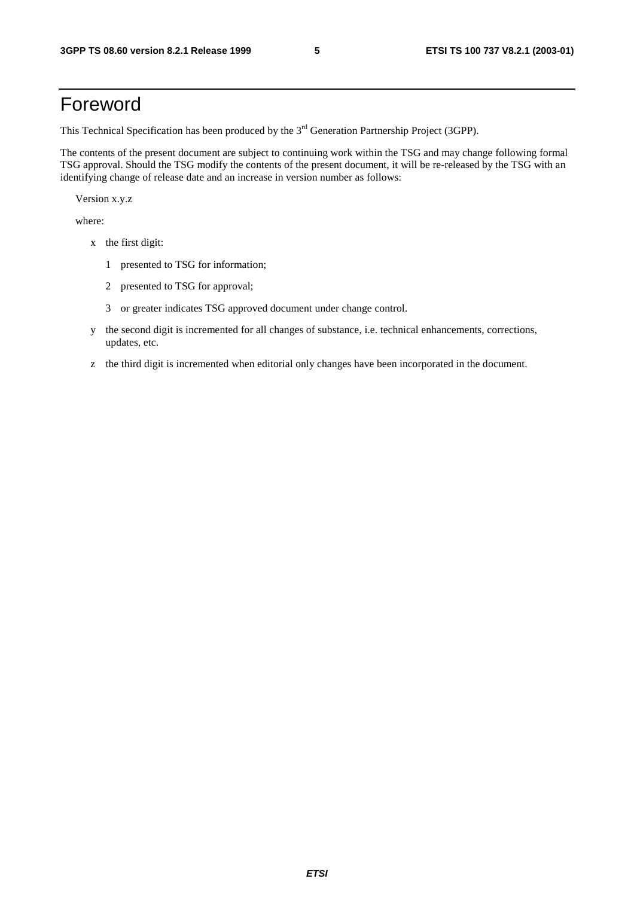# Foreword

This Technical Specification has been produced by the 3rd Generation Partnership Project (3GPP).

The contents of the present document are subject to continuing work within the TSG and may change following formal TSG approval. Should the TSG modify the contents of the present document, it will be re-released by the TSG with an identifying change of release date and an increase in version number as follows:

Version x.y.z

where:

- x the first digit:
  - 1 presented to TSG for information;
  - 2 presented to TSG for approval;
  - 3 or greater indicates TSG approved document under change control.
- y the second digit is incremented for all changes of substance, i.e. technical enhancements, corrections, updates, etc.
- z the third digit is incremented when editorial only changes have been incorporated in the document.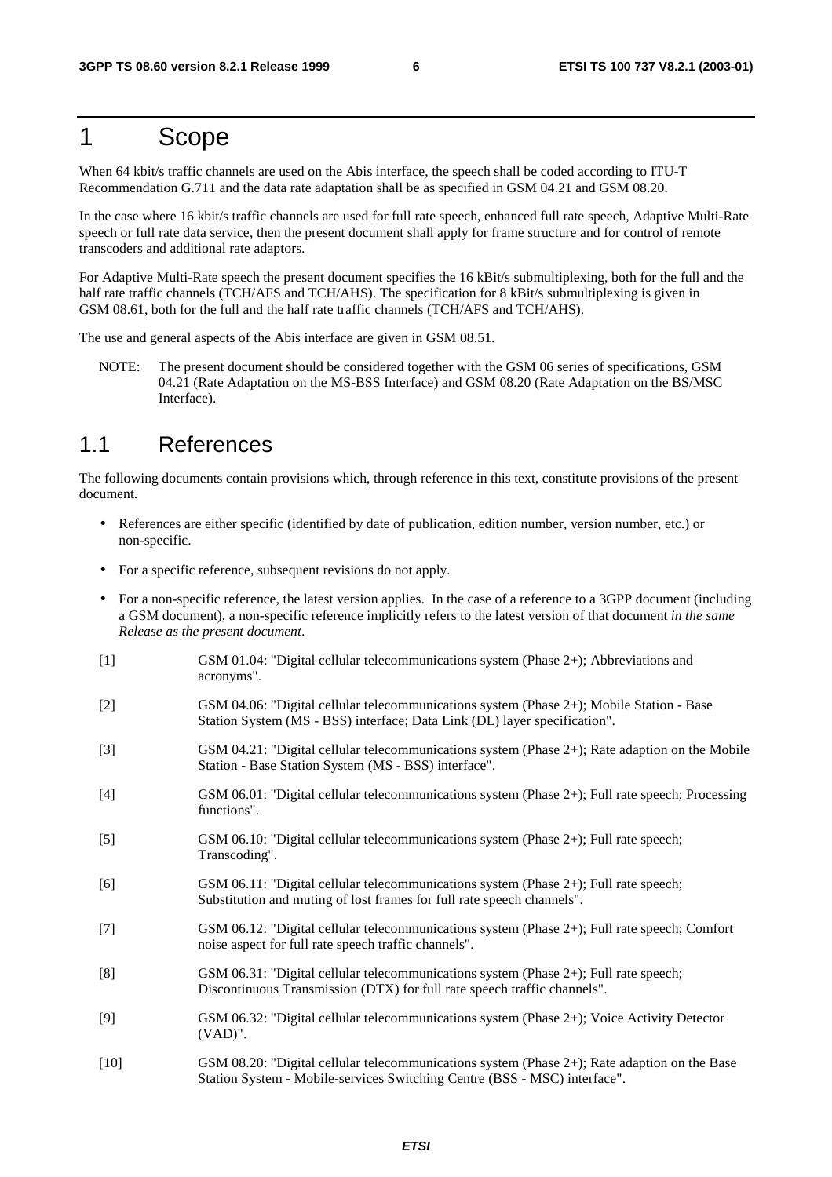# 1 Scope

When 64 kbit/s traffic channels are used on the Abis interface, the speech shall be coded according to ITU-T Recommendation G.711 and the data rate adaptation shall be as specified in GSM 04.21 and GSM 08.20.

In the case where 16 kbit/s traffic channels are used for full rate speech, enhanced full rate speech, Adaptive Multi-Rate speech or full rate data service, then the present document shall apply for frame structure and for control of remote transcoders and additional rate adaptors.

For Adaptive Multi-Rate speech the present document specifies the 16 kBit/s submultiplexing, both for the full and the half rate traffic channels (TCH/AFS and TCH/AHS). The specification for 8 kBit/s submultiplexing is given in GSM 08.61, both for the full and the half rate traffic channels (TCH/AFS and TCH/AHS).

The use and general aspects of the Abis interface are given in GSM 08.51.

NOTE: The present document should be considered together with the GSM 06 series of specifications, GSM 04.21 (Rate Adaptation on the MS-BSS Interface) and GSM 08.20 (Rate Adaptation on the BS/MSC Interface).

## 1.1 References

The following documents contain provisions which, through reference in this text, constitute provisions of the present document.

- References are either specific (identified by date of publication, edition number, version number, etc.) or non-specific.
- For a specific reference, subsequent revisions do not apply.
- For a non-specific reference, the latest version applies. In the case of a reference to a 3GPP document (including a GSM document), a non-specific reference implicitly refers to the latest version of that document *in the same Release as the present document*.

[1] GSM 01.04: "Digital cellular telecommunications system (Phase 2+); Abbreviations and acronyms".

[2] GSM 04.06: "Digital cellular telecommunications system (Phase 2+); Mobile Station - Base Station System (MS - BSS) interface; Data Link (DL) layer specification".

[3] GSM 04.21: "Digital cellular telecommunications system (Phase 2+); Rate adaption on the Mobile Station - Base Station System (MS - BSS) interface".

[4] GSM 06.01: "Digital cellular telecommunications system (Phase 2+); Full rate speech; Processing functions".

[5] GSM 06.10: "Digital cellular telecommunications system (Phase 2+); Full rate speech; Transcoding".

[6] GSM 06.11: "Digital cellular telecommunications system (Phase 2+); Full rate speech; Substitution and muting of lost frames for full rate speech channels".

[7] GSM 06.12: "Digital cellular telecommunications system (Phase 2+); Full rate speech; Comfort noise aspect for full rate speech traffic channels".

[8] GSM 06.31: "Digital cellular telecommunications system (Phase 2+); Full rate speech; Discontinuous Transmission (DTX) for full rate speech traffic channels".

[9] GSM 06.32: "Digital cellular telecommunications system (Phase 2+); Voice Activity Detector (VAD)".

[10] GSM 08.20: "Digital cellular telecommunications system (Phase 2+); Rate adaption on the Base Station System - Mobile-services Switching Centre (BSS - MSC) interface".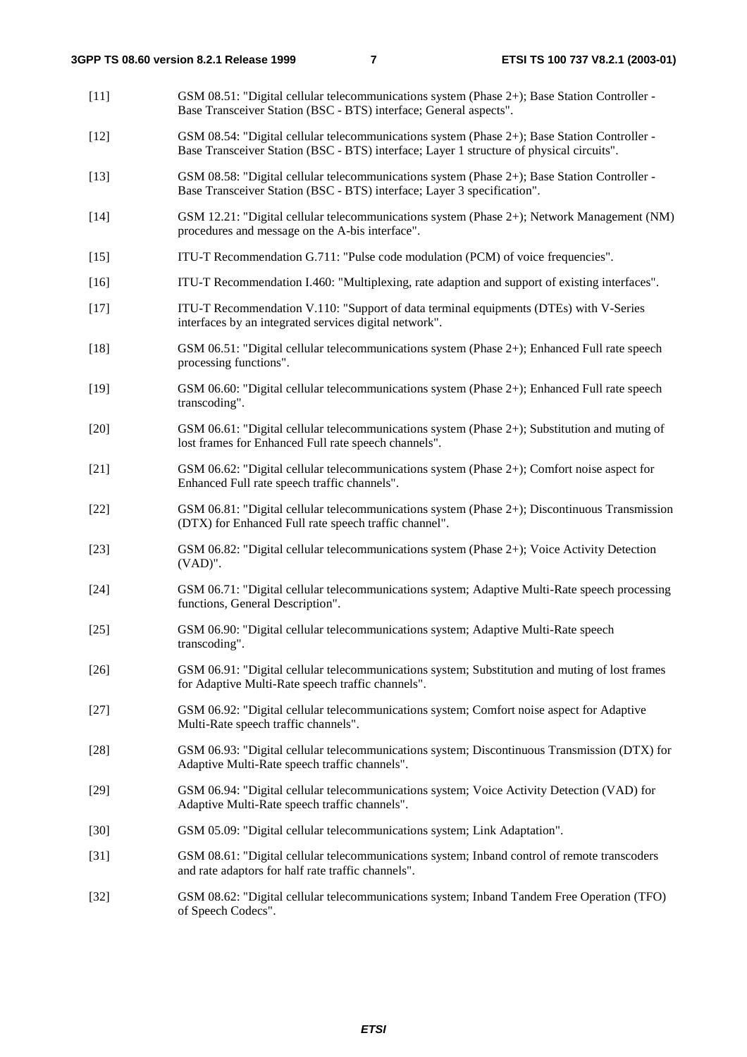[11] GSM 08.51: "Digital cellular telecommunications system (Phase 2+); Base Station Controller - Base Transceiver Station (BSC - BTS) interface; General aspects".

[12] GSM 08.54: "Digital cellular telecommunications system (Phase 2+); Base Station Controller - Base Transceiver Station (BSC - BTS) interface; Layer 1 structure of physical circuits".

[13] GSM 08.58: "Digital cellular telecommunications system (Phase 2+); Base Station Controller - Base Transceiver Station (BSC - BTS) interface; Layer 3 specification".

[14] GSM 12.21: "Digital cellular telecommunications system (Phase 2+); Network Management (NM) procedures and message on the A-bis interface".

[15] ITU-T Recommendation G.711: "Pulse code modulation (PCM) of voice frequencies".

[16] ITU-T Recommendation I.460: "Multiplexing, rate adaption and support of existing interfaces".

[17] ITU-T Recommendation V.110: "Support of data terminal equipments (DTEs) with V-Series interfaces by an integrated services digital network".

[18] GSM 06.51: "Digital cellular telecommunications system (Phase 2+); Enhanced Full rate speech processing functions".

[19] GSM 06.60: "Digital cellular telecommunications system (Phase 2+); Enhanced Full rate speech transcoding".

[20] GSM 06.61: "Digital cellular telecommunications system (Phase 2+); Substitution and muting of lost frames for Enhanced Full rate speech channels".

[21] GSM 06.62: "Digital cellular telecommunications system (Phase 2+); Comfort noise aspect for Enhanced Full rate speech traffic channels".

[22] GSM 06.81: "Digital cellular telecommunications system (Phase 2+); Discontinuous Transmission (DTX) for Enhanced Full rate speech traffic channel".

[23] GSM 06.82: "Digital cellular telecommunications system (Phase 2+); Voice Activity Detection (VAD)".

[24] GSM 06.71: "Digital cellular telecommunications system; Adaptive Multi-Rate speech processing functions, General Description".

[25] GSM 06.90: "Digital cellular telecommunications system; Adaptive Multi-Rate speech transcoding".

[26] GSM 06.91: "Digital cellular telecommunications system; Substitution and muting of lost frames for Adaptive Multi-Rate speech traffic channels".

[27] GSM 06.92: "Digital cellular telecommunications system; Comfort noise aspect for Adaptive Multi-Rate speech traffic channels".

[28] GSM 06.93: "Digital cellular telecommunications system; Discontinuous Transmission (DTX) for Adaptive Multi-Rate speech traffic channels".

[29] GSM 06.94: "Digital cellular telecommunications system; Voice Activity Detection (VAD) for Adaptive Multi-Rate speech traffic channels".

[30] GSM 05.09: "Digital cellular telecommunications system; Link Adaptation".

[31] GSM 08.61: "Digital cellular telecommunications system; Inband control of remote transcoders and rate adaptors for half rate traffic channels".

[32] GSM 08.62: "Digital cellular telecommunications system; Inband Tandem Free Operation (TFO) of Speech Codecs".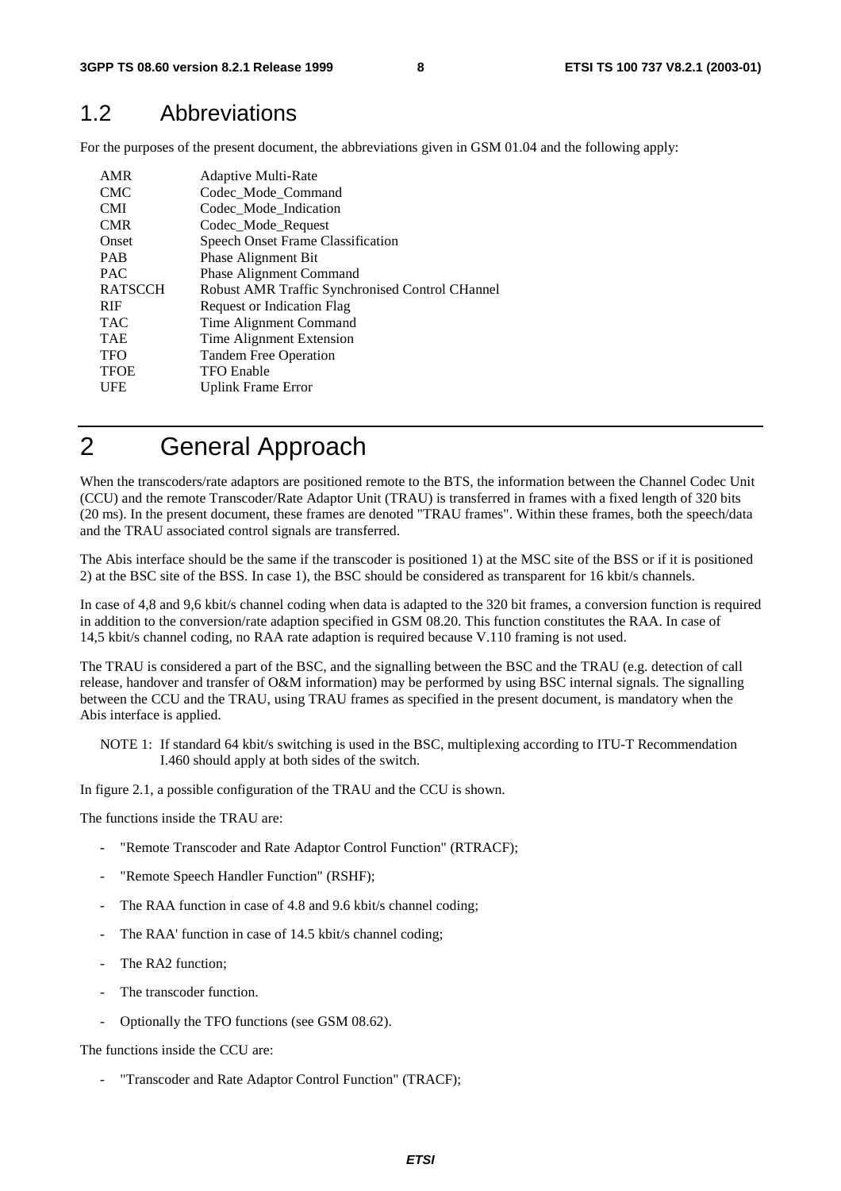## 1.2 Abbreviations

For the purposes of the present document, the abbreviations given in GSM 01.04 and the following apply:

| | |
|---|---|
| AMR | Adaptive Multi-Rate |
| CMC | Codec_Mode_Command |
| CMI | Codec_Mode_Indication |
| CMR | Codec_Mode_Request |
| Onset | Speech Onset Frame Classification |
| PAB | Phase Alignment Bit |
| PAC | Phase Alignment Command |
| RATSCCH | Robust AMR Traffic Synchronised Control CHannel |
| RIF | Request or Indication Flag |
| TAC | Time Alignment Command |
| TAE | Time Alignment Extension |
| TFO | Tandem Free Operation |
| TFOE | TFO Enable |
| UFE | Uplink Frame Error |

# 2 General Approach

When the transcoders/rate adaptors are positioned remote to the BTS, the information between the Channel Codec Unit (CCU) and the remote Transcoder/Rate Adaptor Unit (TRAU) is transferred in frames with a fixed length of 320 bits (20 ms). In the present document, these frames are denoted "TRAU frames". Within these frames, both the speech/data and the TRAU associated control signals are transferred.

The Abis interface should be the same if the transcoder is positioned 1) at the MSC site of the BSS or if it is positioned 2) at the BSC site of the BSS. In case 1), the BSC should be considered as transparent for 16 kbit/s channels.

In case of 4,8 and 9,6 kbit/s channel coding when data is adapted to the 320 bit frames, a conversion function is required in addition to the conversion/rate adaption specified in GSM 08.20. This function constitutes the RAA. In case of 14,5 kbit/s channel coding, no RAA rate adaption is required because V.110 framing is not used.

The TRAU is considered a part of the BSC, and the signalling between the BSC and the TRAU (e.g. detection of call release, handover and transfer of O&M information) may be performed by using BSC internal signals. The signalling between the CCU and the TRAU, using TRAU frames as specified in the present document, is mandatory when the Abis interface is applied.

NOTE 1: If standard 64 kbit/s switching is used in the BSC, multiplexing according to ITU-T Recommendation I.460 should apply at both sides of the switch.

In figure 2.1, a possible configuration of the TRAU and the CCU is shown.

The functions inside the TRAU are:

- "Remote Transcoder and Rate Adaptor Control Function" (RTRACF);
- "Remote Speech Handler Function" (RSHF);
- The RAA function in case of 4.8 and 9.6 kbit/s channel coding;
- The RAA' function in case of 14.5 kbit/s channel coding;
- The RA2 function;
- The transcoder function.
- Optionally the TFO functions (see GSM 08.62).

The functions inside the CCU are:

- "Transcoder and Rate Adaptor Control Function" (TRACF);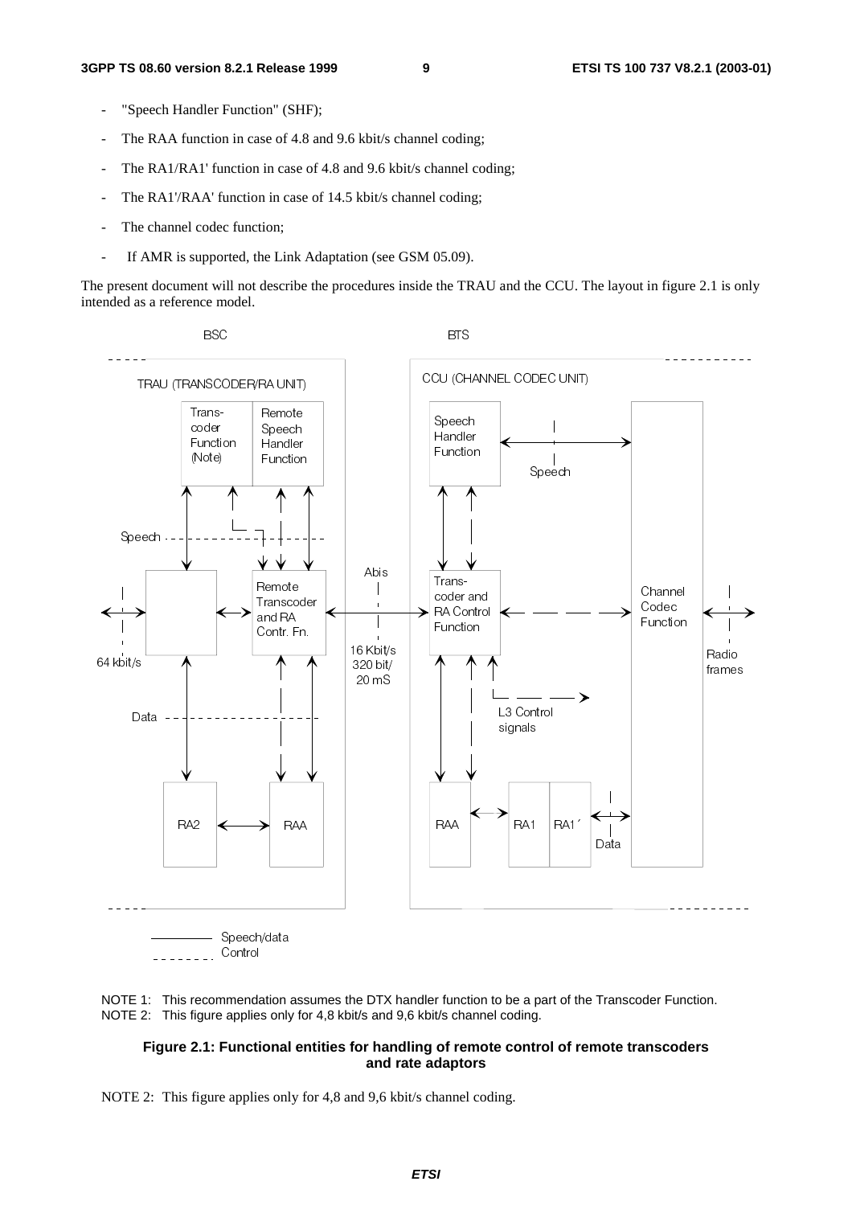- "Speech Handler Function" (SHF);
- The RAA function in case of 4.8 and 9.6 kbit/s channel coding;
- The RA1/RA1' function in case of 4.8 and 9.6 kbit/s channel coding;
- The RA1'/RAA' function in case of 14.5 kbit/s channel coding;
- The channel codec function;
- If AMR is supported, the Link Adaptation (see GSM 05.09).

The present document will not describe the procedures inside the TRAU and the CCU. The layout in figure 2.1 is only intended as a reference model.

NOTE 1: This recommendation assumes the DTX handler function to be a part of the Transcoder Function.
NOTE 2: This figure applies only for 4,8 kbit/s and 9,6 kbit/s channel coding.

**Figure 2.1: Functional entities for handling of remote control of remote transcoders and rate adaptors**

NOTE 2: This figure applies only for 4,8 and 9,6 kbit/s channel coding.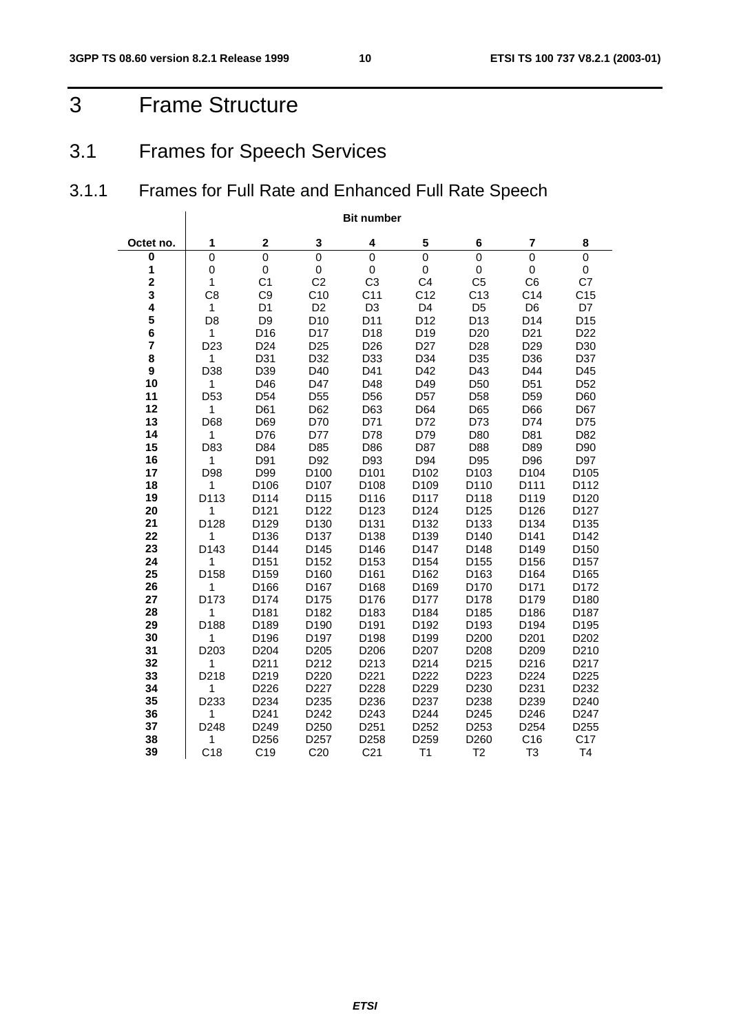# 3 Frame Structure

## 3.1 Frames for Speech Services

### 3.1.1 Frames for Full Rate and Enhanced Full Rate Speech

| | Bit number | | | | | | | |
|---|---|---|---|---|---|---|---|---|
| **Octet no.** | **1** | **2** | **3** | **4** | **5** | **6** | **7** | **8** |
| **0** | 0 | 0 | 0 | 0 | 0 | 0 | 0 | 0 |
| **1** | 0 | 0 | 0 | 0 | 0 | 0 | 0 | 0 |
| **2** | 1 | C1 | C2 | C3 | C4 | C5 | C6 | C7 |
| **3** | C8 | C9 | C10 | C11 | C12 | C13 | C14 | C15 |
| **4** | 1 | D1 | D2 | D3 | D4 | D5 | D6 | D7 |
| **5** | D8 | D9 | D10 | D11 | D12 | D13 | D14 | D15 |
| **6** | 1 | D16 | D17 | D18 | D19 | D20 | D21 | D22 |
| **7** | D23 | D24 | D25 | D26 | D27 | D28 | D29 | D30 |
| **8** | 1 | D31 | D32 | D33 | D34 | D35 | D36 | D37 |
| **9** | D38 | D39 | D40 | D41 | D42 | D43 | D44 | D45 |
| **10** | 1 | D46 | D47 | D48 | D49 | D50 | D51 | D52 |
| **11** | D53 | D54 | D55 | D56 | D57 | D58 | D59 | D60 |
| **12** | 1 | D61 | D62 | D63 | D64 | D65 | D66 | D67 |
| **13** | D68 | D69 | D70 | D71 | D72 | D73 | D74 | D75 |
| **14** | 1 | D76 | D77 | D78 | D79 | D80 | D81 | D82 |
| **15** | D83 | D84 | D85 | D86 | D87 | D88 | D89 | D90 |
| **16** | 1 | D91 | D92 | D93 | D94 | D95 | D96 | D97 |
| **17** | D98 | D99 | D100 | D101 | D102 | D103 | D104 | D105 |
| **18** | 1 | D106 | D107 | D108 | D109 | D110 | D111 | D112 |
| **19** | D113 | D114 | D115 | D116 | D117 | D118 | D119 | D120 |
| **20** | 1 | D121 | D122 | D123 | D124 | D125 | D126 | D127 |
| **21** | D128 | D129 | D130 | D131 | D132 | D133 | D134 | D135 |
| **22** | 1 | D136 | D137 | D138 | D139 | D140 | D141 | D142 |
| **23** | D143 | D144 | D145 | D146 | D147 | D148 | D149 | D150 |
| **24** | 1 | D151 | D152 | D153 | D154 | D155 | D156 | D157 |
| **25** | D158 | D159 | D160 | D161 | D162 | D163 | D164 | D165 |
| **26** | 1 | D166 | D167 | D168 | D169 | D170 | D171 | D172 |
| **27** | D173 | D174 | D175 | D176 | D177 | D178 | D179 | D180 |
| **28** | 1 | D181 | D182 | D183 | D184 | D185 | D186 | D187 |
| **29** | D188 | D189 | D190 | D191 | D192 | D193 | D194 | D195 |
| **30** | 1 | D196 | D197 | D198 | D199 | D200 | D201 | D202 |
| **31** | D203 | D204 | D205 | D206 | D207 | D208 | D209 | D210 |
| **32** | 1 | D211 | D212 | D213 | D214 | D215 | D216 | D217 |
| **33** | D218 | D219 | D220 | D221 | D222 | D223 | D224 | D225 |
| **34** | 1 | D226 | D227 | D228 | D229 | D230 | D231 | D232 |
| **35** | D233 | D234 | D235 | D236 | D237 | D238 | D239 | D240 |
| **36** | 1 | D241 | D242 | D243 | D244 | D245 | D246 | D247 |
| **37** | D248 | D249 | D250 | D251 | D252 | D253 | D254 | D255 |
| **38** | 1 | D256 | D257 | D258 | D259 | D260 | C16 | C17 |
| **39** | C18 | C19 | C20 | C21 | T1 | T2 | T3 | T4 |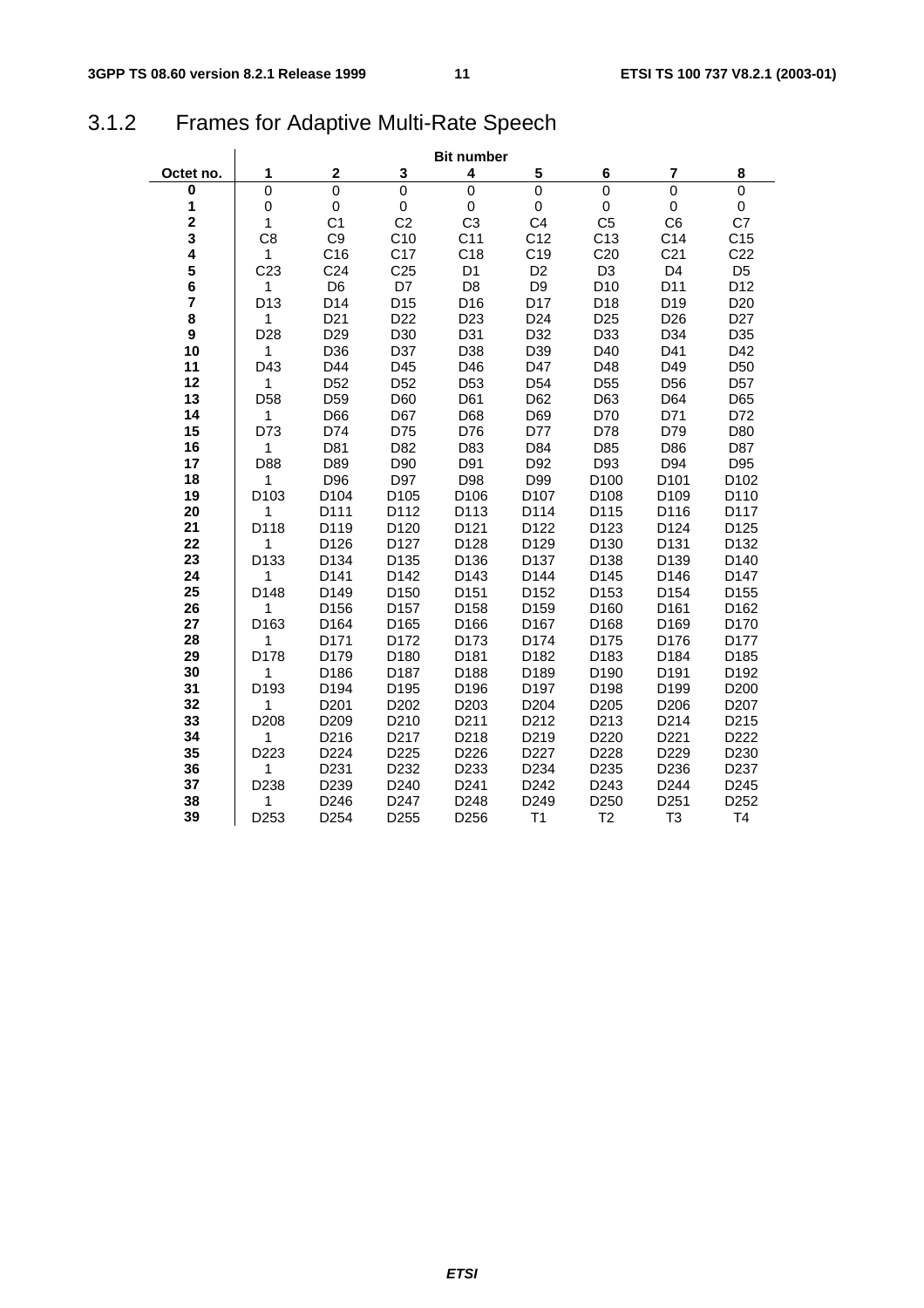### 3.1.2 Frames for Adaptive Multi-Rate Speech

| | Bit number | | | | | | | |
|---|---|---|---|---|---|---|---|---|
| **Octet no.** | **1** | **2** | **3** | **4** | **5** | **6** | **7** | **8** |
| **0** | 0 | 0 | 0 | 0 | 0 | 0 | 0 | 0 |
| **1** | 0 | 0 | 0 | 0 | 0 | 0 | 0 | 0 |
| **2** | 1 | C1 | C2 | C3 | C4 | C5 | C6 | C7 |
| **3** | C8 | C9 | C10 | C11 | C12 | C13 | C14 | C15 |
| **4** | 1 | C16 | C17 | C18 | C19 | C20 | C21 | C22 |
| **5** | C23 | C24 | C25 | D1 | D2 | D3 | D4 | D5 |
| **6** | 1 | D6 | D7 | D8 | D9 | D10 | D11 | D12 |
| **7** | D13 | D14 | D15 | D16 | D17 | D18 | D19 | D20 |
| **8** | 1 | D21 | D22 | D23 | D24 | D25 | D26 | D27 |
| **9** | D28 | D29 | D30 | D31 | D32 | D33 | D34 | D35 |
| **10** | 1 | D36 | D37 | D38 | D39 | D40 | D41 | D42 |
| **11** | D43 | D44 | D45 | D46 | D47 | D48 | D49 | D50 |
| **12** | 1 | D52 | D52 | D53 | D54 | D55 | D56 | D57 |
| **13** | D58 | D59 | D60 | D61 | D62 | D63 | D64 | D65 |
| **14** | 1 | D66 | D67 | D68 | D69 | D70 | D71 | D72 |
| **15** | D73 | D74 | D75 | D76 | D77 | D78 | D79 | D80 |
| **16** | 1 | D81 | D82 | D83 | D84 | D85 | D86 | D87 |
| **17** | D88 | D89 | D90 | D91 | D92 | D93 | D94 | D95 |
| **18** | 1 | D96 | D97 | D98 | D99 | D100 | D101 | D102 |
| **19** | D103 | D104 | D105 | D106 | D107 | D108 | D109 | D110 |
| **20** | 1 | D111 | D112 | D113 | D114 | D115 | D116 | D117 |
| **21** | D118 | D119 | D120 | D121 | D122 | D123 | D124 | D125 |
| **22** | 1 | D126 | D127 | D128 | D129 | D130 | D131 | D132 |
| **23** | D133 | D134 | D135 | D136 | D137 | D138 | D139 | D140 |
| **24** | 1 | D141 | D142 | D143 | D144 | D145 | D146 | D147 |
| **25** | D148 | D149 | D150 | D151 | D152 | D153 | D154 | D155 |
| **26** | 1 | D156 | D157 | D158 | D159 | D160 | D161 | D162 |
| **27** | D163 | D164 | D165 | D166 | D167 | D168 | D169 | D170 |
| **28** | 1 | D171 | D172 | D173 | D174 | D175 | D176 | D177 |
| **29** | D178 | D179 | D180 | D181 | D182 | D183 | D184 | D185 |
| **30** | 1 | D186 | D187 | D188 | D189 | D190 | D191 | D192 |
| **31** | D193 | D194 | D195 | D196 | D197 | D198 | D199 | D200 |
| **32** | 1 | D201 | D202 | D203 | D204 | D205 | D206 | D207 |
| **33** | D208 | D209 | D210 | D211 | D212 | D213 | D214 | D215 |
| **34** | 1 | D216 | D217 | D218 | D219 | D220 | D221 | D222 |
| **35** | D223 | D224 | D225 | D226 | D227 | D228 | D229 | D230 |
| **36** | 1 | D231 | D232 | D233 | D234 | D235 | D236 | D237 |
| **37** | D238 | D239 | D240 | D241 | D242 | D243 | D244 | D245 |
| **38** | 1 | D246 | D247 | D248 | D249 | D250 | D251 | D252 |
| **39** | D253 | D254 | D255 | D256 | T1 | T2 | T3 | T4 |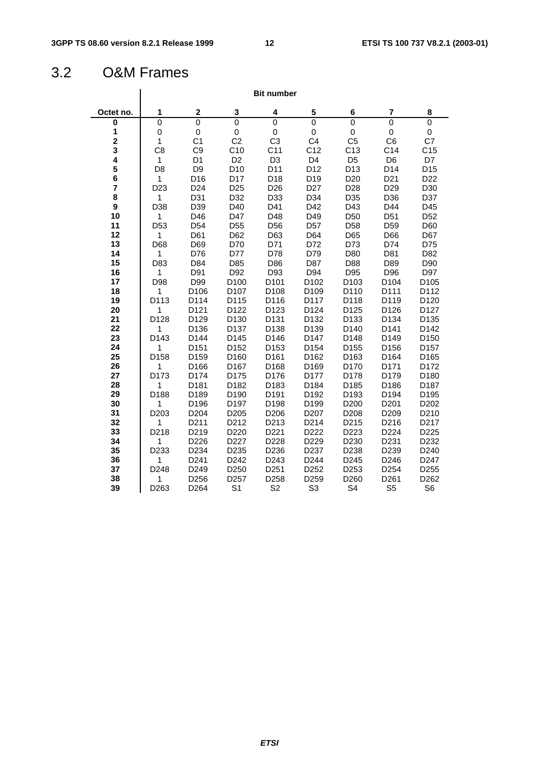## 3.2 O&M Frames

| Octet no. | Bit number 1 | 2 | 3 | 4 | 5 | 6 | 7 | 8 |
|---|---|---|---|---|---|---|---|---|
| 0 | 0 | 0 | 0 | 0 | 0 | 0 | 0 | 0 |
| 1 | 0 | 0 | 0 | 0 | 0 | 0 | 0 | 0 |
| 2 | 1 | C1 | C2 | C3 | C4 | C5 | C6 | C7 |
| 3 | C8 | C9 | C10 | C11 | C12 | C13 | C14 | C15 |
| 4 | 1 | D1 | D2 | D3 | D4 | D5 | D6 | D7 |
| 5 | D8 | D9 | D10 | D11 | D12 | D13 | D14 | D15 |
| 6 | 1 | D16 | D17 | D18 | D19 | D20 | D21 | D22 |
| 7 | D23 | D24 | D25 | D26 | D27 | D28 | D29 | D30 |
| 8 | 1 | D31 | D32 | D33 | D34 | D35 | D36 | D37 |
| 9 | D38 | D39 | D40 | D41 | D42 | D43 | D44 | D45 |
| 10 | 1 | D46 | D47 | D48 | D49 | D50 | D51 | D52 |
| 11 | D53 | D54 | D55 | D56 | D57 | D58 | D59 | D60 |
| 12 | 1 | D61 | D62 | D63 | D64 | D65 | D66 | D67 |
| 13 | D68 | D69 | D70 | D71 | D72 | D73 | D74 | D75 |
| 14 | 1 | D76 | D77 | D78 | D79 | D80 | D81 | D82 |
| 15 | D83 | D84 | D85 | D86 | D87 | D88 | D89 | D90 |
| 16 | 1 | D91 | D92 | D93 | D94 | D95 | D96 | D97 |
| 17 | D98 | D99 | D100 | D101 | D102 | D103 | D104 | D105 |
| 18 | 1 | D106 | D107 | D108 | D109 | D110 | D111 | D112 |
| 19 | D113 | D114 | D115 | D116 | D117 | D118 | D119 | D120 |
| 20 | 1 | D121 | D122 | D123 | D124 | D125 | D126 | D127 |
| 21 | D128 | D129 | D130 | D131 | D132 | D133 | D134 | D135 |
| 22 | 1 | D136 | D137 | D138 | D139 | D140 | D141 | D142 |
| 23 | D143 | D144 | D145 | D146 | D147 | D148 | D149 | D150 |
| 24 | 1 | D151 | D152 | D153 | D154 | D155 | D156 | D157 |
| 25 | D158 | D159 | D160 | D161 | D162 | D163 | D164 | D165 |
| 26 | 1 | D166 | D167 | D168 | D169 | D170 | D171 | D172 |
| 27 | D173 | D174 | D175 | D176 | D177 | D178 | D179 | D180 |
| 28 | 1 | D181 | D182 | D183 | D184 | D185 | D186 | D187 |
| 29 | D188 | D189 | D190 | D191 | D192 | D193 | D194 | D195 |
| 30 | 1 | D196 | D197 | D198 | D199 | D200 | D201 | D202 |
| 31 | D203 | D204 | D205 | D206 | D207 | D208 | D209 | D210 |
| 32 | 1 | D211 | D212 | D213 | D214 | D215 | D216 | D217 |
| 33 | D218 | D219 | D220 | D221 | D222 | D223 | D224 | D225 |
| 34 | 1 | D226 | D227 | D228 | D229 | D230 | D231 | D232 |
| 35 | D233 | D234 | D235 | D236 | D237 | D238 | D239 | D240 |
| 36 | 1 | D241 | D242 | D243 | D244 | D245 | D246 | D247 |
| 37 | D248 | D249 | D250 | D251 | D252 | D253 | D254 | D255 |
| 38 | 1 | D256 | D257 | D258 | D259 | D260 | D261 | D262 |
| 39 | D263 | D264 | S1 | S2 | S3 | S4 | S5 | S6 |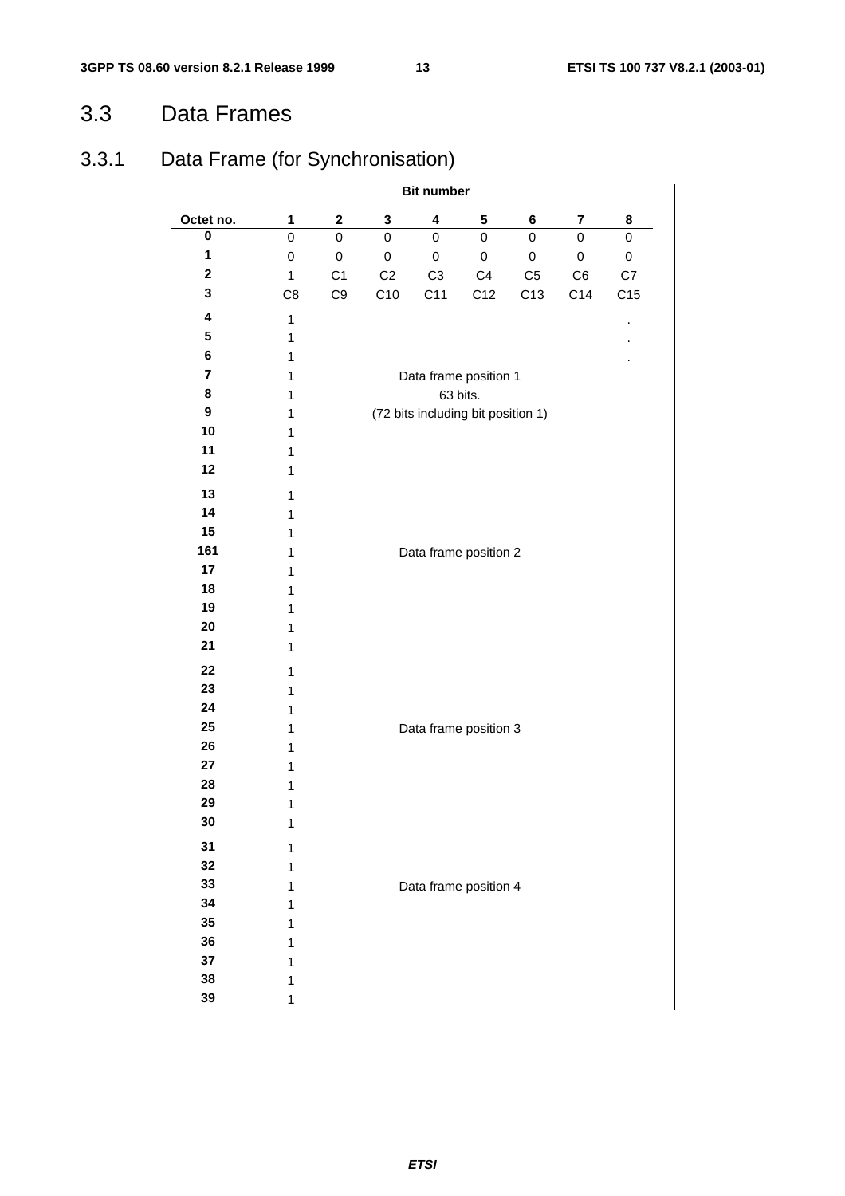## 3.3 Data Frames

### 3.3.1 Data Frame (for Synchronisation)

| Octet no. | Bit number 1 | 2 | 3 | 4 | 5 | 6 | 7 | 8 |
|---|---|---|---|---|---|---|---|---|
| **0** | 0 | 0 | 0 | 0 | 0 | 0 | 0 | 0 |
| **1** | 0 | 0 | 0 | 0 | 0 | 0 | 0 | 0 |
| **2** | 1 | C1 | C2 | C3 | C4 | C5 | C6 | C7 |
| **3** | C8 | C9 | C10 | C11 | C12 | C13 | C14 | C15 |
| **4** | 1 | | | | | | | . |
| **5** | 1 | | | | | | | . |
| **6** | 1 | | | | | | | . |
| **7** | 1 | | | Data frame position 1 | | | | |
| **8** | 1 | | | 63 bits. | | | | |
| **9** | 1 | | | (72 bits including bit position 1) | | | | |
| **10** | 1 | | | | | | | |
| **11** | 1 | | | | | | | |
| **12** | 1 | | | | | | | |
| **13** | 1 | | | | | | | |
| **14** | 1 | | | | | | | |
| **15** | 1 | | | | | | | |
| **161** | 1 | | | Data frame position 2 | | | | |
| **17** | 1 | | | | | | | |
| **18** | 1 | | | | | | | |
| **19** | 1 | | | | | | | |
| **20** | 1 | | | | | | | |
| **21** | 1 | | | | | | | |
| **22** | 1 | | | | | | | |
| **23** | 1 | | | | | | | |
| **24** | 1 | | | | | | | |
| **25** | 1 | | | Data frame position 3 | | | | |
| **26** | 1 | | | | | | | |
| **27** | 1 | | | | | | | |
| **28** | 1 | | | | | | | |
| **29** | 1 | | | | | | | |
| **30** | 1 | | | | | | | |
| **31** | 1 | | | | | | | |
| **32** | 1 | | | | | | | |
| **33** | 1 | | | Data frame position 4 | | | | |
| **34** | 1 | | | | | | | |
| **35** | 1 | | | | | | | |
| **36** | 1 | | | | | | | |
| **37** | 1 | | | | | | | |
| **38** | 1 | | | | | | | |
| **39** | 1 | | | | | | | |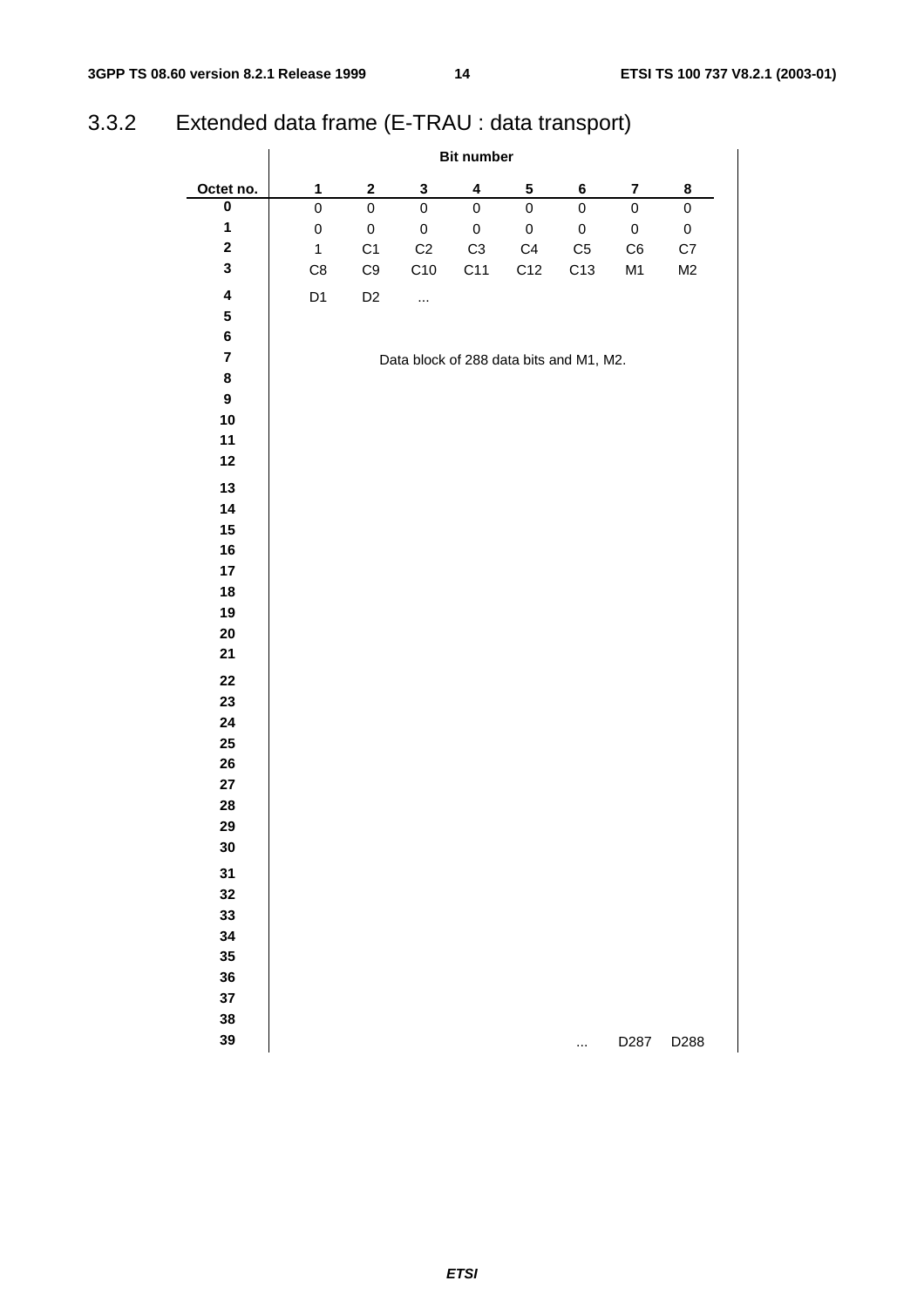### 3.3.2 Extended data frame (E-TRAU : data transport)

| | Bit number | | | | | | | |
|---|---|---|---|---|---|---|---|---|
| **Octet no.** | **1** | **2** | **3** | **4** | **5** | **6** | **7** | **8** |
| **0** | 0 | 0 | 0 | 0 | 0 | 0 | 0 | 0 |
| **1** | 0 | 0 | 0 | 0 | 0 | 0 | 0 | 0 |
| **2** | 1 | C1 | C2 | C3 | C4 | C5 | C6 | C7 |
| **3** | C8 | C9 | C10 | C11 | C12 | C13 | M1 | M2 |
| **4** | D1 | D2 | ... | | | | | |
| **5** | | | | | | | | |
| **6** | | | | | | | | |
| **7** | | | Data block of 288 data bits and M1, M2. | | | | | |
| **8** | | | | | | | | |
| **9** | | | | | | | | |
| **10** | | | | | | | | |
| **11** | | | | | | | | |
| **12** | | | | | | | | |
| **13** | | | | | | | | |
| **14** | | | | | | | | |
| **15** | | | | | | | | |
| **16** | | | | | | | | |
| **17** | | | | | | | | |
| **18** | | | | | | | | |
| **19** | | | | | | | | |
| **20** | | | | | | | | |
| **21** | | | | | | | | |
| **22** | | | | | | | | |
| **23** | | | | | | | | |
| **24** | | | | | | | | |
| **25** | | | | | | | | |
| **26** | | | | | | | | |
| **27** | | | | | | | | |
| **28** | | | | | | | | |
| **29** | | | | | | | | |
| **30** | | | | | | | | |
| **31** | | | | | | | | |
| **32** | | | | | | | | |
| **33** | | | | | | | | |
| **34** | | | | | | | | |
| **35** | | | | | | | | |
| **36** | | | | | | | | |
| **37** | | | | | | | | |
| **38** | | | | | | | | |
| **39** | | | | | | ... | D287 | D288 |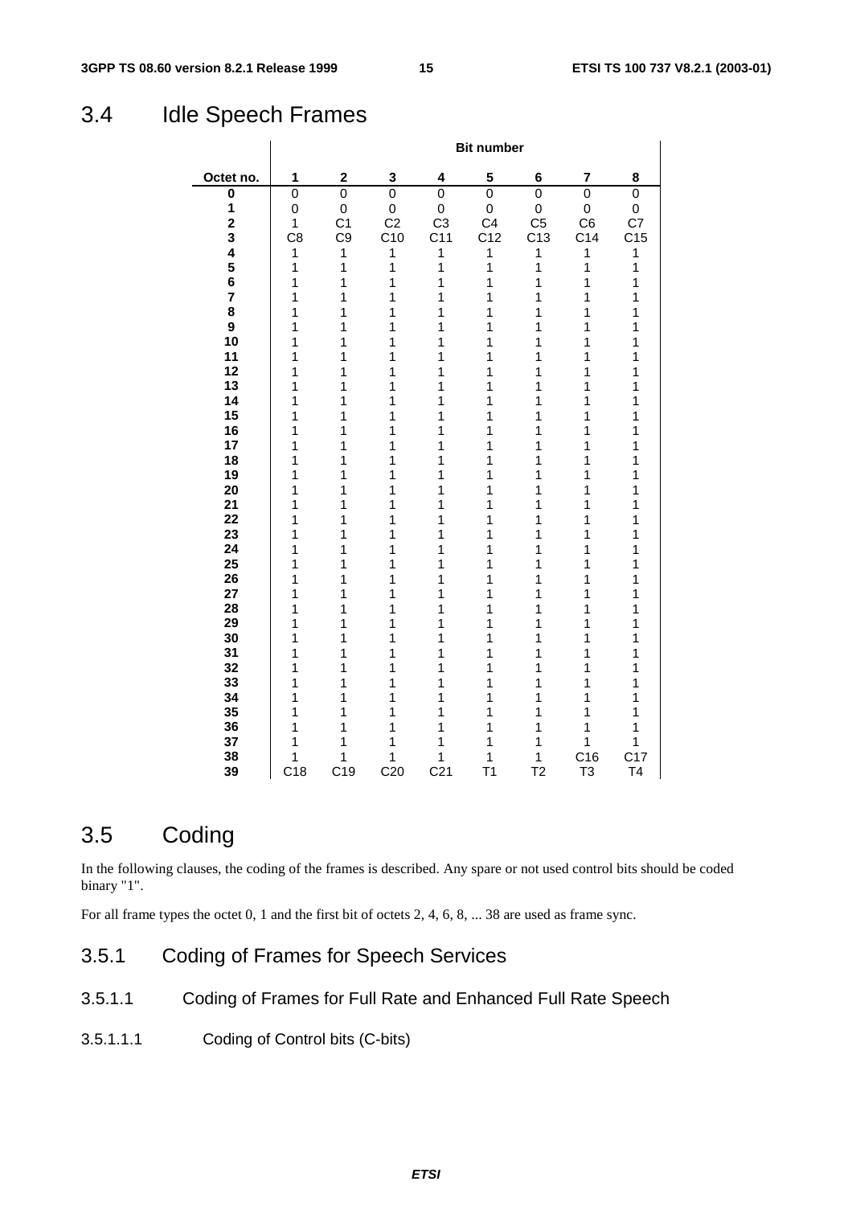## 3.4 Idle Speech Frames

| | Bit number | | | | | | | |
|---|---|---|---|---|---|---|---|---|
| **Octet no.** | **1** | **2** | **3** | **4** | **5** | **6** | **7** | **8** |
| **0** | 0 | 0 | 0 | 0 | 0 | 0 | 0 | 0 |
| **1** | 0 | 0 | 0 | 0 | 0 | 0 | 0 | 0 |
| **2** | 1 | C1 | C2 | C3 | C4 | C5 | C6 | C7 |
| **3** | C8 | C9 | C10 | C11 | C12 | C13 | C14 | C15 |
| **4** | 1 | 1 | 1 | 1 | 1 | 1 | 1 | 1 |
| **5** | 1 | 1 | 1 | 1 | 1 | 1 | 1 | 1 |
| **6** | 1 | 1 | 1 | 1 | 1 | 1 | 1 | 1 |
| **7** | 1 | 1 | 1 | 1 | 1 | 1 | 1 | 1 |
| **8** | 1 | 1 | 1 | 1 | 1 | 1 | 1 | 1 |
| **9** | 1 | 1 | 1 | 1 | 1 | 1 | 1 | 1 |
| **10** | 1 | 1 | 1 | 1 | 1 | 1 | 1 | 1 |
| **11** | 1 | 1 | 1 | 1 | 1 | 1 | 1 | 1 |
| **12** | 1 | 1 | 1 | 1 | 1 | 1 | 1 | 1 |
| **13** | 1 | 1 | 1 | 1 | 1 | 1 | 1 | 1 |
| **14** | 1 | 1 | 1 | 1 | 1 | 1 | 1 | 1 |
| **15** | 1 | 1 | 1 | 1 | 1 | 1 | 1 | 1 |
| **16** | 1 | 1 | 1 | 1 | 1 | 1 | 1 | 1 |
| **17** | 1 | 1 | 1 | 1 | 1 | 1 | 1 | 1 |
| **18** | 1 | 1 | 1 | 1 | 1 | 1 | 1 | 1 |
| **19** | 1 | 1 | 1 | 1 | 1 | 1 | 1 | 1 |
| **20** | 1 | 1 | 1 | 1 | 1 | 1 | 1 | 1 |
| **21** | 1 | 1 | 1 | 1 | 1 | 1 | 1 | 1 |
| **22** | 1 | 1 | 1 | 1 | 1 | 1 | 1 | 1 |
| **23** | 1 | 1 | 1 | 1 | 1 | 1 | 1 | 1 |
| **24** | 1 | 1 | 1 | 1 | 1 | 1 | 1 | 1 |
| **25** | 1 | 1 | 1 | 1 | 1 | 1 | 1 | 1 |
| **26** | 1 | 1 | 1 | 1 | 1 | 1 | 1 | 1 |
| **27** | 1 | 1 | 1 | 1 | 1 | 1 | 1 | 1 |
| **28** | 1 | 1 | 1 | 1 | 1 | 1 | 1 | 1 |
| **29** | 1 | 1 | 1 | 1 | 1 | 1 | 1 | 1 |
| **30** | 1 | 1 | 1 | 1 | 1 | 1 | 1 | 1 |
| **31** | 1 | 1 | 1 | 1 | 1 | 1 | 1 | 1 |
| **32** | 1 | 1 | 1 | 1 | 1 | 1 | 1 | 1 |
| **33** | 1 | 1 | 1 | 1 | 1 | 1 | 1 | 1 |
| **34** | 1 | 1 | 1 | 1 | 1 | 1 | 1 | 1 |
| **35** | 1 | 1 | 1 | 1 | 1 | 1 | 1 | 1 |
| **36** | 1 | 1 | 1 | 1 | 1 | 1 | 1 | 1 |
| **37** | 1 | 1 | 1 | 1 | 1 | 1 | 1 | 1 |
| **38** | 1 | 1 | 1 | 1 | 1 | 1 | C16 | C17 |
| **39** | C18 | C19 | C20 | C21 | T1 | T2 | T3 | T4 |

## 3.5 Coding

In the following clauses, the coding of the frames is described. Any spare or not used control bits should be coded binary "1".

For all frame types the octet 0, 1 and the first bit of octets 2, 4, 6, 8, ... 38 are used as frame sync.

### 3.5.1 Coding of Frames for Speech Services

#### 3.5.1.1 Coding of Frames for Full Rate and Enhanced Full Rate Speech

##### 3.5.1.1.1 Coding of Control bits (C-bits)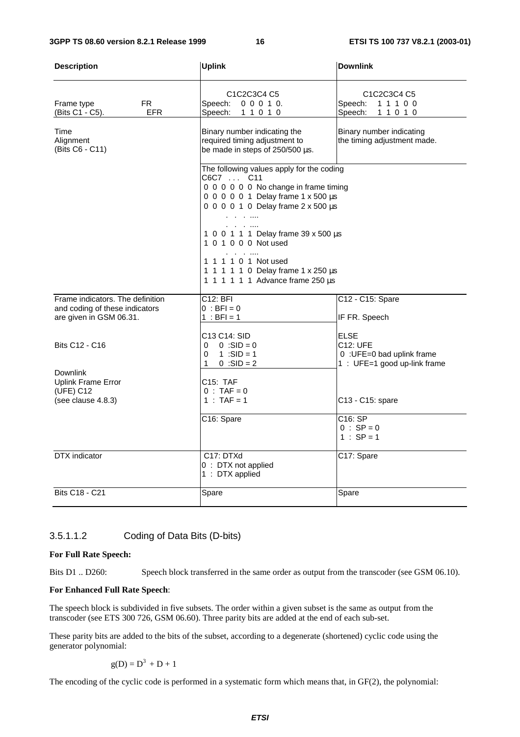| Description | Uplink | Downlink |
|---|---|---|
| Frame type FR<br>(Bits C1 - C5). EFR | C1C2C3C4 C5<br>Speech: 0 0 0 1 0.<br>Speech: 1 1 0 1 0 | C1C2C3C4 C5<br>Speech: 1 1 1 0 0<br>Speech: 1 1 0 1 0 |
| Time<br>Alignment<br>(Bits C6 - C11) | Binary number indicating the required timing adjustment to be made in steps of 250/500 µs. | Binary number indicating the timing adjustment made. |
| | The following values apply for the coding<br>C6C7 . . . C11<br>0 0 0 0 0 0 No change in frame timing<br>0 0 0 0 0 1 Delay frame 1 x 500 µs<br>0 0 0 0 1 0 Delay frame 2 x 500 µs<br>. . . ....<br>. . . ....<br>1 0 0 1 1 1 Delay frame 39 x 500 µs<br>1 0 1 0 0 0 Not used<br>. . . ....<br>1 1 1 1 0 1 Not used<br>1 1 1 1 1 0 Delay frame 1 x 250 µs<br>1 1 1 1 1 1 Advance frame 250 µs | |
| Frame indicators. The definition and coding of these indicators are given in GSM 06.31.<br><br>Bits C12 - C16<br><br>Downlink<br>Uplink Frame Error<br>(UFE) C12<br>(see clause 4.8.3) | C12: BFI<br>0 : BFI = 0<br>1 : BFI = 1<br><br>C13 C14: SID<br>0 0 :SID = 0<br>0 1 :SID = 1<br>1 0 :SID = 2<br><br>C15: TAF<br>0 : TAF = 0<br>1 : TAF = 1 | C12 - C15: Spare<br><br>IF FR. Speech<br><br>ELSE<br>C12: UFE<br>0 :UFE=0 bad uplink frame<br>1 : UFE=1 good up-link frame<br><br>C13 - C15: spare |
| | C16: Spare | C16: SP<br>0 : SP = 0<br>1 : SP = 1 |
| DTX indicator | C17: DTXd<br>0 : DTX not applied<br>1 : DTX applied | C17: Spare |
| Bits C18 - C21 | Spare | Spare |

#### 3.5.1.1.2 Coding of Data Bits (D-bits)

**For Full Rate Speech:**

Bits D1 .. D260: Speech block transferred in the same order as output from the transcoder (see GSM 06.10).

**For Enhanced Full Rate Speech**:

The speech block is subdivided in five subsets. The order within a given subset is the same as output from the transcoder (see ETS 300 726, GSM 06.60). Three parity bits are added at the end of each sub-set.

These parity bits are added to the bits of the subset, according to a degenerate (shortened) cyclic code using the generator polynomial:

$$g(D) = D^3 + D + 1$$

The encoding of the cyclic code is performed in a systematic form which means that, in GF(2), the polynomial: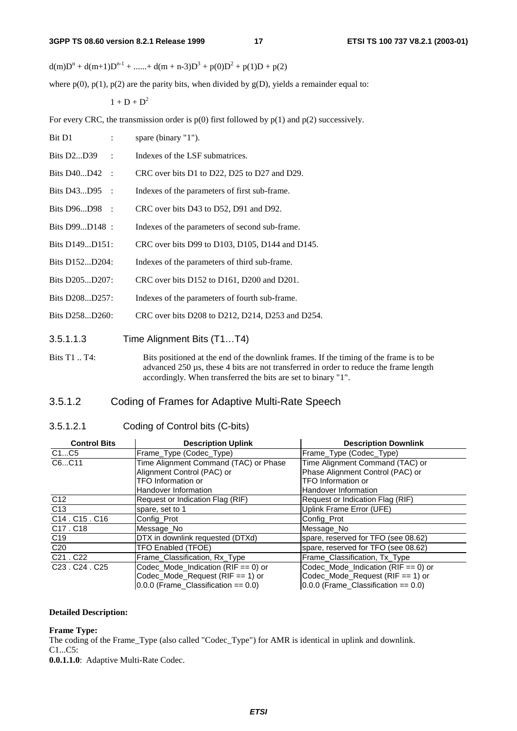$d(m)D^n + d(m+1)D^{n-1} + ...... + d(m + n-3)D^3 + p(0)D^2 + p(1)D + p(2)$

where p(0), p(1), p(2) are the parity bits, when divided by g(D), yields a remainder equal to:

$$1 + D + D^2$$

For every CRC, the transmission order is p(0) first followed by p(1) and p(2) successively.

Bit D1 : spare (binary "1").

Bits D2...D39 : Indexes of the LSF submatrices.

Bits D40...D42 : CRC over bits D1 to D22, D25 to D27 and D29.

Bits D43...D95 : Indexes of the parameters of first sub-frame.

Bits D96...D98 : CRC over bits D43 to D52, D91 and D92.

Bits D99...D148 : Indexes of the parameters of second sub-frame.

Bits D149...D151: CRC over bits D99 to D103, D105, D144 and D145.

Bits D152...D204: Indexes of the parameters of third sub-frame.

Bits D205...D207: CRC over bits D152 to D161, D200 and D201.

Bits D208...D257: Indexes of the parameters of fourth sub-frame.

Bits D258...D260: CRC over bits D208 to D212, D214, D253 and D254.

#### 3.5.1.1.3 Time Alignment Bits (T1…T4)

Bits T1 .. T4: Bits positioned at the end of the downlink frames. If the timing of the frame is to be advanced 250 µs, these 4 bits are not transferred in order to reduce the frame length accordingly. When transferred the bits are set to binary "1".

### 3.5.1.2 Coding of Frames for Adaptive Multi-Rate Speech

#### 3.5.1.2.1 Coding of Control bits (C-bits)

| Control Bits | Description Uplink | Description Downlink |
|---|---|---|
| C1...C5 | Frame_Type (Codec_Type) | Frame_Type (Codec_Type) |
| C6...C11 | Time Alignment Command (TAC) or Phase Alignment Control (PAC) or TFO Information or Handover Information | Time Alignment Command (TAC) or Phase Alignment Control (PAC) or TFO Information or Handover Information |
| C12 | Request or Indication Flag (RIF) | Request or Indication Flag (RIF) |
| C13 | spare, set to 1 | Uplink Frame Error (UFE) |
| C14 . C15 . C16 | Config_Prot | Config_Prot |
| C17 . C18 | Message_No | Message_No |
| C19 | DTX in downlink requested (DTXd) | spare, reserved for TFO (see 08.62) |
| C20 | TFO Enabled (TFOE) | spare, reserved for TFO (see 08.62) |
| C21 . C22 | Frame_Classification, Rx_Type | Frame_Classification, Tx_Type |
| C23 . C24 . C25 | Codec_Mode_Indication (RIF == 0) or Codec_Mode_Request (RIF == 1) or 0.0.0 (Frame_Classification == 0.0) | Codec_Mode_Indication (RIF == 0) or Codec_Mode_Request (RIF == 1) or 0.0.0 (Frame_Classification == 0.0) |

**Detailed Description:**

**Frame Type:**
The coding of the Frame_Type (also called "Codec_Type") for AMR is identical in uplink and downlink.
C1...C5:
**0.0.1.1.0**: Adaptive Multi-Rate Codec.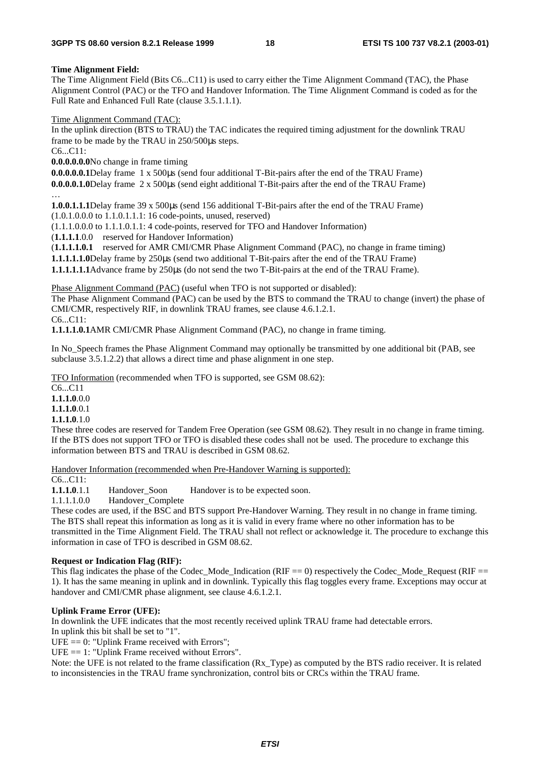**Time Alignment Field:**

The Time Alignment Field (Bits C6...C11) is used to carry either the Time Alignment Command (TAC), the Phase Alignment Control (PAC) or the TFO and Handover Information. The Time Alignment Command is coded as for the Full Rate and Enhanced Full Rate (clause 3.5.1.1.1).

Time Alignment Command (TAC):

In the uplink direction (BTS to TRAU) the TAC indicates the required timing adjustment for the downlink TRAU frame to be made by the TRAU in 250/500µs steps.

C6...C11:

**0.0.0.0.0.0**No change in frame timing

**0.0.0.0.0.1**Delay frame 1 x 500µs (send four additional T-Bit-pairs after the end of the TRAU Frame)

**0.0.0.0.1.0**Delay frame 2 x 500µs (send eight additional T-Bit-pairs after the end of the TRAU Frame)

…

**1.0.0.1.1.1**Delay frame 39 x 500µs (send 156 additional T-Bit-pairs after the end of the TRAU Frame)

(1.0.1.0.0.0 to 1.1.0.1.1.1: 16 code-points, unused, reserved)

(1.1.1.0.0.0 to 1.1.1.0.1.1: 4 code-points, reserved for TFO and Handover Information)

(**1.1.1.1**.0.0 reserved for Handover Information)

(**1.1.1.1.0.1** reserved for AMR CMI/CMR Phase Alignment Command (PAC), no change in frame timing)

**1.1.1.1.1.0**Delay frame by 250µs (send two additional T-Bit-pairs after the end of the TRAU Frame)

**1.1.1.1.1.1**Advance frame by 250µs (do not send the two T-Bit-pairs at the end of the TRAU Frame).

Phase Alignment Command (PAC) (useful when TFO is not supported or disabled):

The Phase Alignment Command (PAC) can be used by the BTS to command the TRAU to change (invert) the phase of CMI/CMR, respectively RIF, in downlink TRAU frames, see clause 4.6.1.2.1.

C6...C11:

**1.1.1.1.0.1**AMR CMI/CMR Phase Alignment Command (PAC), no change in frame timing.

In No_Speech frames the Phase Alignment Command may optionally be transmitted by one additional bit (PAB, see subclause 3.5.1.2.2) that allows a direct time and phase alignment in one step.

TFO Information (recommended when TFO is supported, see GSM 08.62):

C6...C11

**1.1.1.0**.0.0

**1.1.1.0**.0.1

**1.1.1.0**.1.0

These three codes are reserved for Tandem Free Operation (see GSM 08.62). They result in no change in frame timing. If the BTS does not support TFO or TFO is disabled these codes shall not be used. The procedure to exchange this information between BTS and TRAU is described in GSM 08.62.

Handover Information (recommended when Pre-Handover Warning is supported):

C6...C11:

**1.1.1.0**.1.1 Handover_Soon Handover is to be expected soon.

1.1.1.1.0.0 Handover_Complete

These codes are used, if the BSC and BTS support Pre-Handover Warning. They result in no change in frame timing. The BTS shall repeat this information as long as it is valid in every frame where no other information has to be transmitted in the Time Alignment Field. The TRAU shall not reflect or acknowledge it. The procedure to exchange this information in case of TFO is described in GSM 08.62.

**Request or Indication Flag (RIF):**

This flag indicates the phase of the Codec_Mode_Indication (RIF == 0) respectively the Codec_Mode_Request (RIF == 1). It has the same meaning in uplink and in downlink. Typically this flag toggles every frame. Exceptions may occur at handover and CMI/CMR phase alignment, see clause 4.6.1.2.1.

**Uplink Frame Error (UFE):**

In downlink the UFE indicates that the most recently received uplink TRAU frame had detectable errors.

In uplink this bit shall be set to "1".

UFE == 0: "Uplink Frame received with Errors";

UFE == 1: "Uplink Frame received without Errors".

Note: the UFE is not related to the frame classification (Rx_Type) as computed by the BTS radio receiver. It is related to inconsistencies in the TRAU frame synchronization, control bits or CRCs within the TRAU frame.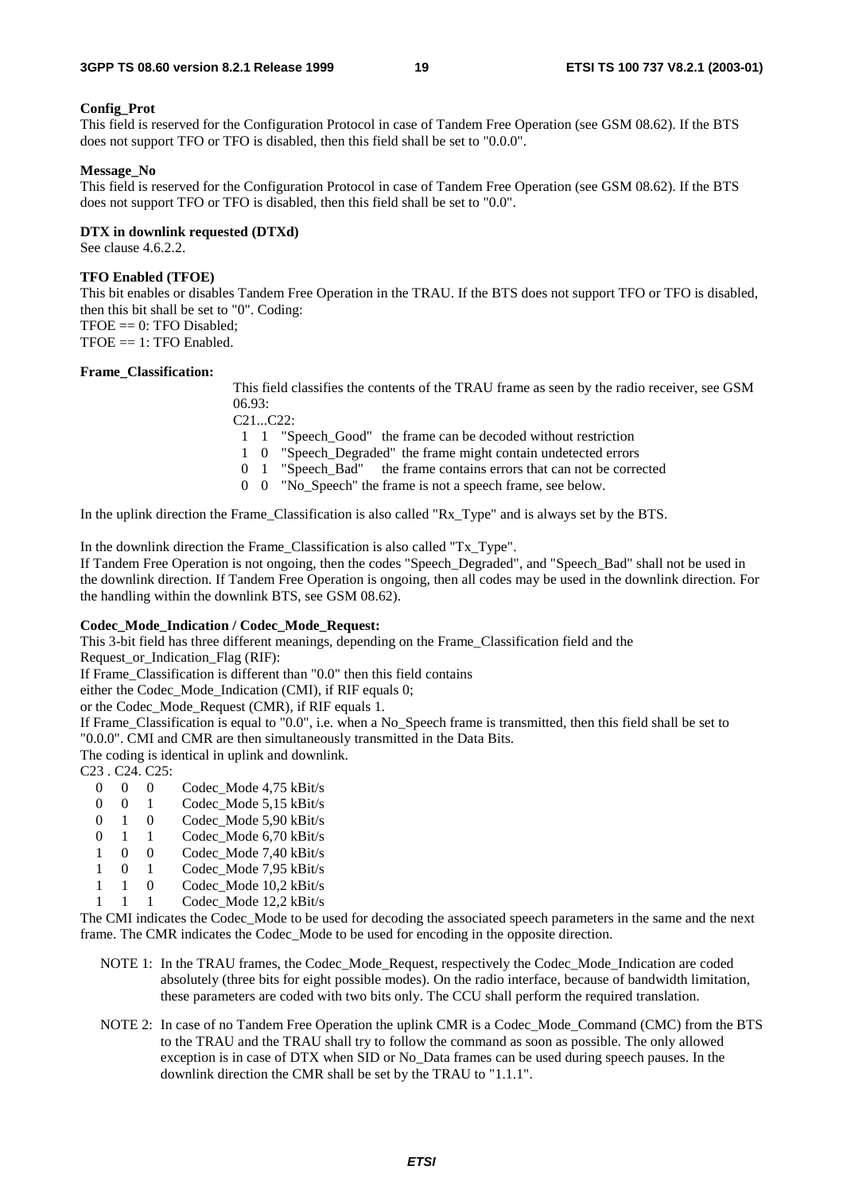**Config_Prot**

This field is reserved for the Configuration Protocol in case of Tandem Free Operation (see GSM 08.62). If the BTS does not support TFO or TFO is disabled, then this field shall be set to "0.0.0".

**Message_No**

This field is reserved for the Configuration Protocol in case of Tandem Free Operation (see GSM 08.62). If the BTS does not support TFO or TFO is disabled, then this field shall be set to "0.0".

**DTX in downlink requested (DTXd)**

See clause 4.6.2.2.

**TFO Enabled (TFOE)**

This bit enables or disables Tandem Free Operation in the TRAU. If the BTS does not support TFO or TFO is disabled, then this bit shall be set to "0". Coding:

TFOE == 0: TFO Disabled;

TFOE == 1: TFO Enabled.

**Frame_Classification:**

This field classifies the contents of the TRAU frame as seen by the radio receiver, see GSM 06.93:

C21...C22:

| C21 | C22 | | |
|---|---|---|---|
| 1 | 1 | "Speech_Good" | the frame can be decoded without restriction |
| 1 | 0 | "Speech_Degraded" | the frame might contain undetected errors |
| 0 | 1 | "Speech_Bad" | the frame contains errors that can not be corrected |
| 0 | 0 | "No_Speech" | the frame is not a speech frame, see below. |

In the uplink direction the Frame_Classification is also called "Rx_Type" and is always set by the BTS.

In the downlink direction the Frame_Classification is also called "Tx_Type".

If Tandem Free Operation is not ongoing, then the codes "Speech_Degraded", and "Speech_Bad" shall not be used in the downlink direction. If Tandem Free Operation is ongoing, then all codes may be used in the downlink direction. For the handling within the downlink BTS, see GSM 08.62).

**Codec_Mode_Indication / Codec_Mode_Request:**

This 3-bit field has three different meanings, depending on the Frame_Classification field and the Request_or_Indication_Flag (RIF):

If Frame_Classification is different than "0.0" then this field contains

either the Codec_Mode_Indication (CMI), if RIF equals 0;

or the Codec_Mode_Request (CMR), if RIF equals 1.

If Frame_Classification is equal to "0.0", i.e. when a No_Speech frame is transmitted, then this field shall be set to "0.0.0". CMI and CMR are then simultaneously transmitted in the Data Bits.

The coding is identical in uplink and downlink.

C23 . C24. C25:

| C23 | C24 | C25 | |
|---|---|---|---|
| 0 | 0 | 0 | Codec_Mode 4,75 kBit/s |
| 0 | 0 | 1 | Codec_Mode 5,15 kBit/s |
| 0 | 1 | 0 | Codec_Mode 5,90 kBit/s |
| 0 | 1 | 1 | Codec_Mode 6,70 kBit/s |
| 1 | 0 | 0 | Codec_Mode 7,40 kBit/s |
| 1 | 0 | 1 | Codec_Mode 7,95 kBit/s |
| 1 | 1 | 0 | Codec_Mode 10,2 kBit/s |
| 1 | 1 | 1 | Codec_Mode 12,2 kBit/s |

The CMI indicates the Codec_Mode to be used for decoding the associated speech parameters in the same and the next frame. The CMR indicates the Codec_Mode to be used for encoding in the opposite direction.

NOTE 1: In the TRAU frames, the Codec_Mode_Request, respectively the Codec_Mode_Indication are coded absolutely (three bits for eight possible modes). On the radio interface, because of bandwidth limitation, these parameters are coded with two bits only. The CCU shall perform the required translation.

NOTE 2: In case of no Tandem Free Operation the uplink CMR is a Codec_Mode_Command (CMC) from the BTS to the TRAU and the TRAU shall try to follow the command as soon as possible. The only allowed exception is in case of DTX when SID or No_Data frames can be used during speech pauses. In the downlink direction the CMR shall be set by the TRAU to "1.1.1".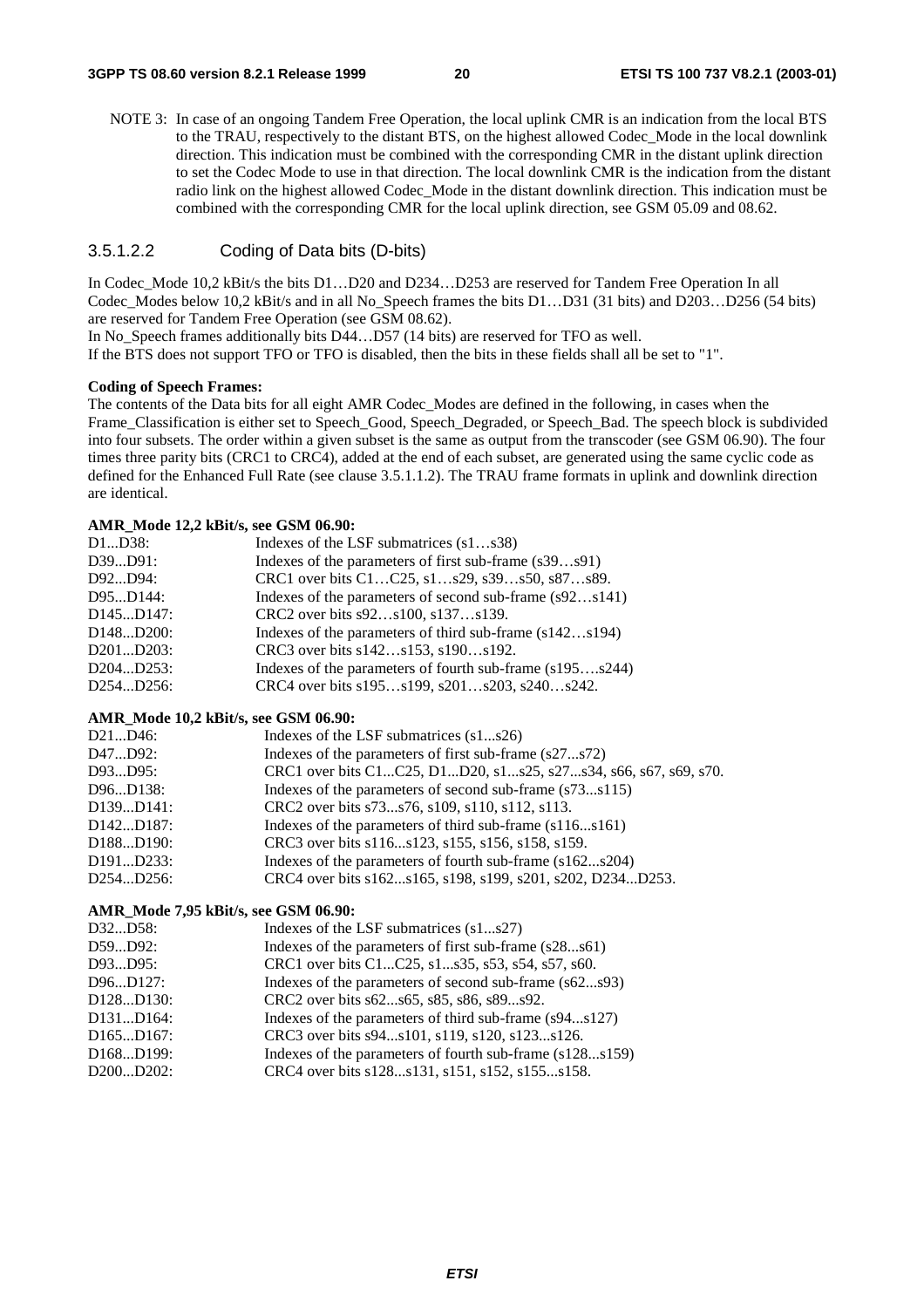NOTE 3: In case of an ongoing Tandem Free Operation, the local uplink CMR is an indication from the local BTS to the TRAU, respectively to the distant BTS, on the highest allowed Codec_Mode in the local downlink direction. This indication must be combined with the corresponding CMR in the distant uplink direction to set the Codec Mode to use in that direction. The local downlink CMR is the indication from the distant radio link on the highest allowed Codec_Mode in the distant downlink direction. This indication must be combined with the corresponding CMR for the local uplink direction, see GSM 05.09 and 08.62.

### 3.5.1.2.2 Coding of Data bits (D-bits)

In Codec_Mode 10,2 kBit/s the bits D1…D20 and D234…D253 are reserved for Tandem Free Operation In all Codec_Modes below 10,2 kBit/s and in all No_Speech frames the bits D1…D31 (31 bits) and D203…D256 (54 bits) are reserved for Tandem Free Operation (see GSM 08.62).
In No_Speech frames additionally bits D44…D57 (14 bits) are reserved for TFO as well.
If the BTS does not support TFO or TFO is disabled, then the bits in these fields shall all be set to "1".

**Coding of Speech Frames:**
The contents of the Data bits for all eight AMR Codec_Modes are defined in the following, in cases when the Frame_Classification is either set to Speech_Good, Speech_Degraded, or Speech_Bad. The speech block is subdivided into four subsets. The order within a given subset is the same as output from the transcoder (see GSM 06.90). The four times three parity bits (CRC1 to CRC4), added at the end of each subset, are generated using the same cyclic code as defined for the Enhanced Full Rate (see clause 3.5.1.1.2). The TRAU frame formats in uplink and downlink direction are identical.

**AMR_Mode 12,2 kBit/s, see GSM 06.90:**

| | |
|---|---|
| D1...D38: | Indexes of the LSF submatrices (s1…s38) |
| D39...D91: | Indexes of the parameters of first sub-frame (s39…s91) |
| D92...D94: | CRC1 over bits C1…C25, s1…s29, s39…s50, s87…s89. |
| D95...D144: | Indexes of the parameters of second sub-frame (s92…s141) |
| D145...D147: | CRC2 over bits s92…s100, s137…s139. |
| D148...D200: | Indexes of the parameters of third sub-frame (s142…s194) |
| D201...D203: | CRC3 over bits s142…s153, s190…s192. |
| D204...D253: | Indexes of the parameters of fourth sub-frame (s195….s244) |
| D254...D256: | CRC4 over bits s195…s199, s201…s203, s240…s242. |

**AMR_Mode 10,2 kBit/s, see GSM 06.90:**

| | |
|---|---|
| D21...D46: | Indexes of the LSF submatrices (s1...s26) |
| D47...D92: | Indexes of the parameters of first sub-frame (s27...s72) |
| D93...D95: | CRC1 over bits C1...C25, D1...D20, s1...s25, s27...s34, s66, s67, s69, s70. |
| D96...D138: | Indexes of the parameters of second sub-frame (s73...s115) |
| D139...D141: | CRC2 over bits s73...s76, s109, s110, s112, s113. |
| D142...D187: | Indexes of the parameters of third sub-frame (s116...s161) |
| D188...D190: | CRC3 over bits s116...s123, s155, s156, s158, s159. |
| D191...D233: | Indexes of the parameters of fourth sub-frame (s162...s204) |
| D254...D256: | CRC4 over bits s162...s165, s198, s199, s201, s202, D234...D253. |

**AMR_Mode 7,95 kBit/s, see GSM 06.90:**

| | |
|---|---|
| D32...D58: | Indexes of the LSF submatrices (s1...s27) |
| D59...D92: | Indexes of the parameters of first sub-frame (s28...s61) |
| D93...D95: | CRC1 over bits C1...C25, s1...s35, s53, s54, s57, s60. |
| D96...D127: | Indexes of the parameters of second sub-frame (s62...s93) |
| D128...D130: | CRC2 over bits s62...s65, s85, s86, s89...s92. |
| D131...D164: | Indexes of the parameters of third sub-frame (s94...s127) |
| D165...D167: | CRC3 over bits s94...s101, s119, s120, s123...s126. |
| D168...D199: | Indexes of the parameters of fourth sub-frame (s128...s159) |
| D200...D202: | CRC4 over bits s128...s131, s151, s152, s155...s158. |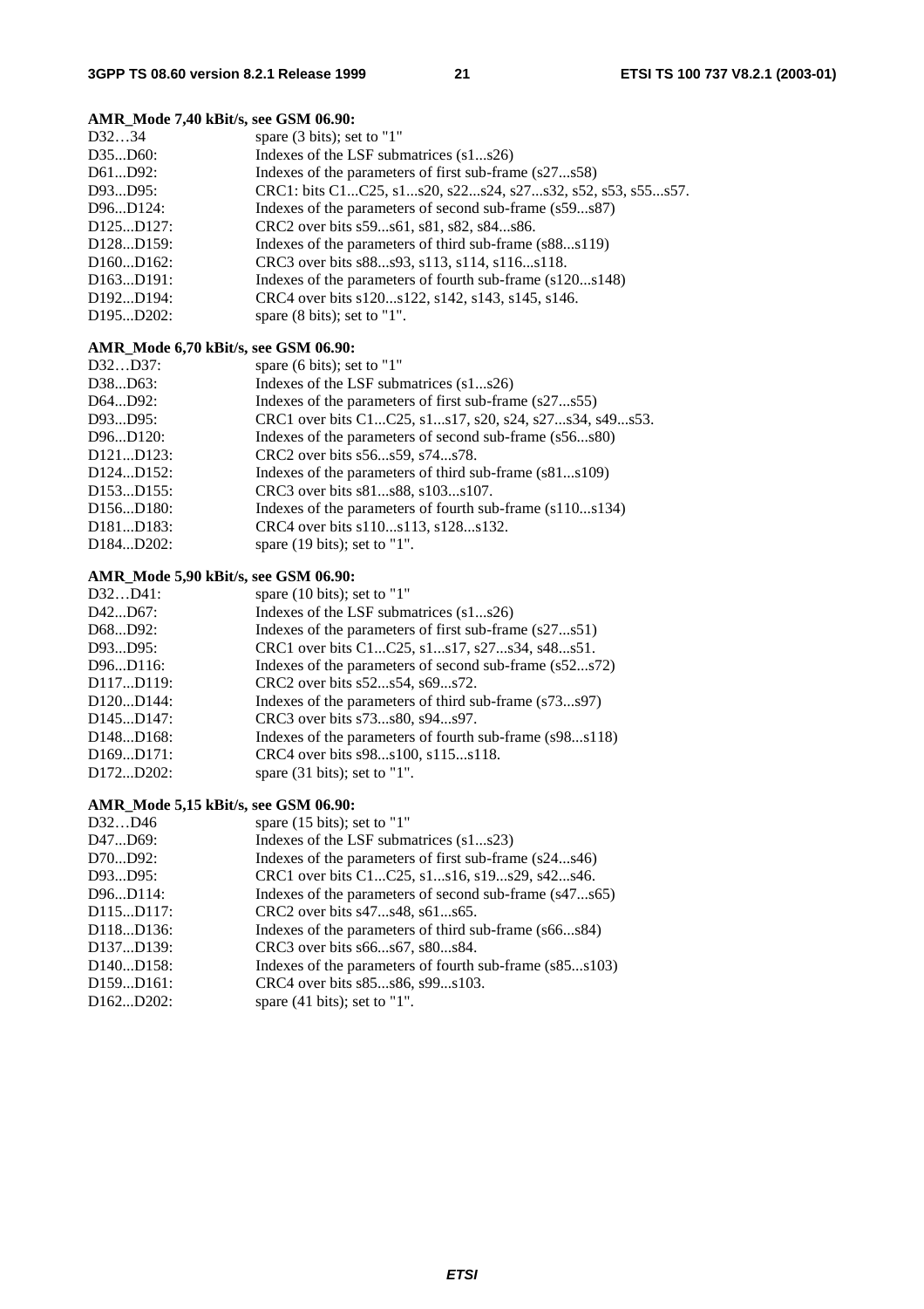**AMR_Mode 7,40 kBit/s, see GSM 06.90:**

| | |
|---|---|
| D32…34 | spare (3 bits); set to "1" |
| D35...D60: | Indexes of the LSF submatrices (s1...s26) |
| D61...D92: | Indexes of the parameters of first sub-frame (s27...s58) |
| D93...D95: | CRC1: bits C1...C25, s1...s20, s22...s24, s27...s32, s52, s53, s55...s57. |
| D96...D124: | Indexes of the parameters of second sub-frame (s59...s87) |
| D125...D127: | CRC2 over bits s59...s61, s81, s82, s84...s86. |
| D128...D159: | Indexes of the parameters of third sub-frame (s88...s119) |
| D160...D162: | CRC3 over bits s88...s93, s113, s114, s116...s118. |
| D163...D191: | Indexes of the parameters of fourth sub-frame (s120...s148) |
| D192...D194: | CRC4 over bits s120...s122, s142, s143, s145, s146. |
| D195...D202: | spare (8 bits); set to "1". |

**AMR_Mode 6,70 kBit/s, see GSM 06.90:**

| | |
|---|---|
| D32…D37: | spare (6 bits); set to "1" |
| D38...D63: | Indexes of the LSF submatrices (s1...s26) |
| D64...D92: | Indexes of the parameters of first sub-frame (s27...s55) |
| D93...D95: | CRC1 over bits C1...C25, s1...s17, s20, s24, s27...s34, s49...s53. |
| D96...D120: | Indexes of the parameters of second sub-frame (s56...s80) |
| D121...D123: | CRC2 over bits s56...s59, s74...s78. |
| D124...D152: | Indexes of the parameters of third sub-frame (s81...s109) |
| D153...D155: | CRC3 over bits s81...s88, s103...s107. |
| D156...D180: | Indexes of the parameters of fourth sub-frame (s110...s134) |
| D181...D183: | CRC4 over bits s110...s113, s128...s132. |
| D184...D202: | spare (19 bits); set to "1". |

**AMR_Mode 5,90 kBit/s, see GSM 06.90:**

| | |
|---|---|
| D32…D41: | spare (10 bits); set to "1" |
| D42...D67: | Indexes of the LSF submatrices (s1...s26) |
| D68...D92: | Indexes of the parameters of first sub-frame (s27...s51) |
| D93...D95: | CRC1 over bits C1...C25, s1...s17, s27...s34, s48...s51. |
| D96...D116: | Indexes of the parameters of second sub-frame (s52...s72) |
| D117...D119: | CRC2 over bits s52...s54, s69...s72. |
| D120...D144: | Indexes of the parameters of third sub-frame (s73...s97) |
| D145...D147: | CRC3 over bits s73...s80, s94...s97. |
| D148...D168: | Indexes of the parameters of fourth sub-frame (s98...s118) |
| D169...D171: | CRC4 over bits s98...s100, s115...s118. |
| D172...D202: | spare (31 bits); set to "1". |

**AMR_Mode 5,15 kBit/s, see GSM 06.90:**

| | |
|---|---|
| D32…D46 | spare (15 bits); set to "1" |
| D47...D69: | Indexes of the LSF submatrices (s1...s23) |
| D70...D92: | Indexes of the parameters of first sub-frame (s24...s46) |
| D93...D95: | CRC1 over bits C1...C25, s1...s16, s19...s29, s42...s46. |
| D96...D114: | Indexes of the parameters of second sub-frame (s47...s65) |
| D115...D117: | CRC2 over bits s47...s48, s61...s65. |
| D118...D136: | Indexes of the parameters of third sub-frame (s66...s84) |
| D137...D139: | CRC3 over bits s66...s67, s80...s84. |
| D140...D158: | Indexes of the parameters of fourth sub-frame (s85...s103) |
| D159...D161: | CRC4 over bits s85...s86, s99...s103. |
| D162...D202: | spare (41 bits); set to "1". |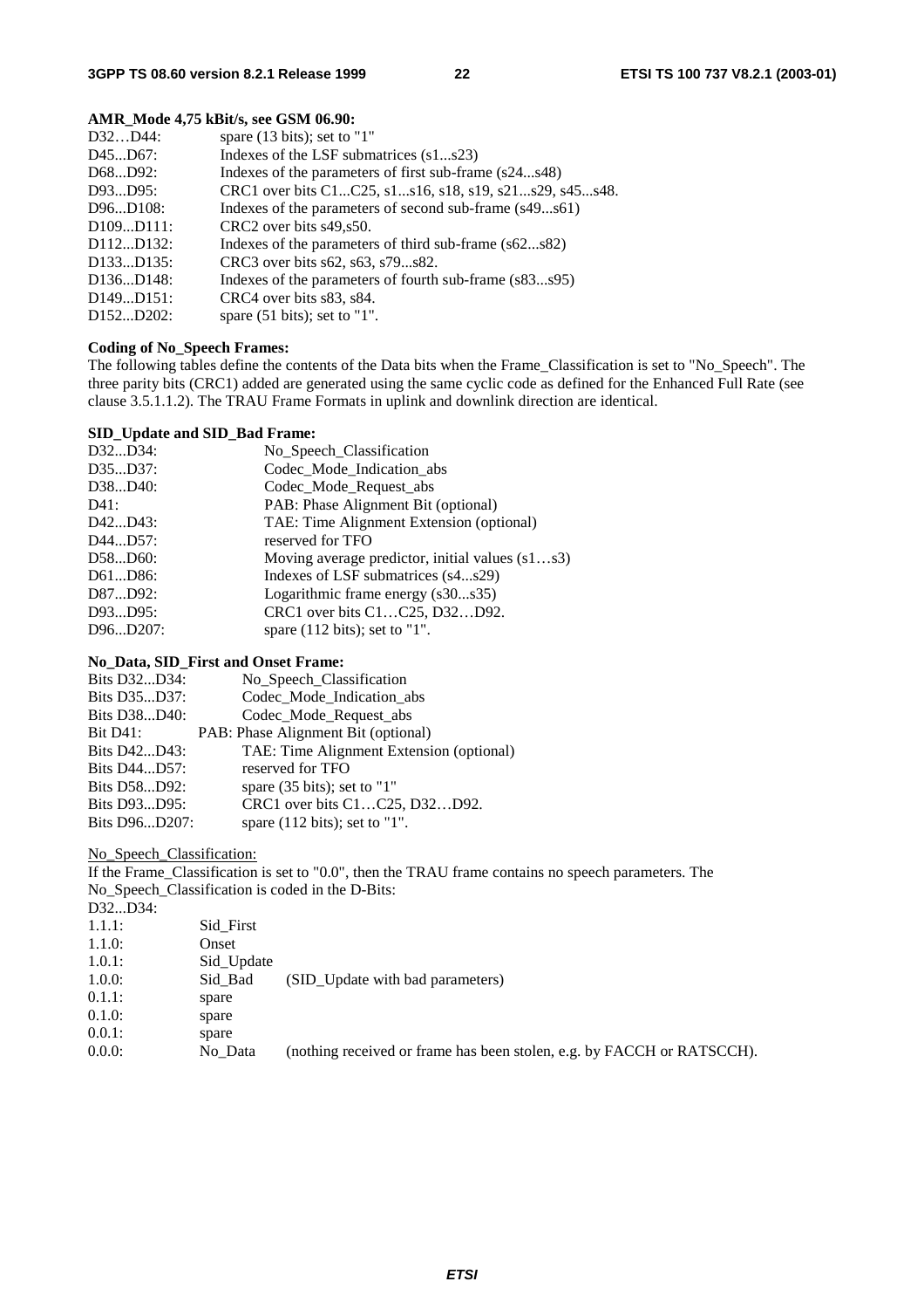**AMR_Mode 4,75 kBit/s, see GSM 06.90:**

| | |
|---|---|
| D32…D44: | spare (13 bits); set to "1" |
| D45...D67: | Indexes of the LSF submatrices (s1...s23) |
| D68...D92: | Indexes of the parameters of first sub-frame (s24...s48) |
| D93...D95: | CRC1 over bits C1...C25, s1...s16, s18, s19, s21...s29, s45...s48. |
| D96...D108: | Indexes of the parameters of second sub-frame (s49...s61) |
| D109...D111: | CRC2 over bits s49,s50. |
| D112...D132: | Indexes of the parameters of third sub-frame (s62...s82) |
| D133...D135: | CRC3 over bits s62, s63, s79...s82. |
| D136...D148: | Indexes of the parameters of fourth sub-frame (s83...s95) |
| D149...D151: | CRC4 over bits s83, s84. |
| D152...D202: | spare (51 bits); set to "1". |

**Coding of No_Speech Frames:**

The following tables define the contents of the Data bits when the Frame_Classification is set to "No_Speech". The three parity bits (CRC1) added are generated using the same cyclic code as defined for the Enhanced Full Rate (see clause 3.5.1.1.2). The TRAU Frame Formats in uplink and downlink direction are identical.

**SID_Update and SID_Bad Frame:**

| | |
|---|---|
| D32...D34: | No_Speech_Classification |
| D35...D37: | Codec_Mode_Indication_abs |
| D38...D40: | Codec_Mode_Request_abs |
| D41: | PAB: Phase Alignment Bit (optional) |
| D42...D43: | TAE: Time Alignment Extension (optional) |
| D44...D57: | reserved for TFO |
| D58...D60: | Moving average predictor, initial values (s1…s3) |
| D61...D86: | Indexes of LSF submatrices (s4...s29) |
| D87...D92: | Logarithmic frame energy (s30...s35) |
| D93...D95: | CRC1 over bits C1…C25, D32…D92. |
| D96...D207: | spare (112 bits); set to "1". |

**No_Data, SID_First and Onset Frame:**

| | |
|---|---|
| Bits D32...D34: | No_Speech_Classification |
| Bits D35...D37: | Codec_Mode_Indication_abs |
| Bits D38...D40: | Codec_Mode_Request_abs |
| Bit D41: | PAB: Phase Alignment Bit (optional) |
| Bits D42...D43: | TAE: Time Alignment Extension (optional) |
| Bits D44...D57: | reserved for TFO |
| Bits D58...D92: | spare (35 bits); set to "1" |
| Bits D93...D95: | CRC1 over bits C1…C25, D32…D92. |
| Bits D96...D207: | spare (112 bits); set to "1". |

<u>No_Speech_Classification:</u>

If the Frame_Classification is set to "0.0", then the TRAU frame contains no speech parameters. The No_Speech_Classification is coded in the D-Bits:

| D32...D34: | | |
|---|---|---|
| 1.1.1: | Sid_First | |
| 1.1.0: | Onset | |
| 1.0.1: | Sid_Update | |
| 1.0.0: | Sid_Bad | (SID_Update with bad parameters) |
| 0.1.1: | spare | |
| 0.1.0: | spare | |
| 0.0.1: | spare | |
| 0.0.0: | No_Data | (nothing received or frame has been stolen, e.g. by FACCH or RATSCCH). |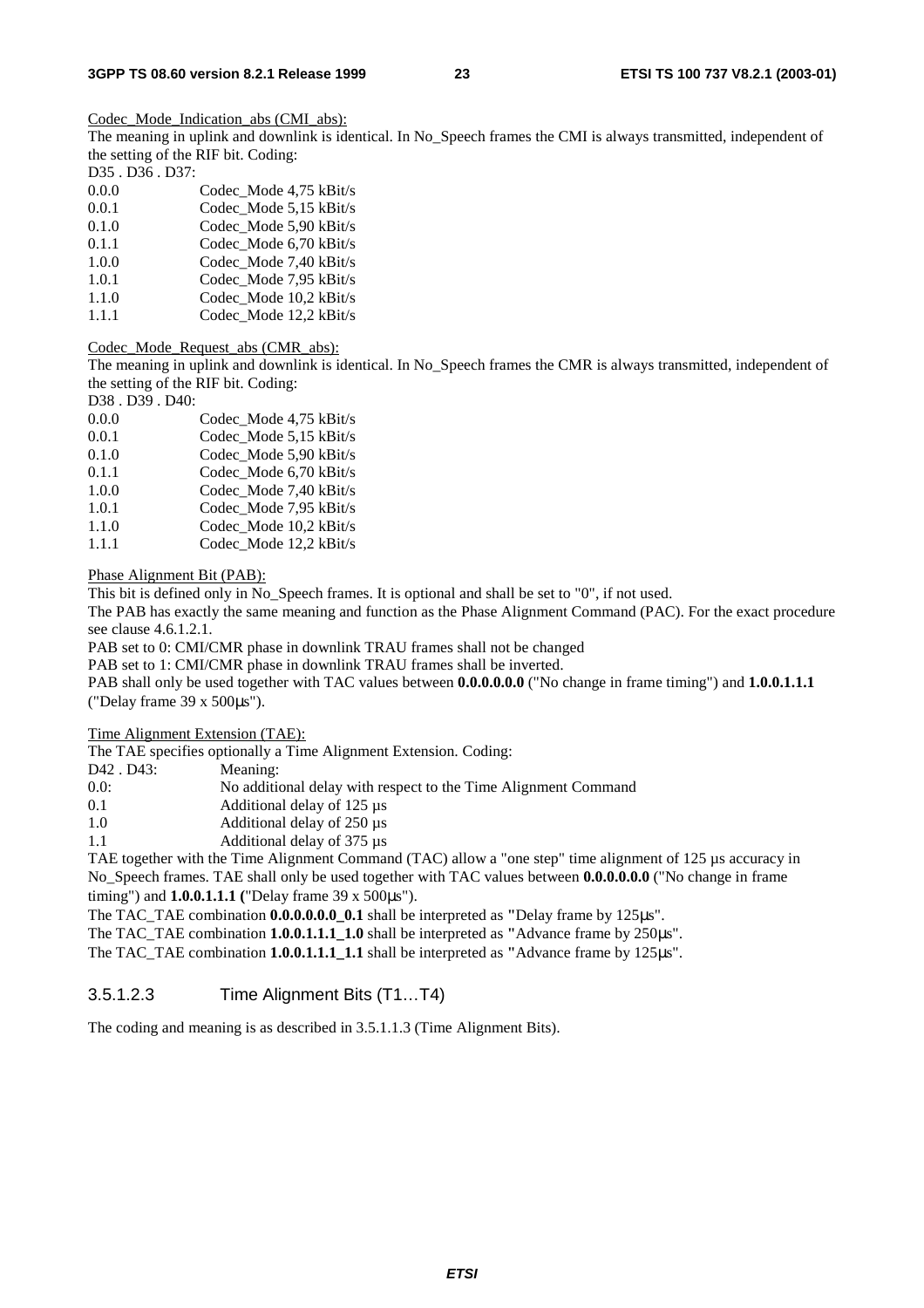Codec_Mode_Indication_abs (CMI_abs):

The meaning in uplink and downlink is identical. In No_Speech frames the CMI is always transmitted, independent of the setting of the RIF bit. Coding:

D35 . D36 . D37:

| | |
|---|---|
| 0.0.0 | Codec_Mode 4,75 kBit/s |
| 0.0.1 | Codec_Mode 5,15 kBit/s |
| 0.1.0 | Codec_Mode 5,90 kBit/s |
| 0.1.1 | Codec_Mode 6,70 kBit/s |
| 1.0.0 | Codec_Mode 7,40 kBit/s |
| 1.0.1 | Codec_Mode 7,95 kBit/s |
| 1.1.0 | Codec_Mode 10,2 kBit/s |
| 1.1.1 | Codec_Mode 12,2 kBit/s |

Codec_Mode_Request_abs (CMR_abs):

The meaning in uplink and downlink is identical. In No_Speech frames the CMR is always transmitted, independent of the setting of the RIF bit. Coding:

D38 . D39 . D40:

| | |
|---|---|
| 0.0.0 | Codec_Mode 4,75 kBit/s |
| 0.0.1 | Codec_Mode 5,15 kBit/s |
| 0.1.0 | Codec_Mode 5,90 kBit/s |
| 0.1.1 | Codec_Mode 6,70 kBit/s |
| 1.0.0 | Codec_Mode 7,40 kBit/s |
| 1.0.1 | Codec_Mode 7,95 kBit/s |
| 1.1.0 | Codec_Mode 10,2 kBit/s |
| 1.1.1 | Codec_Mode 12,2 kBit/s |

Phase Alignment Bit (PAB):

This bit is defined only in No_Speech frames. It is optional and shall be set to "0", if not used.

The PAB has exactly the same meaning and function as the Phase Alignment Command (PAC). For the exact procedure see clause 4.6.1.2.1.

PAB set to 0: CMI/CMR phase in downlink TRAU frames shall not be changed

PAB set to 1: CMI/CMR phase in downlink TRAU frames shall be inverted.

PAB shall only be used together with TAC values between **0.0.0.0.0.0** ("No change in frame timing") and **1.0.0.1.1.1** ("Delay frame 39 x 500µs").

Time Alignment Extension (TAE):

The TAE specifies optionally a Time Alignment Extension. Coding:

| D42 . D43: | Meaning: |
|---|---|
| 0.0: | No additional delay with respect to the Time Alignment Command |
| 0.1 | Additional delay of 125 µs |
| 1.0 | Additional delay of 250 µs |
| 1.1 | Additional delay of 375 µs |

TAE together with the Time Alignment Command (TAC) allow a "one step" time alignment of 125 µs accuracy in No_Speech frames. TAE shall only be used together with TAC values between **0.0.0.0.0.0** ("No change in frame timing") and **1.0.0.1.1.1 (**"Delay frame 39 x 500µs").

The TAC_TAE combination **0.0.0.0.0.0_0.1** shall be interpreted as **"**Delay frame by 125µs".

The TAC_TAE combination **1.0.0.1.1.1_1.0** shall be interpreted as **"**Advance frame by 250µs".

The TAC_TAE combination **1.0.0.1.1.1_1.1** shall be interpreted as **"**Advance frame by 125µs".

### 3.5.1.2.3 Time Alignment Bits (T1…T4)

The coding and meaning is as described in 3.5.1.1.3 (Time Alignment Bits).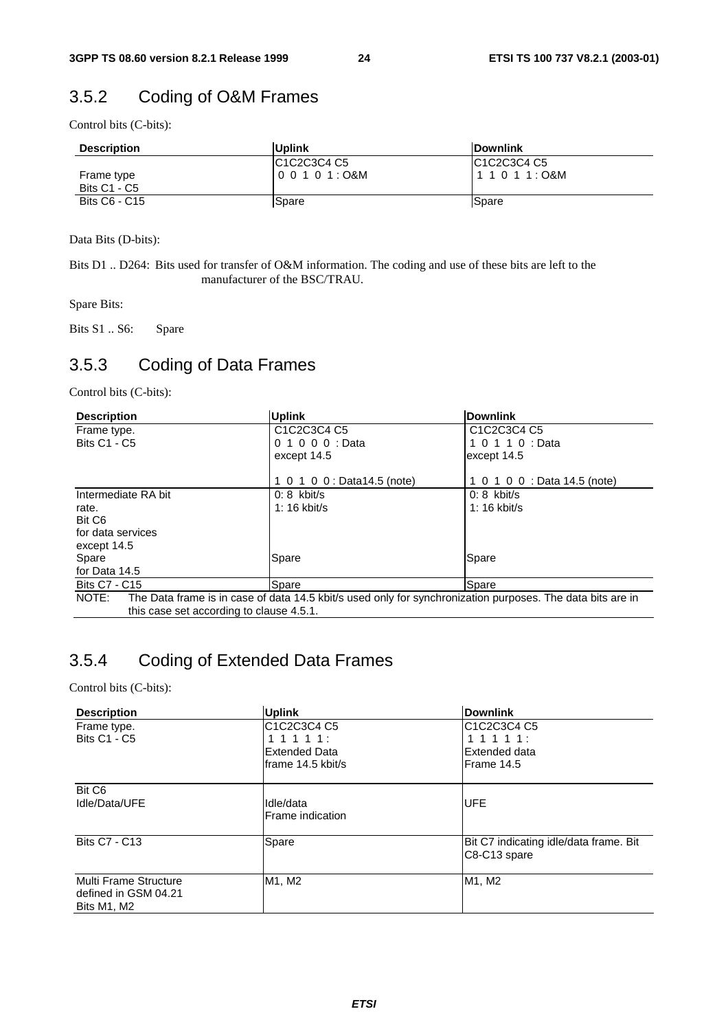## 3.5.2 Coding of O&M Frames

Control bits (C-bits):

| Description | Uplink | Downlink |
|---|---|---|
| Frame type<br>Bits C1 - C5 | C1C2C3C4 C5<br>0 0 1 0 1 : O&M | C1C2C3C4 C5<br>1 1 0 1 1 : O&M |
| Bits C6 - C15 | Spare | Spare |

Data Bits (D-bits):

Bits D1 .. D264: Bits used for transfer of O&M information. The coding and use of these bits are left to the manufacturer of the BSC/TRAU.

Spare Bits:

Bits S1 .. S6: Spare

## 3.5.3 Coding of Data Frames

Control bits (C-bits):

| Description | Uplink | Downlink |
|---|---|---|
| Frame type.<br>Bits C1 - C5 | C1C2C3C4 C5<br>0 1 0 0 0 : Data except 14.5<br><br>1 0 1 0 0 : Data14.5 (note) | C1C2C3C4 C5<br>1 0 1 1 0 : Data except 14.5<br><br>1 0 1 0 0 : Data 14.5 (note) |
| Intermediate RA bit rate.<br>Bit C6<br>for data services except 14.5<br>Spare<br>for Data 14.5 | 0: 8 kbit/s<br>1: 16 kbit/s<br><br><br><br>Spare | 0: 8 kbit/s<br>1: 16 kbit/s<br><br><br><br>Spare |
| Bits C7 - C15 | Spare | Spare |
| NOTE: The Data frame is in case of data 14.5 kbit/s used only for synchronization purposes. The data bits are in this case set according to clause 4.5.1. | | |

## 3.5.4 Coding of Extended Data Frames

Control bits (C-bits):

| Description | Uplink | Downlink |
|---|---|---|
| Frame type.<br>Bits C1 - C5 | C1C2C3C4 C5<br>1 1 1 1 1 :<br>Extended Data frame 14.5 kbit/s | C1C2C3C4 C5<br>1 1 1 1 1 :<br>Extended data Frame 14.5 |
| Bit C6<br>Idle/Data/UFE | Idle/data<br>Frame indication | UFE |
| Bits C7 - C13 | Spare | Bit C7 indicating idle/data frame. Bit C8-C13 spare |
| Multi Frame Structure defined in GSM 04.21<br>Bits M1, M2 | M1, M2 | M1, M2 |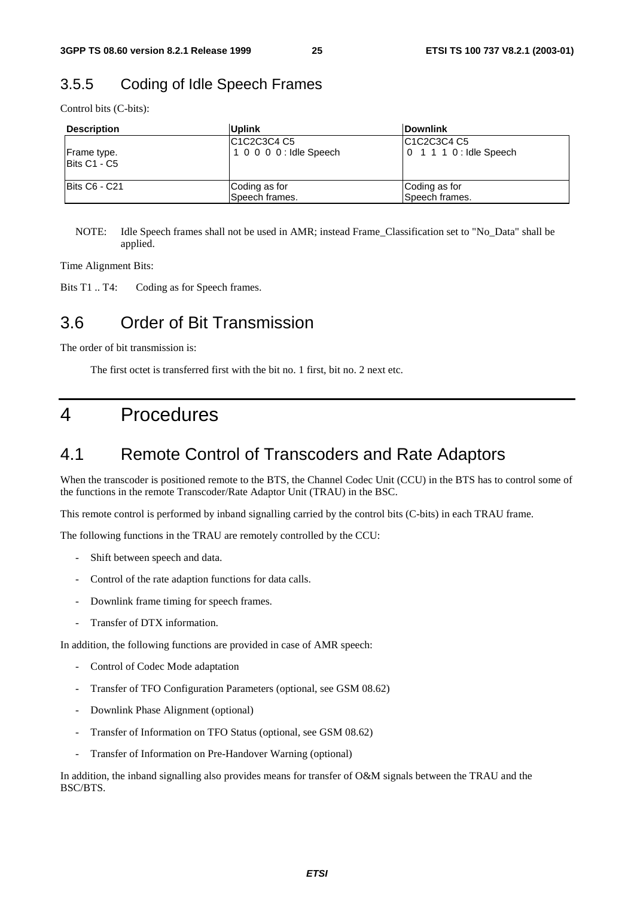### 3.5.5 Coding of Idle Speech Frames

Control bits (C-bits):

| Description | Uplink | Downlink |
|---|---|---|
| Frame type.<br>Bits C1 - C5 | C1C2C3C4 C5<br>1 0 0 0 0 : Idle Speech | C1C2C3C4 C5<br>0 1 1 1 0 : Idle Speech |
| Bits C6 - C21 | Coding as for<br>Speech frames. | Coding as for<br>Speech frames. |

NOTE: Idle Speech frames shall not be used in AMR; instead Frame_Classification set to "No_Data" shall be applied.

Time Alignment Bits:

Bits T1 .. T4: Coding as for Speech frames.

## 3.6 Order of Bit Transmission

The order of bit transmission is:

The first octet is transferred first with the bit no. 1 first, bit no. 2 next etc.

# 4 Procedures

## 4.1 Remote Control of Transcoders and Rate Adaptors

When the transcoder is positioned remote to the BTS, the Channel Codec Unit (CCU) in the BTS has to control some of the functions in the remote Transcoder/Rate Adaptor Unit (TRAU) in the BSC.

This remote control is performed by inband signalling carried by the control bits (C-bits) in each TRAU frame.

The following functions in the TRAU are remotely controlled by the CCU:

- Shift between speech and data.
- Control of the rate adaption functions for data calls.
- Downlink frame timing for speech frames.
- Transfer of DTX information.

In addition, the following functions are provided in case of AMR speech:

- Control of Codec Mode adaptation
- Transfer of TFO Configuration Parameters (optional, see GSM 08.62)
- Downlink Phase Alignment (optional)
- Transfer of Information on TFO Status (optional, see GSM 08.62)
- Transfer of Information on Pre-Handover Warning (optional)

In addition, the inband signalling also provides means for transfer of O&M signals between the TRAU and the BSC/BTS.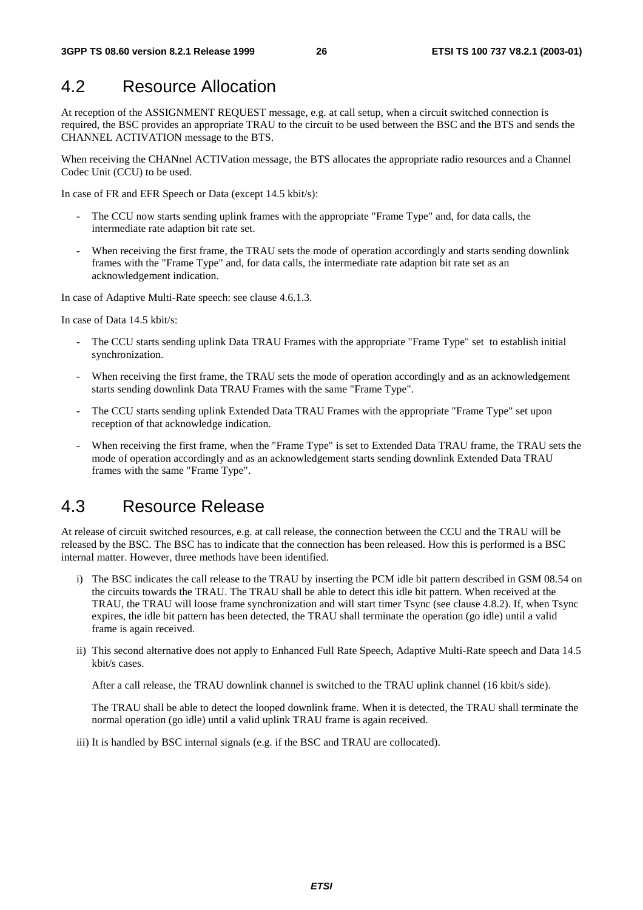## 4.2 Resource Allocation

At reception of the ASSIGNMENT REQUEST message, e.g. at call setup, when a circuit switched connection is required, the BSC provides an appropriate TRAU to the circuit to be used between the BSC and the BTS and sends the CHANNEL ACTIVATION message to the BTS.

When receiving the CHANnel ACTIVation message, the BTS allocates the appropriate radio resources and a Channel Codec Unit (CCU) to be used.

In case of FR and EFR Speech or Data (except 14.5 kbit/s):

- The CCU now starts sending uplink frames with the appropriate "Frame Type" and, for data calls, the intermediate rate adaption bit rate set.
- When receiving the first frame, the TRAU sets the mode of operation accordingly and starts sending downlink frames with the "Frame Type" and, for data calls, the intermediate rate adaption bit rate set as an acknowledgement indication.

In case of Adaptive Multi-Rate speech: see clause 4.6.1.3.

In case of Data 14.5 kbit/s:

- The CCU starts sending uplink Data TRAU Frames with the appropriate "Frame Type" set to establish initial synchronization.
- When receiving the first frame, the TRAU sets the mode of operation accordingly and as an acknowledgement starts sending downlink Data TRAU Frames with the same "Frame Type".
- The CCU starts sending uplink Extended Data TRAU Frames with the appropriate "Frame Type" set upon reception of that acknowledge indication.
- When receiving the first frame, when the "Frame Type" is set to Extended Data TRAU frame, the TRAU sets the mode of operation accordingly and as an acknowledgement starts sending downlink Extended Data TRAU frames with the same "Frame Type".

## 4.3 Resource Release

At release of circuit switched resources, e.g. at call release, the connection between the CCU and the TRAU will be released by the BSC. The BSC has to indicate that the connection has been released. How this is performed is a BSC internal matter. However, three methods have been identified.

i) The BSC indicates the call release to the TRAU by inserting the PCM idle bit pattern described in GSM 08.54 on the circuits towards the TRAU. The TRAU shall be able to detect this idle bit pattern. When received at the TRAU, the TRAU will loose frame synchronization and will start timer Tsync (see clause 4.8.2). If, when Tsync expires, the idle bit pattern has been detected, the TRAU shall terminate the operation (go idle) until a valid frame is again received.

ii) This second alternative does not apply to Enhanced Full Rate Speech, Adaptive Multi-Rate speech and Data 14.5 kbit/s cases.

   After a call release, the TRAU downlink channel is switched to the TRAU uplink channel (16 kbit/s side).

   The TRAU shall be able to detect the looped downlink frame. When it is detected, the TRAU shall terminate the normal operation (go idle) until a valid uplink TRAU frame is again received.

iii) It is handled by BSC internal signals (e.g. if the BSC and TRAU are collocated).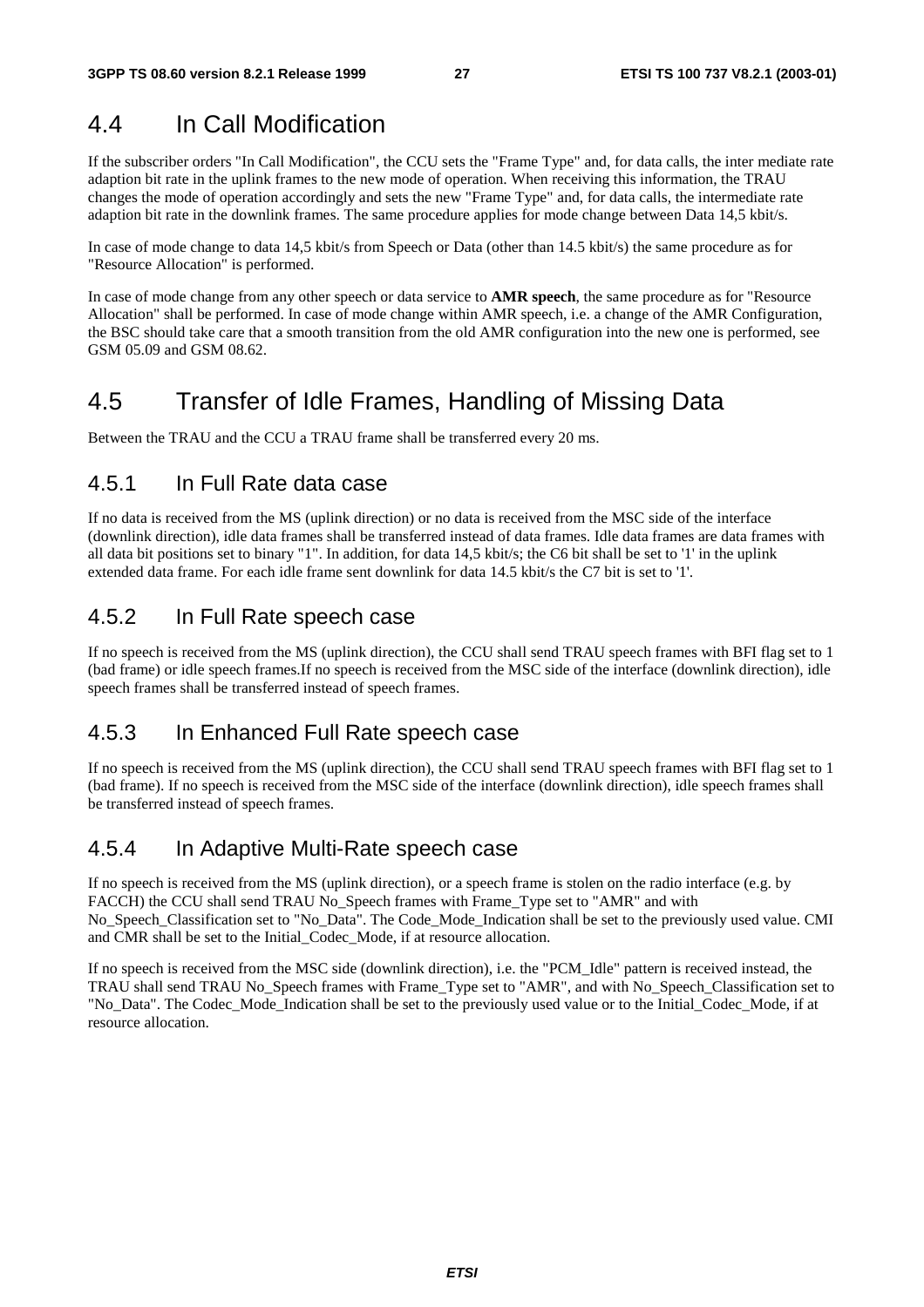## 4.4 In Call Modification

If the subscriber orders "In Call Modification", the CCU sets the "Frame Type" and, for data calls, the inter mediate rate adaption bit rate in the uplink frames to the new mode of operation. When receiving this information, the TRAU changes the mode of operation accordingly and sets the new "Frame Type" and, for data calls, the intermediate rate adaption bit rate in the downlink frames. The same procedure applies for mode change between Data 14,5 kbit/s.

In case of mode change to data 14,5 kbit/s from Speech or Data (other than 14.5 kbit/s) the same procedure as for "Resource Allocation" is performed.

In case of mode change from any other speech or data service to **AMR speech**, the same procedure as for "Resource Allocation" shall be performed. In case of mode change within AMR speech, i.e. a change of the AMR Configuration, the BSC should take care that a smooth transition from the old AMR configuration into the new one is performed, see GSM 05.09 and GSM 08.62.

## 4.5 Transfer of Idle Frames, Handling of Missing Data

Between the TRAU and the CCU a TRAU frame shall be transferred every 20 ms.

### 4.5.1 In Full Rate data case

If no data is received from the MS (uplink direction) or no data is received from the MSC side of the interface (downlink direction), idle data frames shall be transferred instead of data frames. Idle data frames are data frames with all data bit positions set to binary "1". In addition, for data 14,5 kbit/s; the C6 bit shall be set to '1' in the uplink extended data frame. For each idle frame sent downlink for data 14.5 kbit/s the C7 bit is set to '1'.

### 4.5.2 In Full Rate speech case

If no speech is received from the MS (uplink direction), the CCU shall send TRAU speech frames with BFI flag set to 1 (bad frame) or idle speech frames.If no speech is received from the MSC side of the interface (downlink direction), idle speech frames shall be transferred instead of speech frames.

### 4.5.3 In Enhanced Full Rate speech case

If no speech is received from the MS (uplink direction), the CCU shall send TRAU speech frames with BFI flag set to 1 (bad frame). If no speech is received from the MSC side of the interface (downlink direction), idle speech frames shall be transferred instead of speech frames.

### 4.5.4 In Adaptive Multi-Rate speech case

If no speech is received from the MS (uplink direction), or a speech frame is stolen on the radio interface (e.g. by FACCH) the CCU shall send TRAU No_Speech frames with Frame_Type set to "AMR" and with No_Speech_Classification set to "No_Data". The Code_Mode_Indication shall be set to the previously used value. CMI and CMR shall be set to the Initial_Codec_Mode, if at resource allocation.

If no speech is received from the MSC side (downlink direction), i.e. the "PCM_Idle" pattern is received instead, the TRAU shall send TRAU No_Speech frames with Frame_Type set to "AMR", and with No_Speech_Classification set to "No_Data". The Codec_Mode_Indication shall be set to the previously used value or to the Initial_Codec_Mode, if at resource allocation.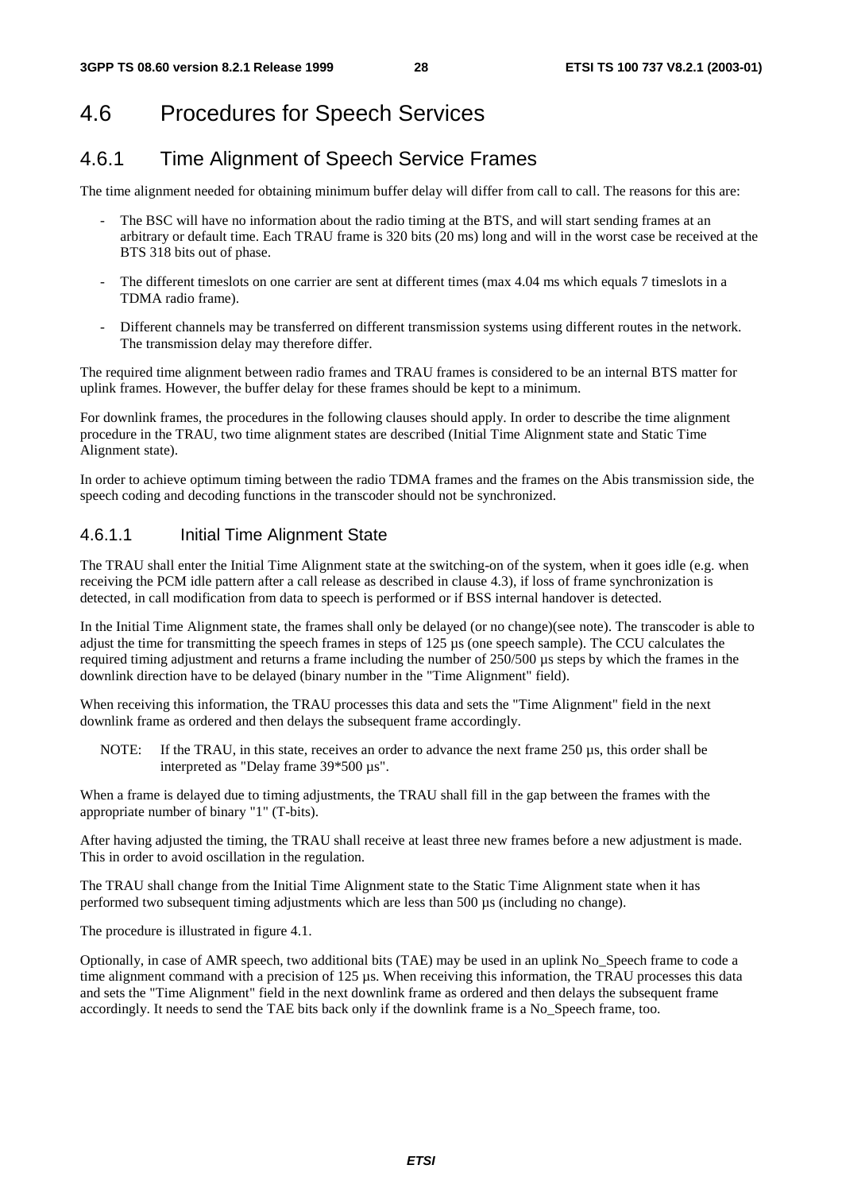# 4.6 Procedures for Speech Services

## 4.6.1 Time Alignment of Speech Service Frames

The time alignment needed for obtaining minimum buffer delay will differ from call to call. The reasons for this are:

- The BSC will have no information about the radio timing at the BTS, and will start sending frames at an arbitrary or default time. Each TRAU frame is 320 bits (20 ms) long and will in the worst case be received at the BTS 318 bits out of phase.
- The different timeslots on one carrier are sent at different times (max 4.04 ms which equals 7 timeslots in a TDMA radio frame).
- Different channels may be transferred on different transmission systems using different routes in the network. The transmission delay may therefore differ.

The required time alignment between radio frames and TRAU frames is considered to be an internal BTS matter for uplink frames. However, the buffer delay for these frames should be kept to a minimum.

For downlink frames, the procedures in the following clauses should apply. In order to describe the time alignment procedure in the TRAU, two time alignment states are described (Initial Time Alignment state and Static Time Alignment state).

In order to achieve optimum timing between the radio TDMA frames and the frames on the Abis transmission side, the speech coding and decoding functions in the transcoder should not be synchronized.

### 4.6.1.1 Initial Time Alignment State

The TRAU shall enter the Initial Time Alignment state at the switching-on of the system, when it goes idle (e.g. when receiving the PCM idle pattern after a call release as described in clause 4.3), if loss of frame synchronization is detected, in call modification from data to speech is performed or if BSS internal handover is detected.

In the Initial Time Alignment state, the frames shall only be delayed (or no change)(see note). The transcoder is able to adjust the time for transmitting the speech frames in steps of 125 µs (one speech sample). The CCU calculates the required timing adjustment and returns a frame including the number of 250/500 µs steps by which the frames in the downlink direction have to be delayed (binary number in the "Time Alignment" field).

When receiving this information, the TRAU processes this data and sets the "Time Alignment" field in the next downlink frame as ordered and then delays the subsequent frame accordingly.

NOTE: If the TRAU, in this state, receives an order to advance the next frame 250 µs, this order shall be interpreted as "Delay frame 39*500 µs".

When a frame is delayed due to timing adjustments, the TRAU shall fill in the gap between the frames with the appropriate number of binary "1" (T-bits).

After having adjusted the timing, the TRAU shall receive at least three new frames before a new adjustment is made. This in order to avoid oscillation in the regulation.

The TRAU shall change from the Initial Time Alignment state to the Static Time Alignment state when it has performed two subsequent timing adjustments which are less than 500 µs (including no change).

The procedure is illustrated in figure 4.1.

Optionally, in case of AMR speech, two additional bits (TAE) may be used in an uplink No_Speech frame to code a time alignment command with a precision of 125 µs. When receiving this information, the TRAU processes this data and sets the "Time Alignment" field in the next downlink frame as ordered and then delays the subsequent frame accordingly. It needs to send the TAE bits back only if the downlink frame is a No_Speech frame, too.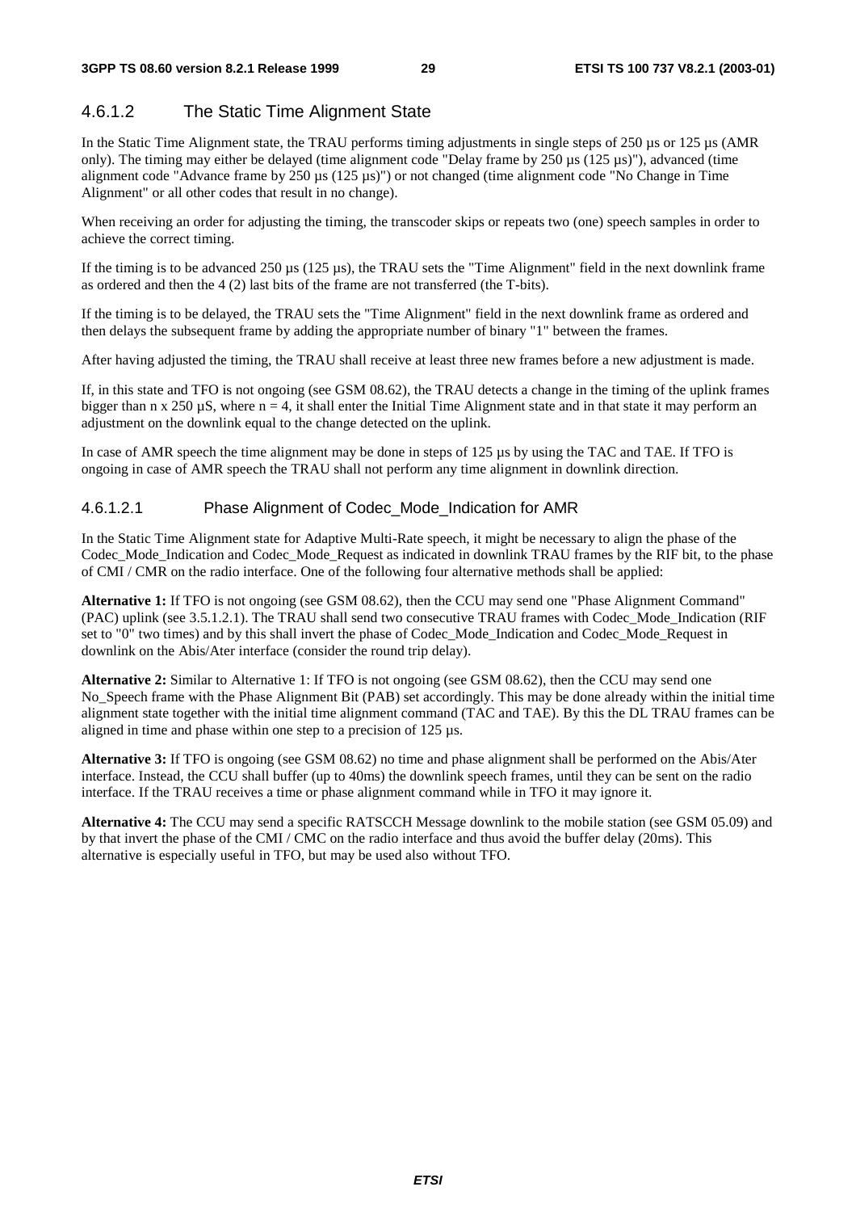### 4.6.1.2 The Static Time Alignment State

In the Static Time Alignment state, the TRAU performs timing adjustments in single steps of 250 µs or 125 µs (AMR only). The timing may either be delayed (time alignment code "Delay frame by 250 µs (125 µs)"), advanced (time alignment code "Advance frame by 250 µs (125 µs)") or not changed (time alignment code "No Change in Time Alignment" or all other codes that result in no change).

When receiving an order for adjusting the timing, the transcoder skips or repeats two (one) speech samples in order to achieve the correct timing.

If the timing is to be advanced 250 µs (125 µs), the TRAU sets the "Time Alignment" field in the next downlink frame as ordered and then the 4 (2) last bits of the frame are not transferred (the T-bits).

If the timing is to be delayed, the TRAU sets the "Time Alignment" field in the next downlink frame as ordered and then delays the subsequent frame by adding the appropriate number of binary "1" between the frames.

After having adjusted the timing, the TRAU shall receive at least three new frames before a new adjustment is made.

If, in this state and TFO is not ongoing (see GSM 08.62), the TRAU detects a change in the timing of the uplink frames bigger than n x 250 µS, where n = 4, it shall enter the Initial Time Alignment state and in that state it may perform an adjustment on the downlink equal to the change detected on the uplink.

In case of AMR speech the time alignment may be done in steps of 125 µs by using the TAC and TAE. If TFO is ongoing in case of AMR speech the TRAU shall not perform any time alignment in downlink direction.

#### 4.6.1.2.1 Phase Alignment of Codec_Mode_Indication for AMR

In the Static Time Alignment state for Adaptive Multi-Rate speech, it might be necessary to align the phase of the Codec_Mode_Indication and Codec_Mode_Request as indicated in downlink TRAU frames by the RIF bit, to the phase of CMI / CMR on the radio interface. One of the following four alternative methods shall be applied:

**Alternative 1:** If TFO is not ongoing (see GSM 08.62), then the CCU may send one "Phase Alignment Command" (PAC) uplink (see 3.5.1.2.1). The TRAU shall send two consecutive TRAU frames with Codec_Mode_Indication (RIF set to "0" two times) and by this shall invert the phase of Codec_Mode_Indication and Codec_Mode_Request in downlink on the Abis/Ater interface (consider the round trip delay).

**Alternative 2:** Similar to Alternative 1: If TFO is not ongoing (see GSM 08.62), then the CCU may send one No_Speech frame with the Phase Alignment Bit (PAB) set accordingly. This may be done already within the initial time alignment state together with the initial time alignment command (TAC and TAE). By this the DL TRAU frames can be aligned in time and phase within one step to a precision of 125 µs.

**Alternative 3:** If TFO is ongoing (see GSM 08.62) no time and phase alignment shall be performed on the Abis/Ater interface. Instead, the CCU shall buffer (up to 40ms) the downlink speech frames, until they can be sent on the radio interface. If the TRAU receives a time or phase alignment command while in TFO it may ignore it.

**Alternative 4:** The CCU may send a specific RATSCCH Message downlink to the mobile station (see GSM 05.09) and by that invert the phase of the CMI / CMC on the radio interface and thus avoid the buffer delay (20ms). This alternative is especially useful in TFO, but may be used also without TFO.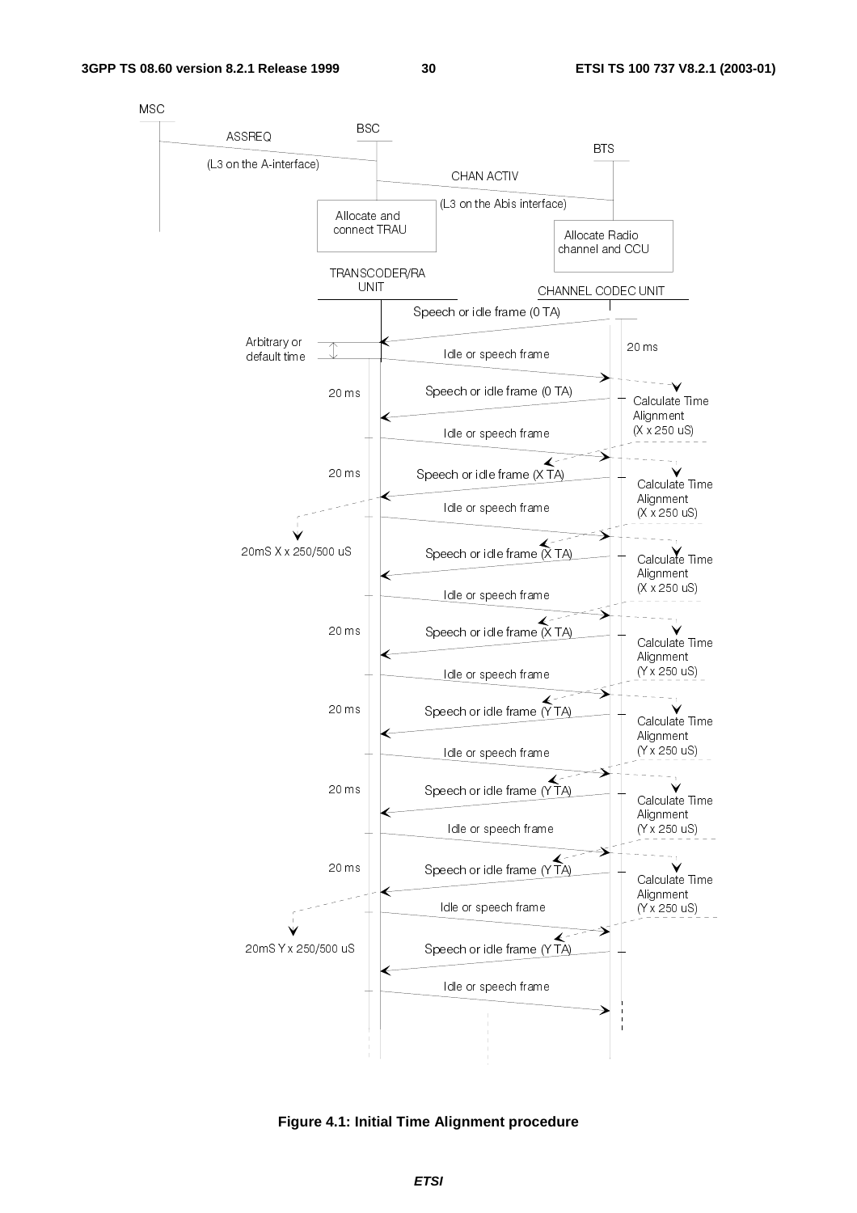MSC

BSC

BTS

ASSREQ

(L3 on the A-interface)

CHAN ACTIV

(L3 on the Abis interface)

Allocate and connect TRAU

Allocate Radio channel and CCU

TRANSCODER/RA UNIT

CHANNEL CODEC UNIT

Speech or idle frame (0 TA)

Arbitrary or default time

20 ms

Idle or speech frame

20 ms

Speech or idle frame (0 TA)

Calculate Time Alignment (X x 250 uS)

Idle or speech frame

20 ms

Speech or idle frame (X TA)

Calculate Time Alignment (X x 250 uS)

Idle or speech frame

20mS X x 250/500 uS

Speech or idle frame (X TA)

Calculate Time Alignment (X x 250 uS)

Idle or speech frame

20 ms

Speech or idle frame (X TA)

Calculate Time Alignment (Y x 250 uS)

Idle or speech frame

20 ms

Speech or idle frame (Y TA)

Calculate Time Alignment (Y x 250 uS)

Idle or speech frame

20 ms

Speech or idle frame (Y TA)

Calculate Time Alignment (Y x 250 uS)

Idle or speech frame

20 ms

Speech or idle frame (Y TA)

Calculate Time Alignment (Y x 250 uS)

Idle or speech frame

20mS Y x 250/500 uS

Speech or idle frame (Y TA)

Idle or speech frame

**Figure 4.1: Initial Time Alignment procedure**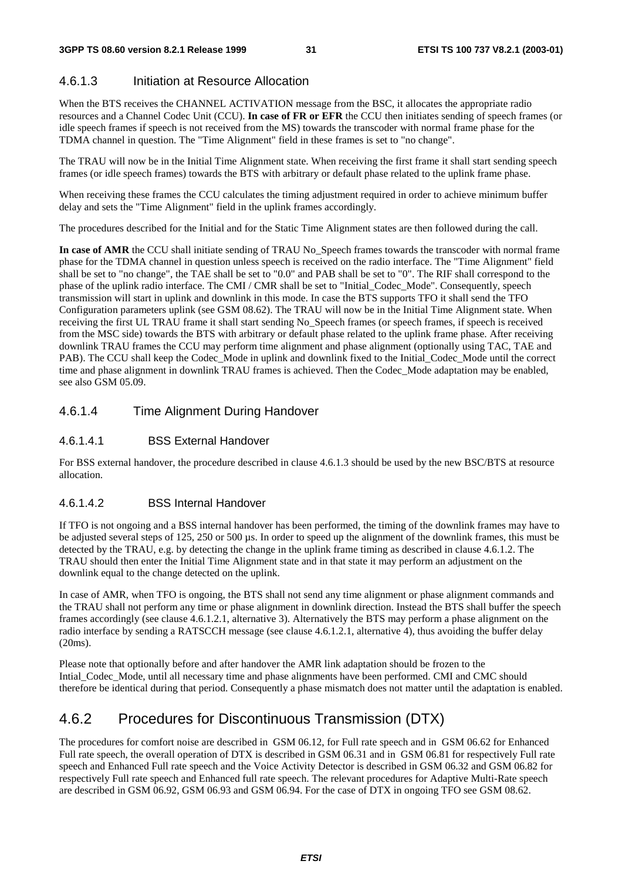### 4.6.1.3 Initiation at Resource Allocation

When the BTS receives the CHANNEL ACTIVATION message from the BSC, it allocates the appropriate radio resources and a Channel Codec Unit (CCU). **In case of FR or EFR** the CCU then initiates sending of speech frames (or idle speech frames if speech is not received from the MS) towards the transcoder with normal frame phase for the TDMA channel in question. The "Time Alignment" field in these frames is set to "no change".

The TRAU will now be in the Initial Time Alignment state. When receiving the first frame it shall start sending speech frames (or idle speech frames) towards the BTS with arbitrary or default phase related to the uplink frame phase.

When receiving these frames the CCU calculates the timing adjustment required in order to achieve minimum buffer delay and sets the "Time Alignment" field in the uplink frames accordingly.

The procedures described for the Initial and for the Static Time Alignment states are then followed during the call.

**In case of AMR** the CCU shall initiate sending of TRAU No_Speech frames towards the transcoder with normal frame phase for the TDMA channel in question unless speech is received on the radio interface. The "Time Alignment" field shall be set to "no change", the TAE shall be set to "0.0" and PAB shall be set to "0". The RIF shall correspond to the phase of the uplink radio interface. The CMI / CMR shall be set to "Initial_Codec_Mode". Consequently, speech transmission will start in uplink and downlink in this mode. In case the BTS supports TFO it shall send the TFO Configuration parameters uplink (see GSM 08.62). The TRAU will now be in the Initial Time Alignment state. When receiving the first UL TRAU frame it shall start sending No_Speech frames (or speech frames, if speech is received from the MSC side) towards the BTS with arbitrary or default phase related to the uplink frame phase. After receiving downlink TRAU frames the CCU may perform time alignment and phase alignment (optionally using TAC, TAE and PAB). The CCU shall keep the Codec_Mode in uplink and downlink fixed to the Initial_Codec_Mode until the correct time and phase alignment in downlink TRAU frames is achieved. Then the Codec_Mode adaptation may be enabled, see also GSM 05.09.

### 4.6.1.4 Time Alignment During Handover

#### 4.6.1.4.1 BSS External Handover

For BSS external handover, the procedure described in clause 4.6.1.3 should be used by the new BSC/BTS at resource allocation.

#### 4.6.1.4.2 BSS Internal Handover

If TFO is not ongoing and a BSS internal handover has been performed, the timing of the downlink frames may have to be adjusted several steps of 125, 250 or 500 µs. In order to speed up the alignment of the downlink frames, this must be detected by the TRAU, e.g. by detecting the change in the uplink frame timing as described in clause 4.6.1.2. The TRAU should then enter the Initial Time Alignment state and in that state it may perform an adjustment on the downlink equal to the change detected on the uplink.

In case of AMR, when TFO is ongoing, the BTS shall not send any time alignment or phase alignment commands and the TRAU shall not perform any time or phase alignment in downlink direction. Instead the BTS shall buffer the speech frames accordingly (see clause 4.6.1.2.1, alternative 3). Alternatively the BTS may perform a phase alignment on the radio interface by sending a RATSCCH message (see clause 4.6.1.2.1, alternative 4), thus avoiding the buffer delay (20ms).

Please note that optionally before and after handover the AMR link adaptation should be frozen to the Intial_Codec_Mode, until all necessary time and phase alignments have been performed. CMI and CMC should therefore be identical during that period. Consequently a phase mismatch does not matter until the adaptation is enabled.

## 4.6.2 Procedures for Discontinuous Transmission (DTX)

The procedures for comfort noise are described in GSM 06.12, for Full rate speech and in GSM 06.62 for Enhanced Full rate speech, the overall operation of DTX is described in GSM 06.31 and in GSM 06.81 for respectively Full rate speech and Enhanced Full rate speech and the Voice Activity Detector is described in GSM 06.32 and GSM 06.82 for respectively Full rate speech and Enhanced full rate speech. The relevant procedures for Adaptive Multi-Rate speech are described in GSM 06.92, GSM 06.93 and GSM 06.94. For the case of DTX in ongoing TFO see GSM 08.62.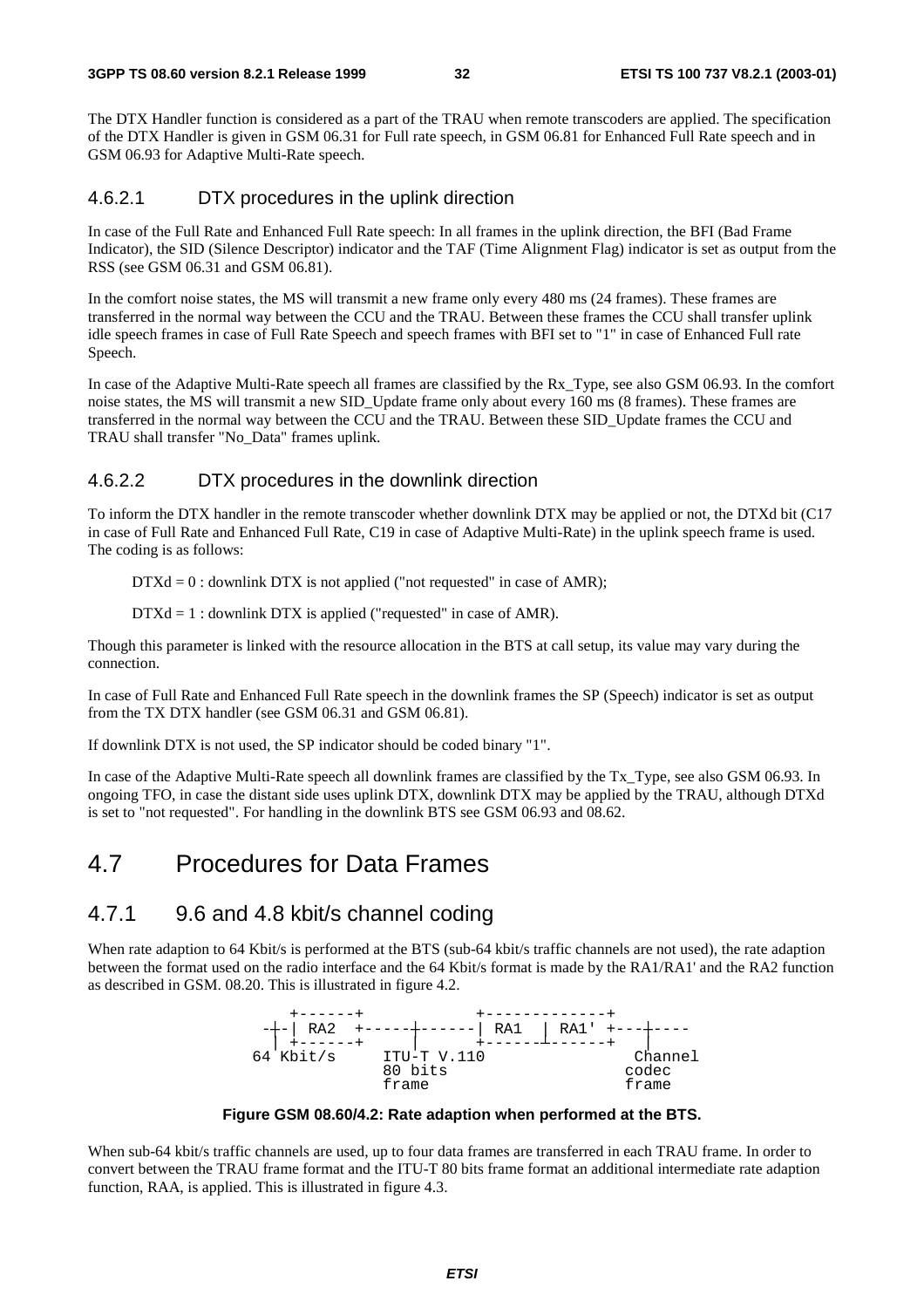The DTX Handler function is considered as a part of the TRAU when remote transcoders are applied. The specification of the DTX Handler is given in GSM 06.31 for Full rate speech, in GSM 06.81 for Enhanced Full Rate speech and in GSM 06.93 for Adaptive Multi-Rate speech.

### 4.6.2.1 DTX procedures in the uplink direction

In case of the Full Rate and Enhanced Full Rate speech: In all frames in the uplink direction, the BFI (Bad Frame Indicator), the SID (Silence Descriptor) indicator and the TAF (Time Alignment Flag) indicator is set as output from the RSS (see GSM 06.31 and GSM 06.81).

In the comfort noise states, the MS will transmit a new frame only every 480 ms (24 frames). These frames are transferred in the normal way between the CCU and the TRAU. Between these frames the CCU shall transfer uplink idle speech frames in case of Full Rate Speech and speech frames with BFI set to "1" in case of Enhanced Full rate Speech.

In case of the Adaptive Multi-Rate speech all frames are classified by the Rx_Type, see also GSM 06.93. In the comfort noise states, the MS will transmit a new SID_Update frame only about every 160 ms (8 frames). These frames are transferred in the normal way between the CCU and the TRAU. Between these SID_Update frames the CCU and TRAU shall transfer "No_Data" frames uplink.

### 4.6.2.2 DTX procedures in the downlink direction

To inform the DTX handler in the remote transcoder whether downlink DTX may be applied or not, the DTXd bit (C17 in case of Full Rate and Enhanced Full Rate, C19 in case of Adaptive Multi-Rate) in the uplink speech frame is used. The coding is as follows:

DTXd = 0 : downlink DTX is not applied ("not requested" in case of AMR);

DTXd = 1 : downlink DTX is applied ("requested" in case of AMR).

Though this parameter is linked with the resource allocation in the BTS at call setup, its value may vary during the connection.

In case of Full Rate and Enhanced Full Rate speech in the downlink frames the SP (Speech) indicator is set as output from the TX DTX handler (see GSM 06.31 and GSM 06.81).

If downlink DTX is not used, the SP indicator should be coded binary "1".

In case of the Adaptive Multi-Rate speech all downlink frames are classified by the Tx_Type, see also GSM 06.93. In ongoing TFO, in case the distant side uses uplink DTX, downlink DTX may be applied by the TRAU, although DTXd is set to "not requested". For handling in the downlink BTS see GSM 06.93 and 08.62.

# 4.7 Procedures for Data Frames

## 4.7.1 9.6 and 4.8 kbit/s channel coding

When rate adaption to 64 Kbit/s is performed at the BTS (sub-64 kbit/s traffic channels are not used), the rate adaption between the format used on the radio interface and the 64 Kbit/s format is made by the RA1/RA1' and the RA2 function as described in GSM. 08.20. This is illustrated in figure 4.2.

```
    +------+           +-------------+
 --+-| RA2  +-----+------| RA1  | RA1' +---+----
   | +------+     |      +------+------+   |
64 Kbit/s      ITU-T V.110                Channel
               80 bits                    codec
               frame                      frame
```

**Figure GSM 08.60/4.2: Rate adaption when performed at the BTS.**

When sub-64 kbit/s traffic channels are used, up to four data frames are transferred in each TRAU frame. In order to convert between the TRAU frame format and the ITU-T 80 bits frame format an additional intermediate rate adaption function, RAA, is applied. This is illustrated in figure 4.3.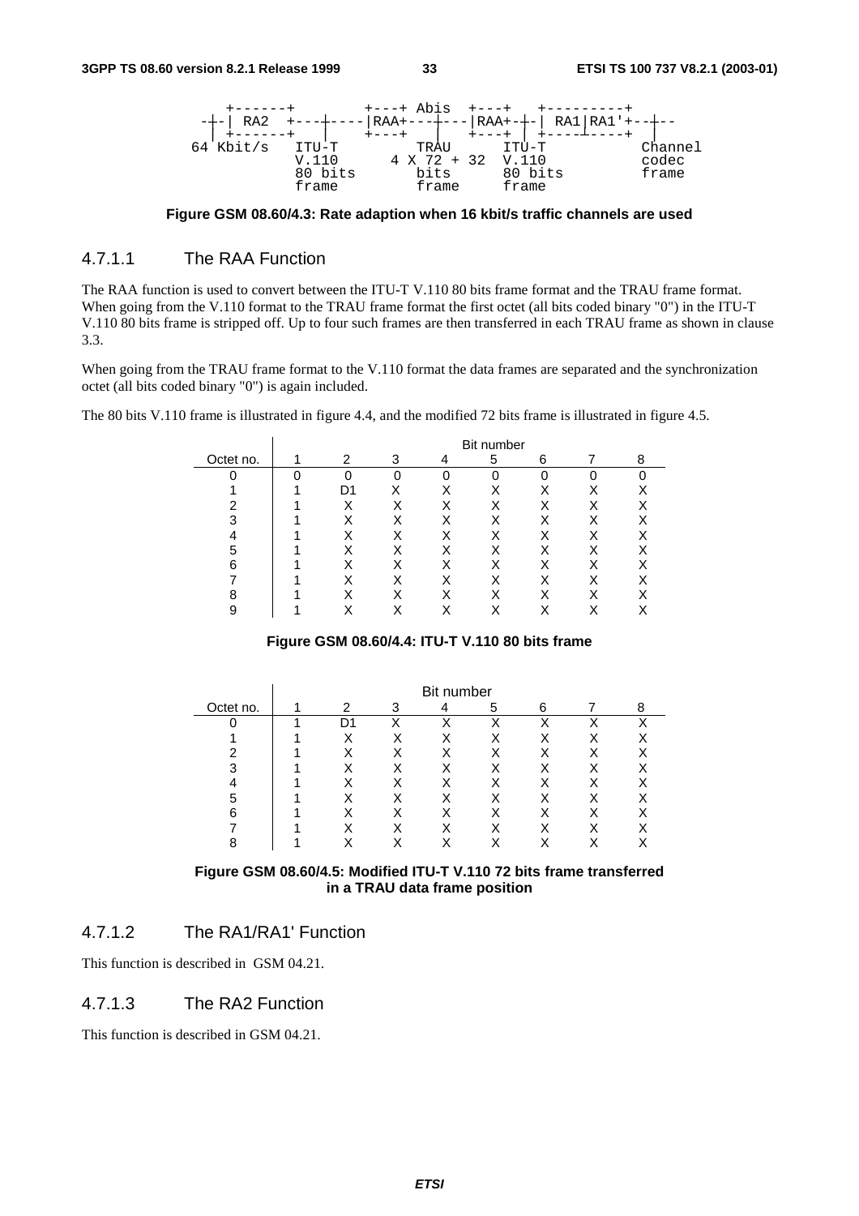```
  +------+         +---+ Abis  +---+   +---------+
-+-| RA2  +---+----|RAA+---+---|RAA+-+-|  RA1|RA1'+--+--
 | +------+   |    +---+   |   +---+ | +----+----+  |
64 Kbit/s   ITU-T        TRAU      ITU-T          Channel
            V.110     4 X 72 + 32  V.110           codec
            80 bits      bits      80 bits         frame
            frame        frame     frame
```

**Figure GSM 08.60/4.3: Rate adaption when 16 kbit/s traffic channels are used**

### 4.7.1.1 The RAA Function

The RAA function is used to convert between the ITU-T V.110 80 bits frame format and the TRAU frame format. When going from the V.110 format to the TRAU frame format the first octet (all bits coded binary "0") in the ITU-T V.110 80 bits frame is stripped off. Up to four such frames are then transferred in each TRAU frame as shown in clause 3.3.

When going from the TRAU frame format to the V.110 format the data frames are separated and the synchronization octet (all bits coded binary "0") is again included.

The 80 bits V.110 frame is illustrated in figure 4.4, and the modified 72 bits frame is illustrated in figure 4.5.

| | Bit number | | | | | | | |
|---|---|---|---|---|---|---|---|---|
| Octet no. | 1 | 2 | 3 | 4 | 5 | 6 | 7 | 8 |
| 0 | 0 | 0 | 0 | 0 | 0 | 0 | 0 | 0 |
| 1 | 1 | D1 | X | X | X | X | X | X |
| 2 | 1 | X | X | X | X | X | X | X |
| 3 | 1 | X | X | X | X | X | X | X |
| 4 | 1 | X | X | X | X | X | X | X |
| 5 | 1 | X | X | X | X | X | X | X |
| 6 | 1 | X | X | X | X | X | X | X |
| 7 | 1 | X | X | X | X | X | X | X |
| 8 | 1 | X | X | X | X | X | X | X |
| 9 | 1 | X | X | X | X | X | X | X |

**Figure GSM 08.60/4.4: ITU-T V.110 80 bits frame**

| | Bit number | | | | | | | |
|---|---|---|---|---|---|---|---|---|
| Octet no. | 1 | 2 | 3 | 4 | 5 | 6 | 7 | 8 |
| 0 | 1 | D1 | X | X | X | X | X | X |
| 1 | 1 | X | X | X | X | X | X | X |
| 2 | 1 | X | X | X | X | X | X | X |
| 3 | 1 | X | X | X | X | X | X | X |
| 4 | 1 | X | X | X | X | X | X | X |
| 5 | 1 | X | X | X | X | X | X | X |
| 6 | 1 | X | X | X | X | X | X | X |
| 7 | 1 | X | X | X | X | X | X | X |
| 8 | 1 | X | X | X | X | X | X | X |

**Figure GSM 08.60/4.5: Modified ITU-T V.110 72 bits frame transferred in a TRAU data frame position**

### 4.7.1.2 The RA1/RA1' Function

This function is described in GSM 04.21.

### 4.7.1.3 The RA2 Function

This function is described in GSM 04.21.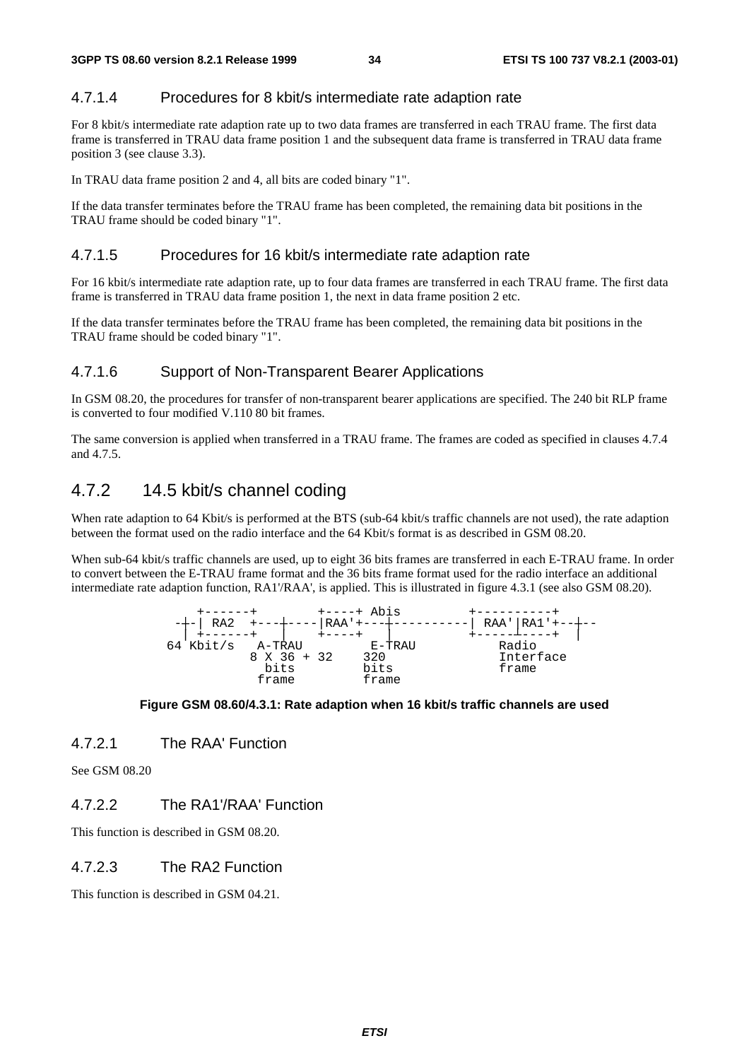### 4.7.1.4 Procedures for 8 kbit/s intermediate rate adaption rate

For 8 kbit/s intermediate rate adaption rate up to two data frames are transferred in each TRAU frame. The first data frame is transferred in TRAU data frame position 1 and the subsequent data frame is transferred in TRAU data frame position 3 (see clause 3.3).

In TRAU data frame position 2 and 4, all bits are coded binary "1".

If the data transfer terminates before the TRAU frame has been completed, the remaining data bit positions in the TRAU frame should be coded binary "1".

### 4.7.1.5 Procedures for 16 kbit/s intermediate rate adaption rate

For 16 kbit/s intermediate rate adaption rate, up to four data frames are transferred in each TRAU frame. The first data frame is transferred in TRAU data frame position 1, the next in data frame position 2 etc.

If the data transfer terminates before the TRAU frame has been completed, the remaining data bit positions in the TRAU frame should be coded binary "1".

### 4.7.1.6 Support of Non-Transparent Bearer Applications

In GSM 08.20, the procedures for transfer of non-transparent bearer applications are specified. The 240 bit RLP frame is converted to four modified V.110 80 bit frames.

The same conversion is applied when transferred in a TRAU frame. The frames are coded as specified in clauses 4.7.4 and 4.7.5.

## 4.7.2 14.5 kbit/s channel coding

When rate adaption to 64 Kbit/s is performed at the BTS (sub-64 kbit/s traffic channels are not used), the rate adaption between the format used on the radio interface and the 64 Kbit/s format is as described in GSM 08.20.

When sub-64 kbit/s traffic channels are used, up to eight 36 bits frames are transferred in each E-TRAU frame. In order to convert between the E-TRAU frame format and the 36 bits frame format used for the radio interface an additional intermediate rate adaption function, RA1'/RAA', is applied. This is illustrated in figure 4.3.1 (see also GSM 08.20).

```
    +------+        +----+ Abis         +----------+
  -+-| RA2  +---+----|RAA'+---+----------| RAA'|RA1'+--+--
   | +------+   |    +----+   |          +----+-----+  |
 64 Kbit/s   A-TRAU          E-TRAU          Radio
           8 X 36 + 32     320              Interface
              bits         bits             frame
             frame         frame
```

**Figure GSM 08.60/4.3.1: Rate adaption when 16 kbit/s traffic channels are used**

### 4.7.2.1 The RAA' Function

See GSM 08.20

### 4.7.2.2 The RA1'/RAA' Function

This function is described in GSM 08.20.

### 4.7.2.3 The RA2 Function

This function is described in GSM 04.21.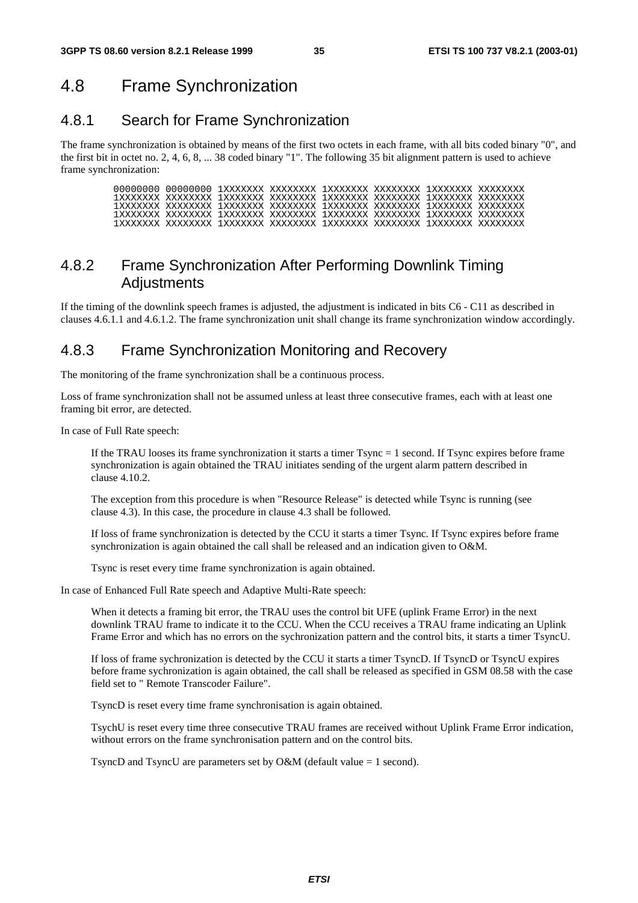## 4.8 Frame Synchronization

### 4.8.1 Search for Frame Synchronization

The frame synchronization is obtained by means of the first two octets in each frame, with all bits coded binary "0", and the first bit in octet no. 2, 4, 6, 8, ... 38 coded binary "1". The following 35 bit alignment pattern is used to achieve frame synchronization:

```
00000000 00000000 1XXXXXXX XXXXXXXX 1XXXXXXX XXXXXXXX 1XXXXXXX XXXXXXXX
1XXXXXXX XXXXXXXX 1XXXXXXX XXXXXXXX 1XXXXXXX XXXXXXXX 1XXXXXXX XXXXXXXX
1XXXXXXX XXXXXXXX 1XXXXXXX XXXXXXXX 1XXXXXXX XXXXXXXX 1XXXXXXX XXXXXXXX
1XXXXXXX XXXXXXXX 1XXXXXXX XXXXXXXX 1XXXXXXX XXXXXXXX 1XXXXXXX XXXXXXXX
1XXXXXXX XXXXXXXX 1XXXXXXX XXXXXXXX 1XXXXXXX XXXXXXXX 1XXXXXXX XXXXXXXX
```

### 4.8.2 Frame Synchronization After Performing Downlink Timing Adjustments

If the timing of the downlink speech frames is adjusted, the adjustment is indicated in bits C6 - C11 as described in clauses 4.6.1.1 and 4.6.1.2. The frame synchronization unit shall change its frame synchronization window accordingly.

### 4.8.3 Frame Synchronization Monitoring and Recovery

The monitoring of the frame synchronization shall be a continuous process.

Loss of frame synchronization shall not be assumed unless at least three consecutive frames, each with at least one framing bit error, are detected.

In case of Full Rate speech:

> If the TRAU looses its frame synchronization it starts a timer Tsync = 1 second. If Tsync expires before frame synchronization is again obtained the TRAU initiates sending of the urgent alarm pattern described in clause 4.10.2.
>
> The exception from this procedure is when "Resource Release" is detected while Tsync is running (see clause 4.3). In this case, the procedure in clause 4.3 shall be followed.
>
> If loss of frame synchronization is detected by the CCU it starts a timer Tsync. If Tsync expires before frame synchronization is again obtained the call shall be released and an indication given to O&M.
>
> Tsync is reset every time frame synchronization is again obtained.

In case of Enhanced Full Rate speech and Adaptive Multi-Rate speech:

> When it detects a framing bit error, the TRAU uses the control bit UFE (uplink Frame Error) in the next downlink TRAU frame to indicate it to the CCU. When the CCU receives a TRAU frame indicating an Uplink Frame Error and which has no errors on the sychronization pattern and the control bits, it starts a timer TsyncU.
>
> If loss of frame sychronization is detected by the CCU it starts a timer TsyncD. If TsyncD or TsyncU expires before frame sychronization is again obtained, the call shall be released as specified in GSM 08.58 with the case field set to " Remote Transcoder Failure".
>
> TsyncD is reset every time frame synchronisation is again obtained.
>
> TsychU is reset every time three consecutive TRAU frames are received without Uplink Frame Error indication, without errors on the frame synchronisation pattern and on the control bits.
>
> TsyncD and TsyncU are parameters set by O&M (default value = 1 second).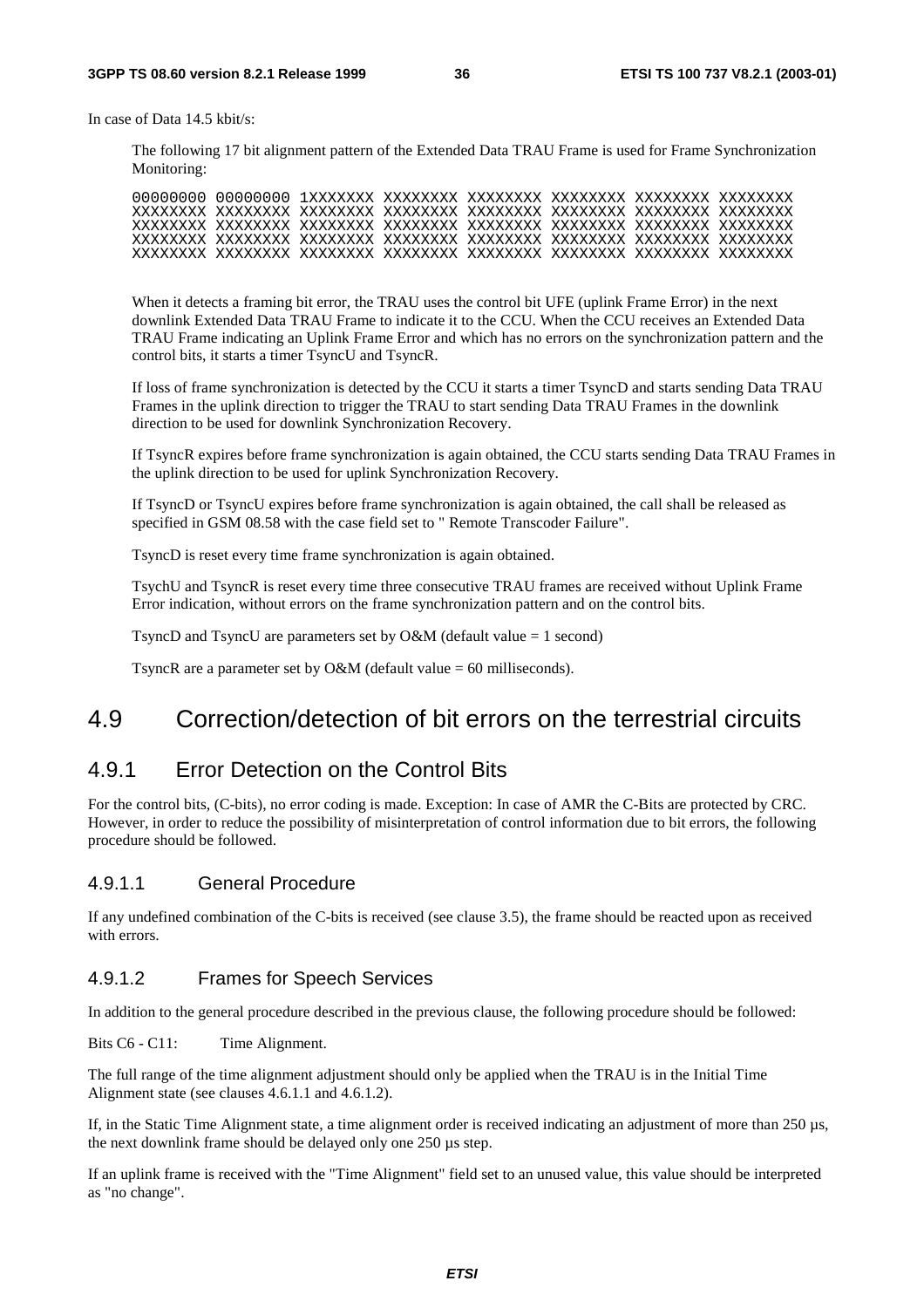In case of Data 14.5 kbit/s:

The following 17 bit alignment pattern of the Extended Data TRAU Frame is used for Frame Synchronization Monitoring:

```
00000000 00000000 1XXXXXXX XXXXXXXX XXXXXXXX XXXXXXXX XXXXXXXX XXXXXXXX
XXXXXXXX XXXXXXXX XXXXXXXX XXXXXXXX XXXXXXXX XXXXXXXX XXXXXXXX XXXXXXXX
XXXXXXXX XXXXXXXX XXXXXXXX XXXXXXXX XXXXXXXX XXXXXXXX XXXXXXXX XXXXXXXX
XXXXXXXX XXXXXXXX XXXXXXXX XXXXXXXX XXXXXXXX XXXXXXXX XXXXXXXX XXXXXXXX
XXXXXXXX XXXXXXXX XXXXXXXX XXXXXXXX XXXXXXXX XXXXXXXX XXXXXXXX XXXXXXXX
```

When it detects a framing bit error, the TRAU uses the control bit UFE (uplink Frame Error) in the next downlink Extended Data TRAU Frame to indicate it to the CCU. When the CCU receives an Extended Data TRAU Frame indicating an Uplink Frame Error and which has no errors on the synchronization pattern and the control bits, it starts a timer TsyncU and TsyncR.

If loss of frame synchronization is detected by the CCU it starts a timer TsyncD and starts sending Data TRAU Frames in the uplink direction to trigger the TRAU to start sending Data TRAU Frames in the downlink direction to be used for downlink Synchronization Recovery.

If TsyncR expires before frame synchronization is again obtained, the CCU starts sending Data TRAU Frames in the uplink direction to be used for uplink Synchronization Recovery.

If TsyncD or TsyncU expires before frame synchronization is again obtained, the call shall be released as specified in GSM 08.58 with the case field set to " Remote Transcoder Failure".

TsyncD is reset every time frame synchronization is again obtained.

TsychU and TsyncR is reset every time three consecutive TRAU frames are received without Uplink Frame Error indication, without errors on the frame synchronization pattern and on the control bits.

TsyncD and TsyncU are parameters set by O&M (default value = 1 second)

TsyncR are a parameter set by O&M (default value = 60 milliseconds).

# 4.9 Correction/detection of bit errors on the terrestrial circuits

## 4.9.1 Error Detection on the Control Bits

For the control bits, (C-bits), no error coding is made. Exception: In case of AMR the C-Bits are protected by CRC. However, in order to reduce the possibility of misinterpretation of control information due to bit errors, the following procedure should be followed.

### 4.9.1.1 General Procedure

If any undefined combination of the C-bits is received (see clause 3.5), the frame should be reacted upon as received with errors.

### 4.9.1.2 Frames for Speech Services

In addition to the general procedure described in the previous clause, the following procedure should be followed:

Bits C6 - C11: Time Alignment.

The full range of the time alignment adjustment should only be applied when the TRAU is in the Initial Time Alignment state (see clauses 4.6.1.1 and 4.6.1.2).

If, in the Static Time Alignment state, a time alignment order is received indicating an adjustment of more than 250 µs, the next downlink frame should be delayed only one 250 µs step.

If an uplink frame is received with the "Time Alignment" field set to an unused value, this value should be interpreted as "no change".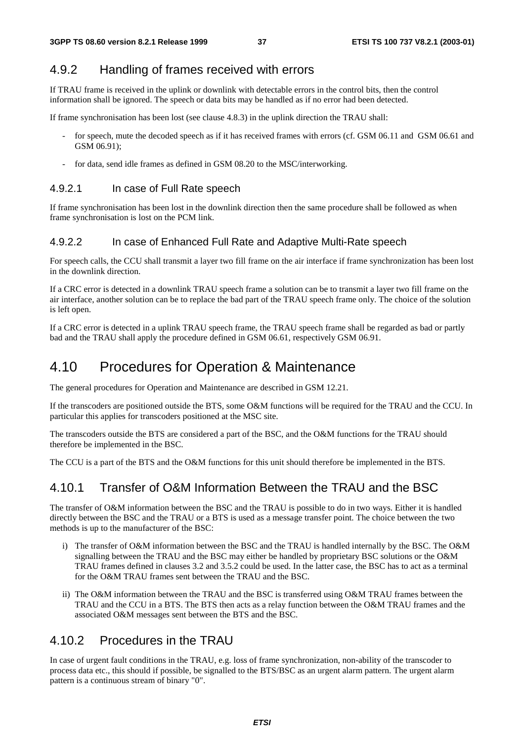### 4.9.2 Handling of frames received with errors

If TRAU frame is received in the uplink or downlink with detectable errors in the control bits, then the control information shall be ignored. The speech or data bits may be handled as if no error had been detected.

If frame synchronisation has been lost (see clause 4.8.3) in the uplink direction the TRAU shall:

- for speech, mute the decoded speech as if it has received frames with errors (cf. GSM 06.11 and GSM 06.61 and GSM 06.91);
- for data, send idle frames as defined in GSM 08.20 to the MSC/interworking.

#### 4.9.2.1 In case of Full Rate speech

If frame synchronisation has been lost in the downlink direction then the same procedure shall be followed as when frame synchronisation is lost on the PCM link.

#### 4.9.2.2 In case of Enhanced Full Rate and Adaptive Multi-Rate speech

For speech calls, the CCU shall transmit a layer two fill frame on the air interface if frame synchronization has been lost in the downlink direction.

If a CRC error is detected in a downlink TRAU speech frame a solution can be to transmit a layer two fill frame on the air interface, another solution can be to replace the bad part of the TRAU speech frame only. The choice of the solution is left open.

If a CRC error is detected in a uplink TRAU speech frame, the TRAU speech frame shall be regarded as bad or partly bad and the TRAU shall apply the procedure defined in GSM 06.61, respectively GSM 06.91.

## 4.10 Procedures for Operation & Maintenance

The general procedures for Operation and Maintenance are described in GSM 12.21.

If the transcoders are positioned outside the BTS, some O&M functions will be required for the TRAU and the CCU. In particular this applies for transcoders positioned at the MSC site.

The transcoders outside the BTS are considered a part of the BSC, and the O&M functions for the TRAU should therefore be implemented in the BSC.

The CCU is a part of the BTS and the O&M functions for this unit should therefore be implemented in the BTS.

### 4.10.1 Transfer of O&M Information Between the TRAU and the BSC

The transfer of O&M information between the BSC and the TRAU is possible to do in two ways. Either it is handled directly between the BSC and the TRAU or a BTS is used as a message transfer point. The choice between the two methods is up to the manufacturer of the BSC:

i) The transfer of O&M information between the BSC and the TRAU is handled internally by the BSC. The O&M signalling between the TRAU and the BSC may either be handled by proprietary BSC solutions or the O&M TRAU frames defined in clauses 3.2 and 3.5.2 could be used. In the latter case, the BSC has to act as a terminal for the O&M TRAU frames sent between the TRAU and the BSC.

ii) The O&M information between the TRAU and the BSC is transferred using O&M TRAU frames between the TRAU and the CCU in a BTS. The BTS then acts as a relay function between the O&M TRAU frames and the associated O&M messages sent between the BTS and the BSC.

### 4.10.2 Procedures in the TRAU

In case of urgent fault conditions in the TRAU, e.g. loss of frame synchronization, non-ability of the transcoder to process data etc., this should if possible, be signalled to the BTS/BSC as an urgent alarm pattern. The urgent alarm pattern is a continuous stream of binary "0".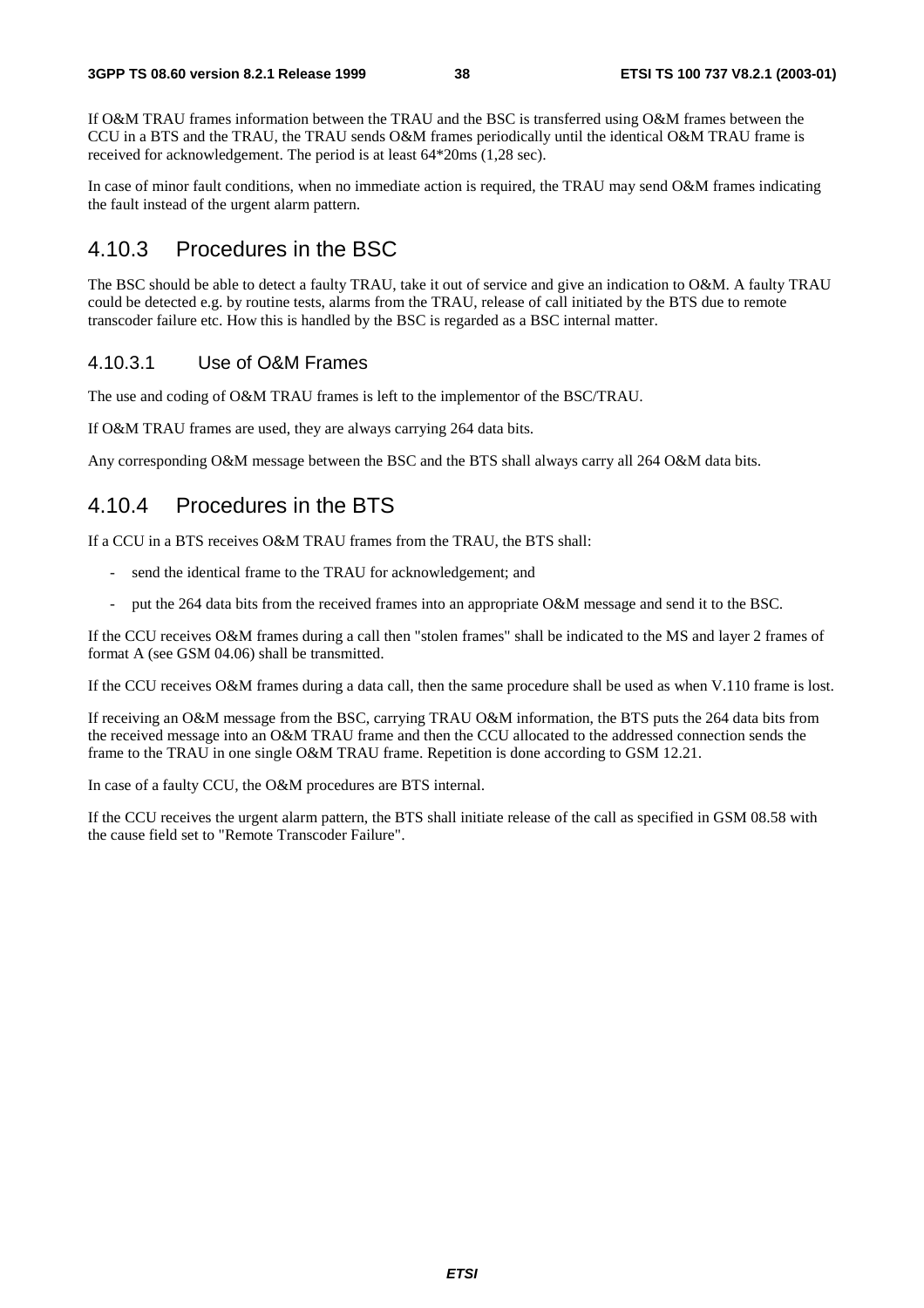If O&M TRAU frames information between the TRAU and the BSC is transferred using O&M frames between the CCU in a BTS and the TRAU, the TRAU sends O&M frames periodically until the identical O&M TRAU frame is received for acknowledgement. The period is at least 64*20ms (1,28 sec).

In case of minor fault conditions, when no immediate action is required, the TRAU may send O&M frames indicating the fault instead of the urgent alarm pattern.

## 4.10.3 Procedures in the BSC

The BSC should be able to detect a faulty TRAU, take it out of service and give an indication to O&M. A faulty TRAU could be detected e.g. by routine tests, alarms from the TRAU, release of call initiated by the BTS due to remote transcoder failure etc. How this is handled by the BSC is regarded as a BSC internal matter.

### 4.10.3.1 Use of O&M Frames

The use and coding of O&M TRAU frames is left to the implementor of the BSC/TRAU.

If O&M TRAU frames are used, they are always carrying 264 data bits.

Any corresponding O&M message between the BSC and the BTS shall always carry all 264 O&M data bits.

## 4.10.4 Procedures in the BTS

If a CCU in a BTS receives O&M TRAU frames from the TRAU, the BTS shall:

- send the identical frame to the TRAU for acknowledgement; and
- put the 264 data bits from the received frames into an appropriate O&M message and send it to the BSC.

If the CCU receives O&M frames during a call then "stolen frames" shall be indicated to the MS and layer 2 frames of format A (see GSM 04.06) shall be transmitted.

If the CCU receives O&M frames during a data call, then the same procedure shall be used as when V.110 frame is lost.

If receiving an O&M message from the BSC, carrying TRAU O&M information, the BTS puts the 264 data bits from the received message into an O&M TRAU frame and then the CCU allocated to the addressed connection sends the frame to the TRAU in one single O&M TRAU frame. Repetition is done according to GSM 12.21.

In case of a faulty CCU, the O&M procedures are BTS internal.

If the CCU receives the urgent alarm pattern, the BTS shall initiate release of the call as specified in GSM 08.58 with the cause field set to "Remote Transcoder Failure".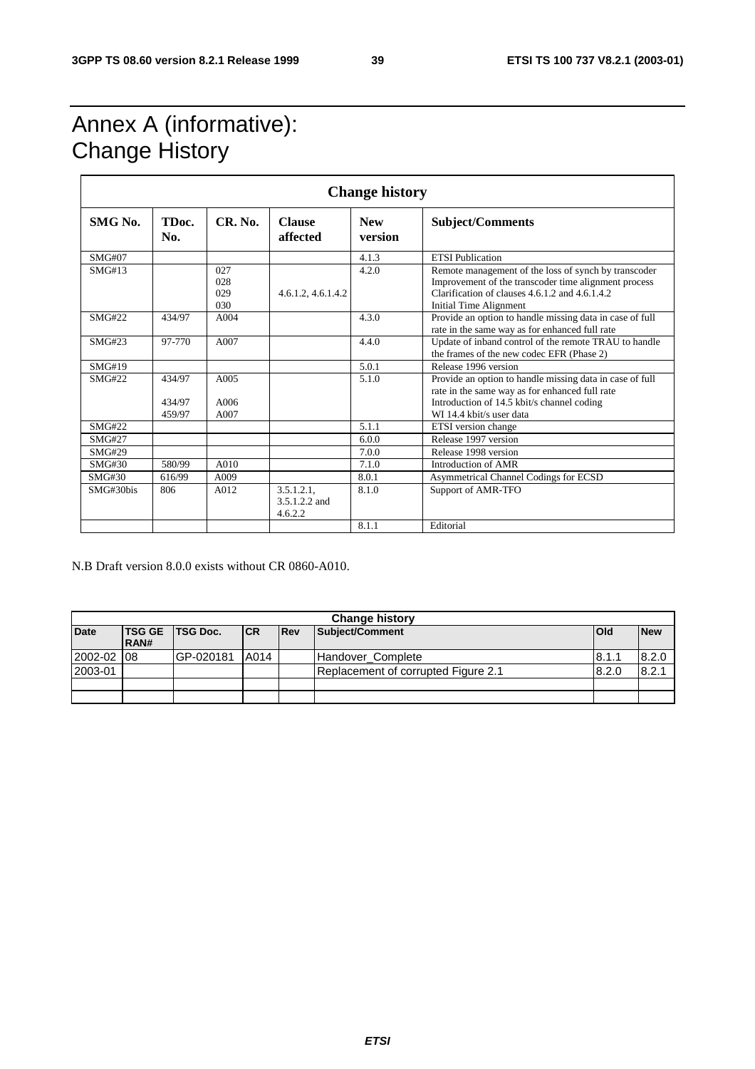# Annex A (informative): Change History

| Change history | | | | | |
|---|---|---|---|---|---|
| **SMG No.** | **TDoc. No.** | **CR. No.** | **Clause affected** | **New version** | **Subject/Comments** |
| SMG#07 | | | | 4.1.3 | ETSI Publication |
| SMG#13 | | 027<br>028<br>029<br>030 | <br><br>4.6.1.2, 4.6.1.4.2 | 4.2.0 | Remote management of the loss of synch by transcoder<br>Improvement of the transcoder time alignment process<br>Clarification of clauses 4.6.1.2 and 4.6.1.4.2<br>Initial Time Alignment |
| SMG#22 | 434/97 | A004 | | 4.3.0 | Provide an option to handle missing data in case of full rate in the same way as for enhanced full rate |
| SMG#23 | 97-770 | A007 | | 4.4.0 | Update of inband control of the remote TRAU to handle the frames of the new codec EFR (Phase 2) |
| SMG#19 | | | | 5.0.1 | Release 1996 version |
| SMG#22 | 434/97<br><br>434/97<br>459/97 | A005<br><br>A006<br>A007 | | 5.1.0 | Provide an option to handle missing data in case of full rate in the same way as for enhanced full rate<br>Introduction of 14.5 kbit/s channel coding<br>WI 14.4 kbit/s user data |
| SMG#22 | | | | 5.1.1 | ETSI version change |
| SMG#27 | | | | 6.0.0 | Release 1997 version |
| SMG#29 | | | | 7.0.0 | Release 1998 version |
| SMG#30 | 580/99 | A010 | | 7.1.0 | Introduction of AMR |
| SMG#30 | 616/99 | A009 | | 8.0.1 | Asymmetrical Channel Codings for ECSD |
| SMG#30bis | 806 | A012 | 3.5.1.2.1, 3.5.1.2.2 and 4.6.2.2 | 8.1.0 | Support of AMR-TFO |
| | | | | 8.1.1 | Editorial |

N.B Draft version 8.0.0 exists without CR 0860-A010.

| Change history | | | | | | | |
|---|---|---|---|---|---|---|---|
| **Date** | **TSG GE RAN#** | **TSG Doc.** | **CR** | **Rev** | **Subject/Comment** | **Old** | **New** |
| 2002-02 | 08 | GP-020181 | A014 | | Handover_Complete | 8.1.1 | 8.2.0 |
| 2003-01 | | | | | Replacement of corrupted Figure 2.1 | 8.2.0 | 8.2.1 |
| | | | | | | | |
| | | | | | | | |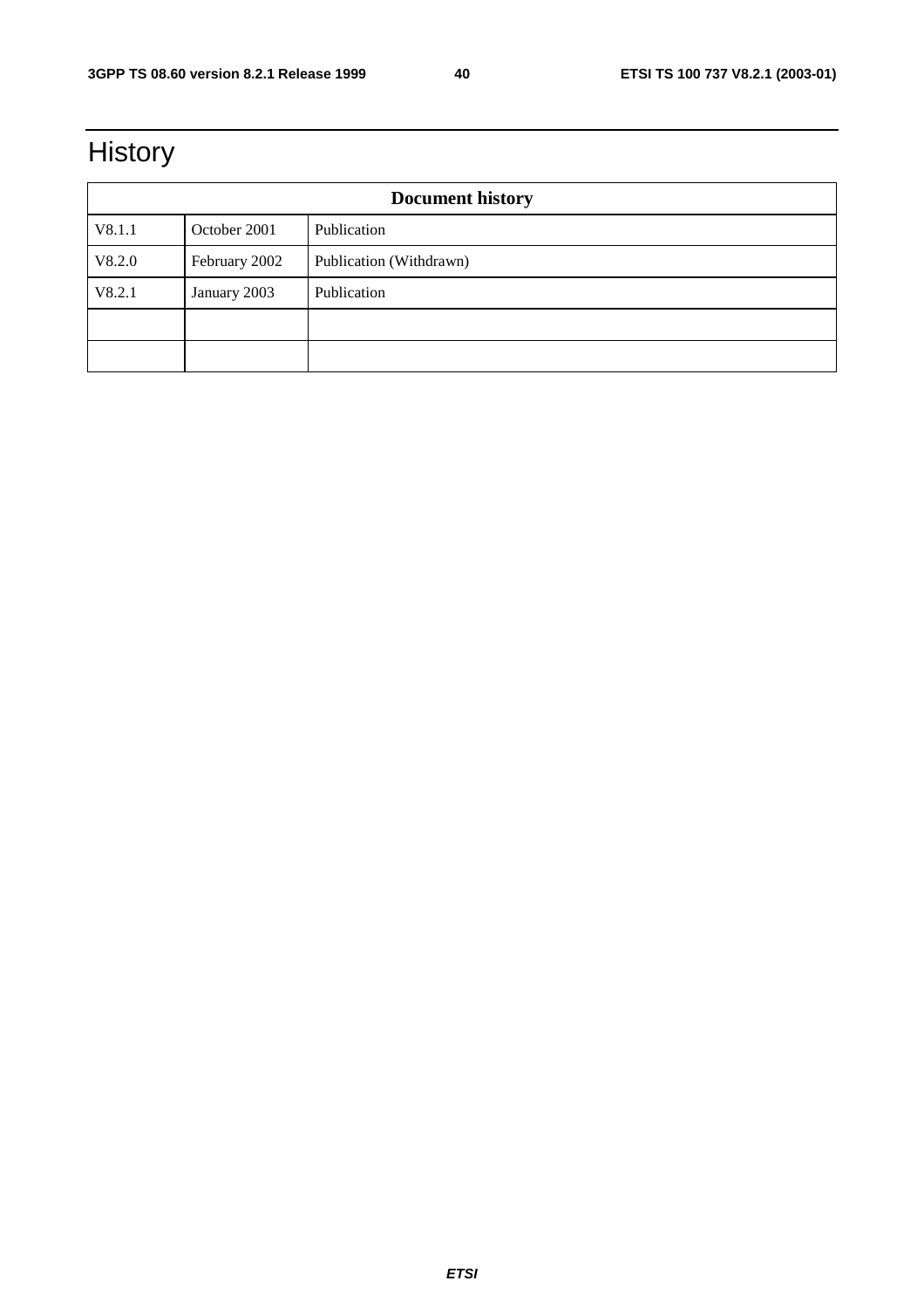# History

| Document history | | |
|---|---|---|
| V8.1.1 | October 2001 | Publication |
| V8.2.0 | February 2002 | Publication (Withdrawn) |
| V8.2.1 | January 2003 | Publication |
| | | |
| | | |